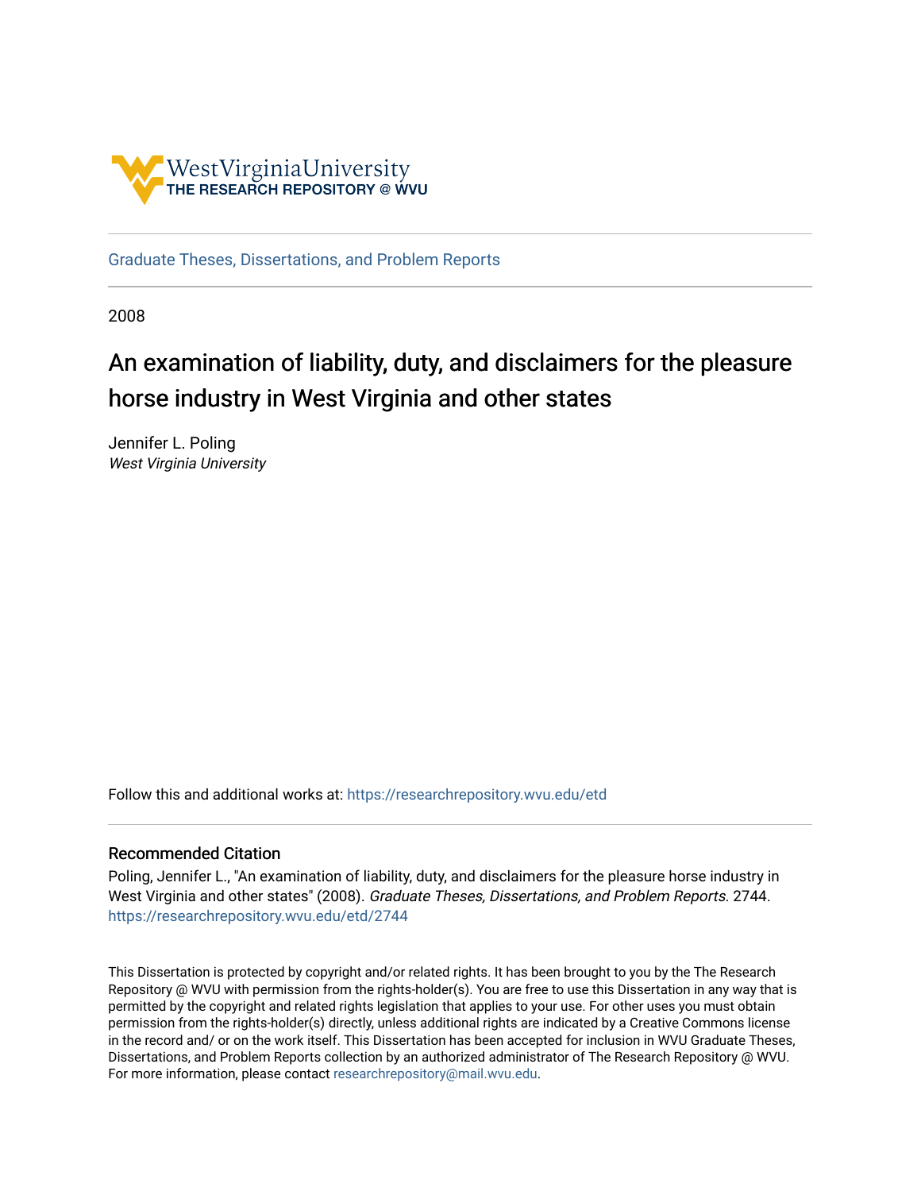West Virginia University
THE RESEARCH REPOSITORY @ WVU

Graduate Theses, Dissertations, and Problem Reports

2008

# An examination of liability, duty, and disclaimers for the pleasure horse industry in West Virginia and other states

Jennifer L. Poling
*West Virginia University*

Follow this and additional works at: https://researchrepository.wvu.edu/etd

## Recommended Citation

Poling, Jennifer L., "An examination of liability, duty, and disclaimers for the pleasure horse industry in West Virginia and other states" (2008). *Graduate Theses, Dissertations, and Problem Reports*. 2744.
https://researchrepository.wvu.edu/etd/2744

This Dissertation is protected by copyright and/or related rights. It has been brought to you by the The Research Repository @ WVU with permission from the rights-holder(s). You are free to use this Dissertation in any way that is permitted by the copyright and related rights legislation that applies to your use. For other uses you must obtain permission from the rights-holder(s) directly, unless additional rights are indicated by a Creative Commons license in the record and/ or on the work itself. This Dissertation has been accepted for inclusion in WVU Graduate Theses, Dissertations, and Problem Reports collection by an authorized administrator of The Research Repository @ WVU. For more information, please contact researchrepository@mail.wvu.edu.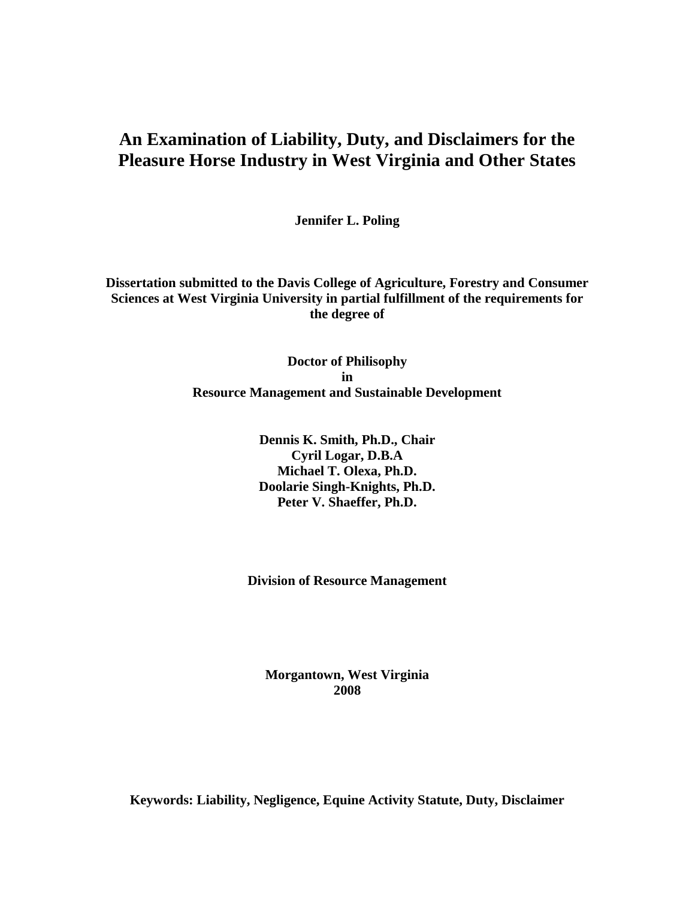# An Examination of Liability, Duty, and Disclaimers for the Pleasure Horse Industry in West Virginia and Other States

**Jennifer L. Poling**

**Dissertation submitted to the Davis College of Agriculture, Forestry and Consumer Sciences at West Virginia University in partial fulfillment of the requirements for the degree of**

**Doctor of Philisophy**
**in**
**Resource Management and Sustainable Development**

**Dennis K. Smith, Ph.D., Chair**
**Cyril Logar, D.B.A**
**Michael T. Olexa, Ph.D.**
**Doolarie Singh-Knights, Ph.D.**
**Peter V. Shaeffer, Ph.D.**

**Division of Resource Management**

**Morgantown, West Virginia**
**2008**

**Keywords: Liability, Negligence, Equine Activity Statute, Duty, Disclaimer**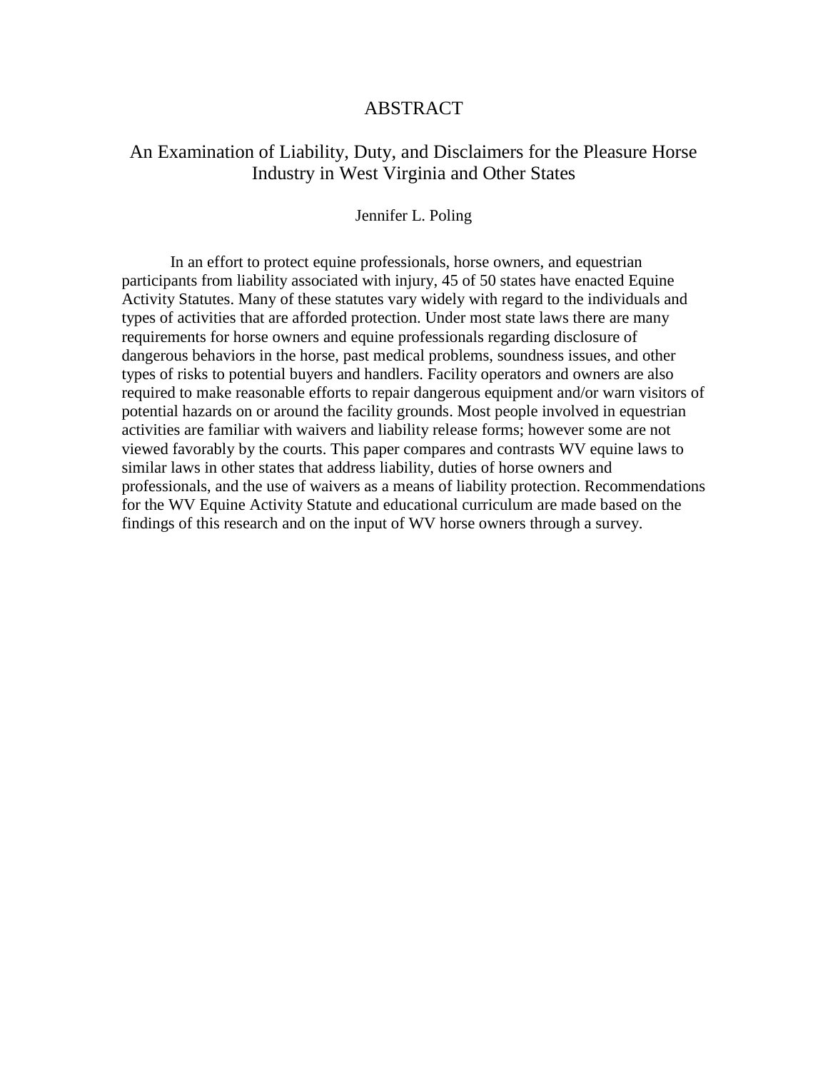# ABSTRACT

## An Examination of Liability, Duty, and Disclaimers for the Pleasure Horse Industry in West Virginia and Other States

Jennifer L. Poling

In an effort to protect equine professionals, horse owners, and equestrian participants from liability associated with injury, 45 of 50 states have enacted Equine Activity Statutes. Many of these statutes vary widely with regard to the individuals and types of activities that are afforded protection. Under most state laws there are many requirements for horse owners and equine professionals regarding disclosure of dangerous behaviors in the horse, past medical problems, soundness issues, and other types of risks to potential buyers and handlers. Facility operators and owners are also required to make reasonable efforts to repair dangerous equipment and/or warn visitors of potential hazards on or around the facility grounds. Most people involved in equestrian activities are familiar with waivers and liability release forms; however some are not viewed favorably by the courts. This paper compares and contrasts WV equine laws to similar laws in other states that address liability, duties of horse owners and professionals, and the use of waivers as a means of liability protection. Recommendations for the WV Equine Activity Statute and educational curriculum are made based on the findings of this research and on the input of WV horse owners through a survey.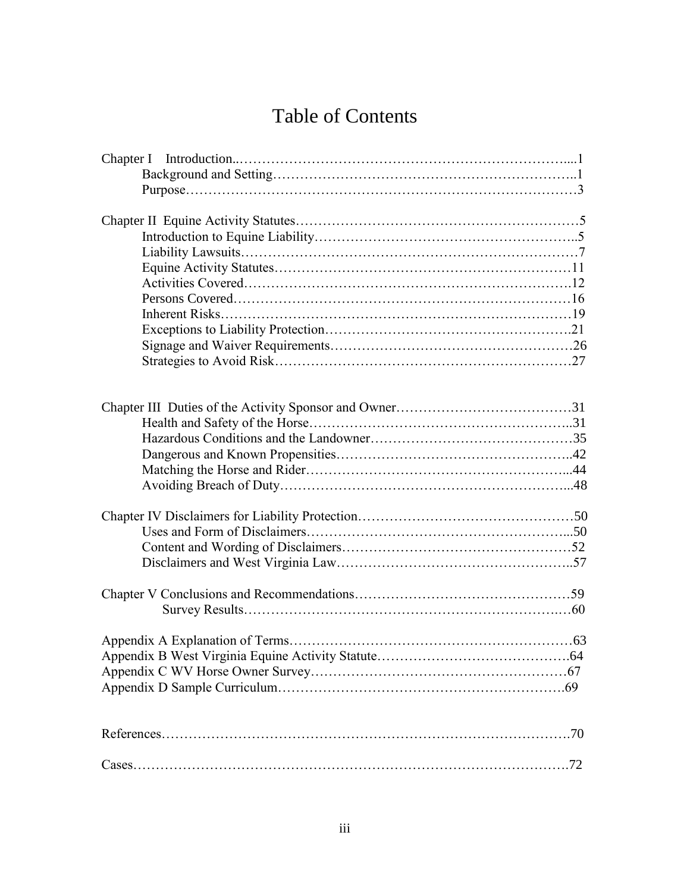# Table of Contents

Chapter I Introduction.........................................................................1
- Background and Setting.................................................................1
- Purpose.........................................................................................3

Chapter II Equine Activity Statutes.....................................................5
- Introduction to Equine Liability.....................................................5
- Liability Lawsuits...........................................................................7
- Equine Activity Statutes...............................................................11
- Activities Covered.........................................................................12
- Persons Covered...........................................................................16
- Inherent Risks...............................................................................19
- Exceptions to Liability Protection................................................21
- Signage and Waiver Requirements...............................................26
- Strategies to Avoid Risk................................................................27

Chapter III Duties of the Activity Sponsor and Owner........................31
- Health and Safety of the Horse.....................................................31
- Hazardous Conditions and the Landowner....................................35
- Dangerous and Known Propensities..............................................42
- Matching the Horse and Rider.......................................................44
- Avoiding Breach of Duty...............................................................48

Chapter IV Disclaimers for Liability Protection...................................50
- Uses and Form of Disclaimers.......................................................50
- Content and Wording of Disclaimers.............................................52
- Disclaimers and West Virginia Law...............................................57

Chapter V Conclusions and Recommendations.....................................59
- Survey Results...............................................................................60

Appendix A Explanation of Terms.......................................................63

Appendix B West Virginia Equine Activity Statute...............................64

Appendix C WV Horse Owner Survey.................................................67

Appendix D Sample Curriculum..........................................................69

References............................................................................................70

Cases....................................................................................................72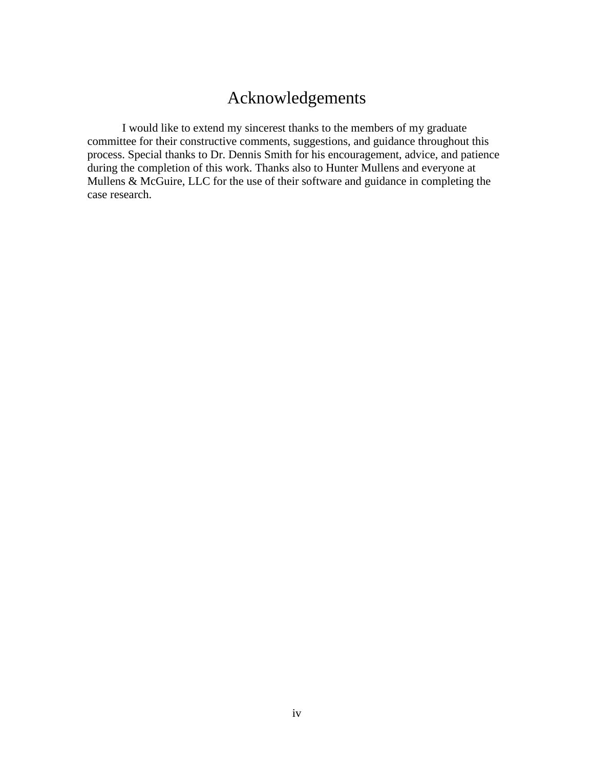# Acknowledgements

I would like to extend my sincerest thanks to the members of my graduate committee for their constructive comments, suggestions, and guidance throughout this process. Special thanks to Dr. Dennis Smith for his encouragement, advice, and patience during the completion of this work. Thanks also to Hunter Mullens and everyone at Mullens & McGuire, LLC for the use of their software and guidance in completing the case research.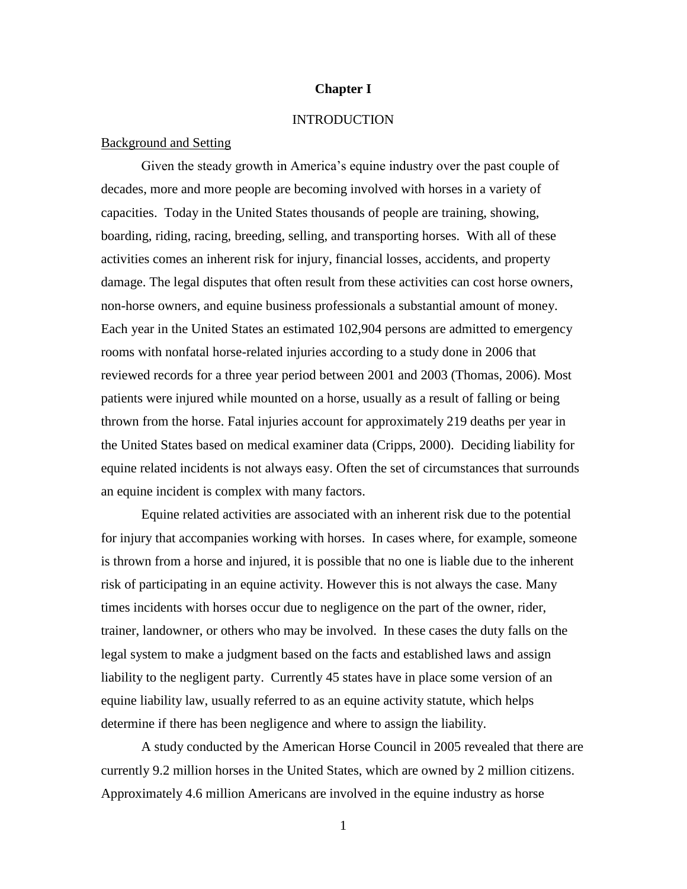# Chapter I

## INTRODUCTION

### Background and Setting

Given the steady growth in America's equine industry over the past couple of decades, more and more people are becoming involved with horses in a variety of capacities. Today in the United States thousands of people are training, showing, boarding, riding, racing, breeding, selling, and transporting horses. With all of these activities comes an inherent risk for injury, financial losses, accidents, and property damage. The legal disputes that often result from these activities can cost horse owners, non-horse owners, and equine business professionals a substantial amount of money. Each year in the United States an estimated 102,904 persons are admitted to emergency rooms with nonfatal horse-related injuries according to a study done in 2006 that reviewed records for a three year period between 2001 and 2003 (Thomas, 2006). Most patients were injured while mounted on a horse, usually as a result of falling or being thrown from the horse. Fatal injuries account for approximately 219 deaths per year in the United States based on medical examiner data (Cripps, 2000). Deciding liability for equine related incidents is not always easy. Often the set of circumstances that surrounds an equine incident is complex with many factors.

Equine related activities are associated with an inherent risk due to the potential for injury that accompanies working with horses. In cases where, for example, someone is thrown from a horse and injured, it is possible that no one is liable due to the inherent risk of participating in an equine activity. However this is not always the case. Many times incidents with horses occur due to negligence on the part of the owner, rider, trainer, landowner, or others who may be involved. In these cases the duty falls on the legal system to make a judgment based on the facts and established laws and assign liability to the negligent party. Currently 45 states have in place some version of an equine liability law, usually referred to as an equine activity statute, which helps determine if there has been negligence and where to assign the liability.

A study conducted by the American Horse Council in 2005 revealed that there are currently 9.2 million horses in the United States, which are owned by 2 million citizens. Approximately 4.6 million Americans are involved in the equine industry as horse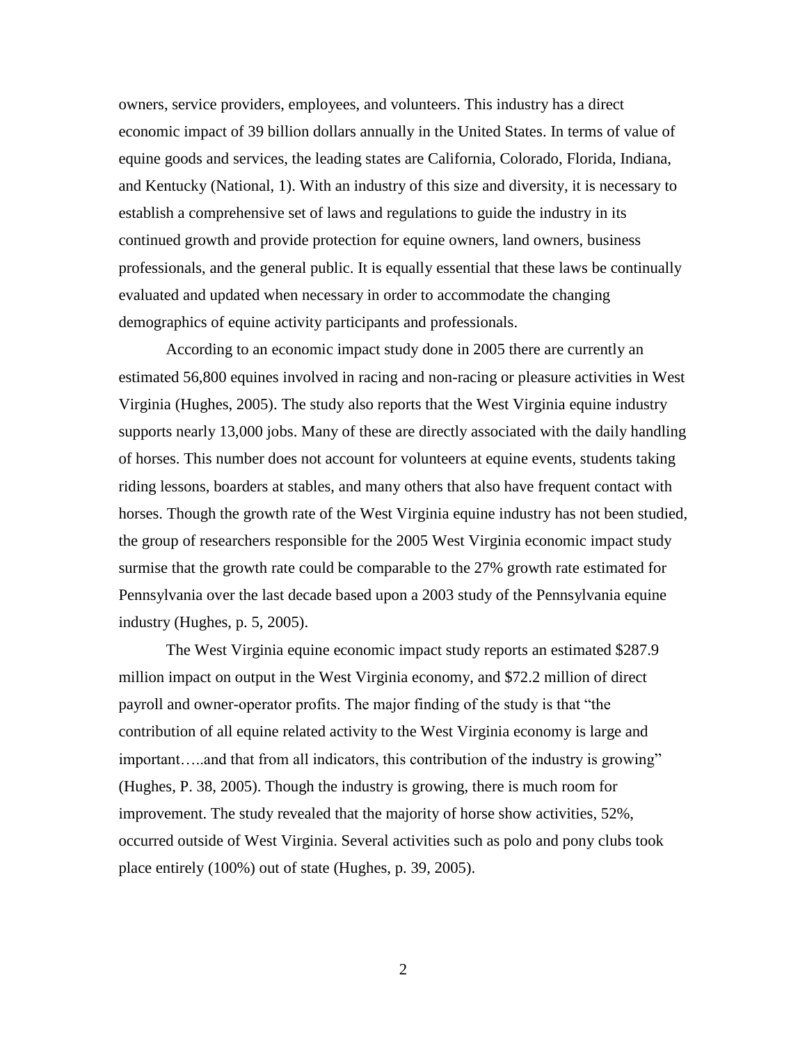owners, service providers, employees, and volunteers. This industry has a direct economic impact of 39 billion dollars annually in the United States. In terms of value of equine goods and services, the leading states are California, Colorado, Florida, Indiana, and Kentucky (National, 1). With an industry of this size and diversity, it is necessary to establish a comprehensive set of laws and regulations to guide the industry in its continued growth and provide protection for equine owners, land owners, business professionals, and the general public. It is equally essential that these laws be continually evaluated and updated when necessary in order to accommodate the changing demographics of equine activity participants and professionals.

According to an economic impact study done in 2005 there are currently an estimated 56,800 equines involved in racing and non-racing or pleasure activities in West Virginia (Hughes, 2005). The study also reports that the West Virginia equine industry supports nearly 13,000 jobs. Many of these are directly associated with the daily handling of horses. This number does not account for volunteers at equine events, students taking riding lessons, boarders at stables, and many others that also have frequent contact with horses. Though the growth rate of the West Virginia equine industry has not been studied, the group of researchers responsible for the 2005 West Virginia economic impact study surmise that the growth rate could be comparable to the 27% growth rate estimated for Pennsylvania over the last decade based upon a 2003 study of the Pennsylvania equine industry (Hughes, p. 5, 2005).

The West Virginia equine economic impact study reports an estimated $287.9 million impact on output in the West Virginia economy, and $72.2 million of direct payroll and owner-operator profits. The major finding of the study is that "the contribution of all equine related activity to the West Virginia economy is large and important…..and that from all indicators, this contribution of the industry is growing" (Hughes, P. 38, 2005). Though the industry is growing, there is much room for improvement. The study revealed that the majority of horse show activities, 52%, occurred outside of West Virginia. Several activities such as polo and pony clubs took place entirely (100%) out of state (Hughes, p. 39, 2005).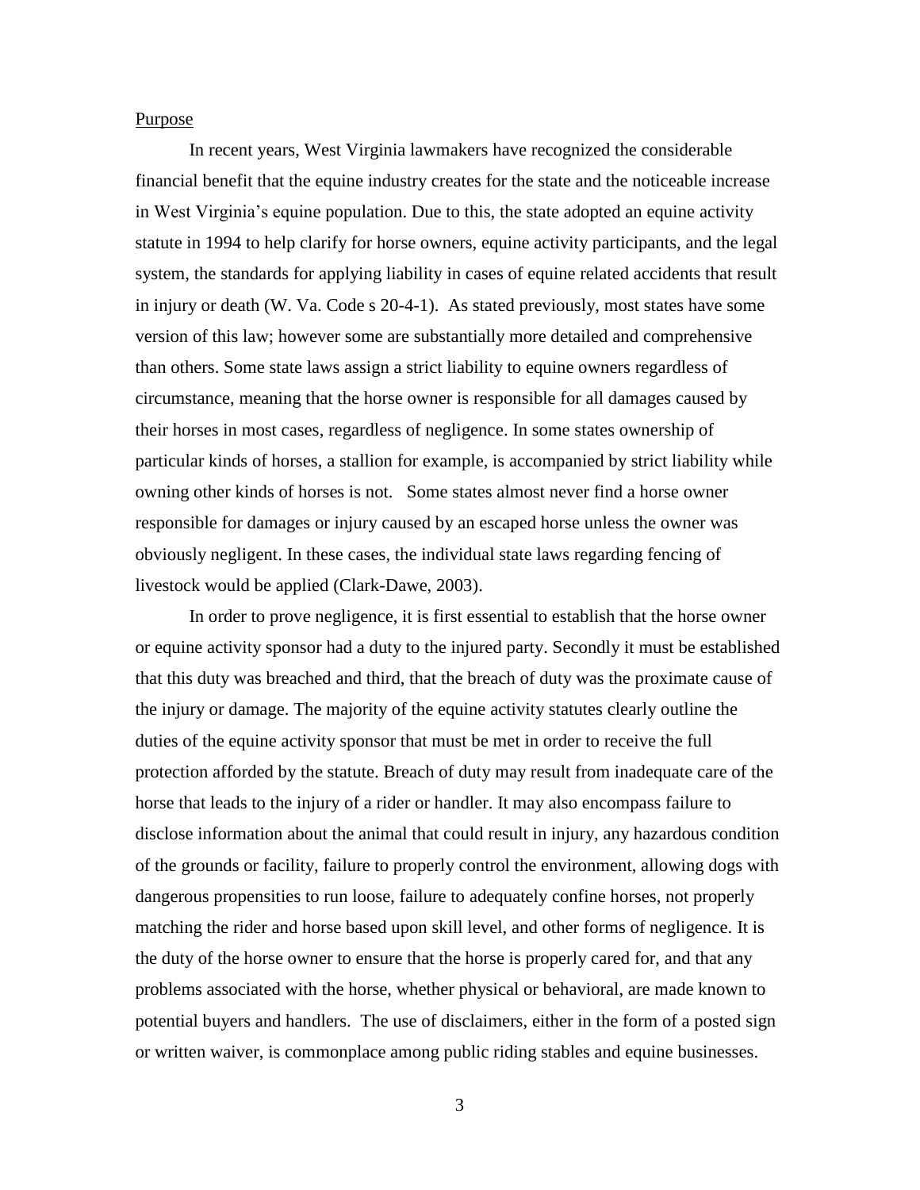Purpose

In recent years, West Virginia lawmakers have recognized the considerable financial benefit that the equine industry creates for the state and the noticeable increase in West Virginia's equine population. Due to this, the state adopted an equine activity statute in 1994 to help clarify for horse owners, equine activity participants, and the legal system, the standards for applying liability in cases of equine related accidents that result in injury or death (W. Va. Code s 20-4-1). As stated previously, most states have some version of this law; however some are substantially more detailed and comprehensive than others. Some state laws assign a strict liability to equine owners regardless of circumstance, meaning that the horse owner is responsible for all damages caused by their horses in most cases, regardless of negligence. In some states ownership of particular kinds of horses, a stallion for example, is accompanied by strict liability while owning other kinds of horses is not. Some states almost never find a horse owner responsible for damages or injury caused by an escaped horse unless the owner was obviously negligent. In these cases, the individual state laws regarding fencing of livestock would be applied (Clark-Dawe, 2003).

In order to prove negligence, it is first essential to establish that the horse owner or equine activity sponsor had a duty to the injured party. Secondly it must be established that this duty was breached and third, that the breach of duty was the proximate cause of the injury or damage. The majority of the equine activity statutes clearly outline the duties of the equine activity sponsor that must be met in order to receive the full protection afforded by the statute. Breach of duty may result from inadequate care of the horse that leads to the injury of a rider or handler. It may also encompass failure to disclose information about the animal that could result in injury, any hazardous condition of the grounds or facility, failure to properly control the environment, allowing dogs with dangerous propensities to run loose, failure to adequately confine horses, not properly matching the rider and horse based upon skill level, and other forms of negligence. It is the duty of the horse owner to ensure that the horse is properly cared for, and that any problems associated with the horse, whether physical or behavioral, are made known to potential buyers and handlers. The use of disclaimers, either in the form of a posted sign or written waiver, is commonplace among public riding stables and equine businesses.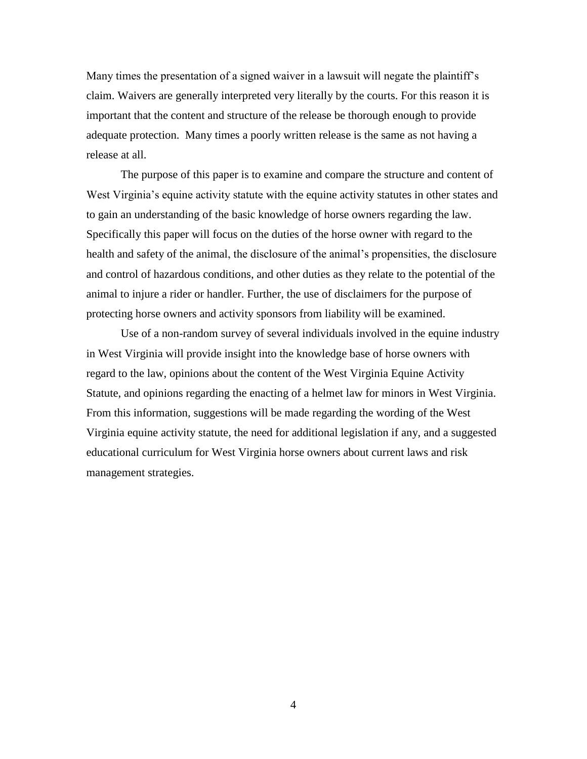Many times the presentation of a signed waiver in a lawsuit will negate the plaintiff's claim. Waivers are generally interpreted very literally by the courts. For this reason it is important that the content and structure of the release be thorough enough to provide adequate protection. Many times a poorly written release is the same as not having a release at all.

The purpose of this paper is to examine and compare the structure and content of West Virginia's equine activity statute with the equine activity statutes in other states and to gain an understanding of the basic knowledge of horse owners regarding the law. Specifically this paper will focus on the duties of the horse owner with regard to the health and safety of the animal, the disclosure of the animal's propensities, the disclosure and control of hazardous conditions, and other duties as they relate to the potential of the animal to injure a rider or handler. Further, the use of disclaimers for the purpose of protecting horse owners and activity sponsors from liability will be examined.

Use of a non-random survey of several individuals involved in the equine industry in West Virginia will provide insight into the knowledge base of horse owners with regard to the law, opinions about the content of the West Virginia Equine Activity Statute, and opinions regarding the enacting of a helmet law for minors in West Virginia. From this information, suggestions will be made regarding the wording of the West Virginia equine activity statute, the need for additional legislation if any, and a suggested educational curriculum for West Virginia horse owners about current laws and risk management strategies.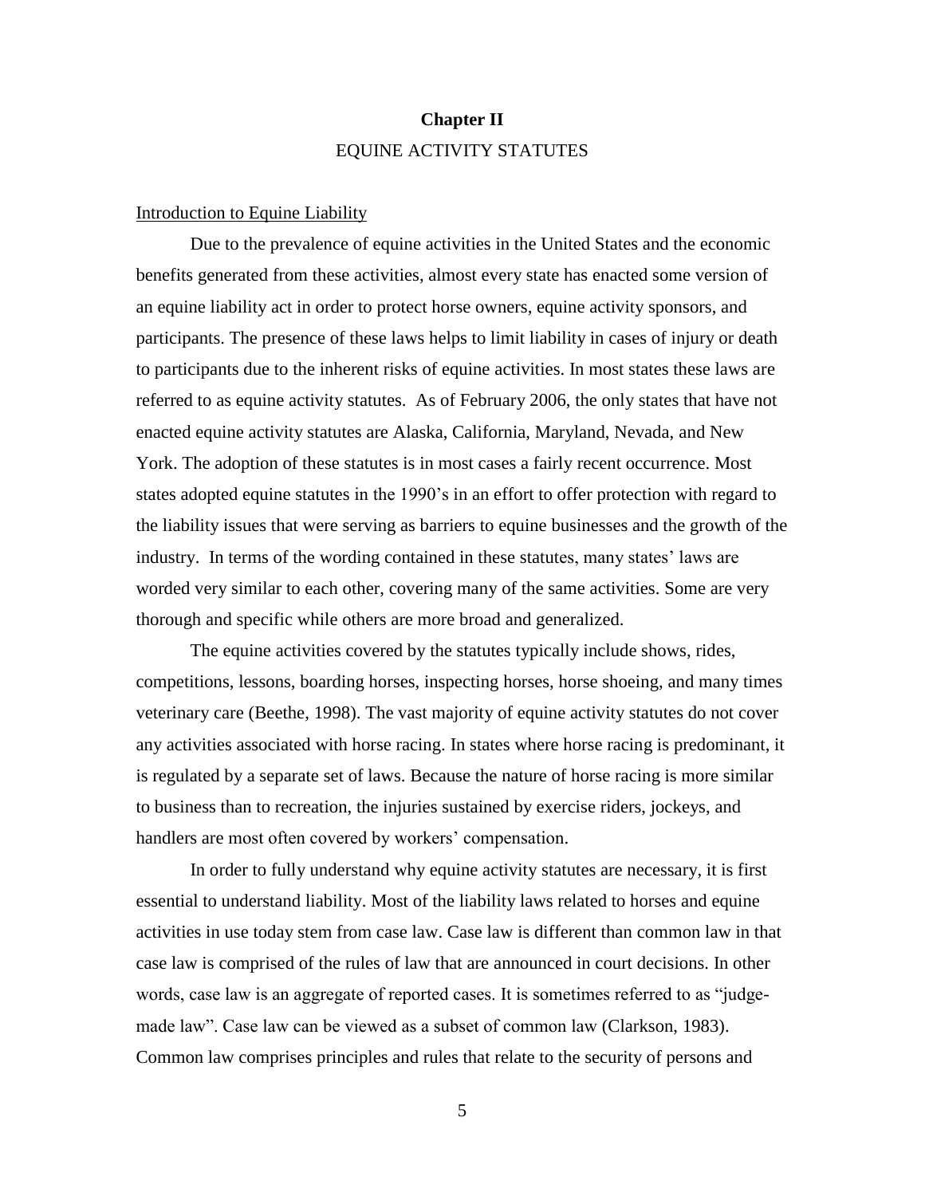# Chapter II

## EQUINE ACTIVITY STATUTES

### Introduction to Equine Liability

Due to the prevalence of equine activities in the United States and the economic benefits generated from these activities, almost every state has enacted some version of an equine liability act in order to protect horse owners, equine activity sponsors, and participants. The presence of these laws helps to limit liability in cases of injury or death to participants due to the inherent risks of equine activities. In most states these laws are referred to as equine activity statutes. As of February 2006, the only states that have not enacted equine activity statutes are Alaska, California, Maryland, Nevada, and New York. The adoption of these statutes is in most cases a fairly recent occurrence. Most states adopted equine statutes in the 1990's in an effort to offer protection with regard to the liability issues that were serving as barriers to equine businesses and the growth of the industry. In terms of the wording contained in these statutes, many states' laws are worded very similar to each other, covering many of the same activities. Some are very thorough and specific while others are more broad and generalized.

The equine activities covered by the statutes typically include shows, rides, competitions, lessons, boarding horses, inspecting horses, horse shoeing, and many times veterinary care (Beethe, 1998). The vast majority of equine activity statutes do not cover any activities associated with horse racing. In states where horse racing is predominant, it is regulated by a separate set of laws. Because the nature of horse racing is more similar to business than to recreation, the injuries sustained by exercise riders, jockeys, and handlers are most often covered by workers' compensation.

In order to fully understand why equine activity statutes are necessary, it is first essential to understand liability. Most of the liability laws related to horses and equine activities in use today stem from case law. Case law is different than common law in that case law is comprised of the rules of law that are announced in court decisions. In other words, case law is an aggregate of reported cases. It is sometimes referred to as "judge-made law". Case law can be viewed as a subset of common law (Clarkson, 1983). Common law comprises principles and rules that relate to the security of persons and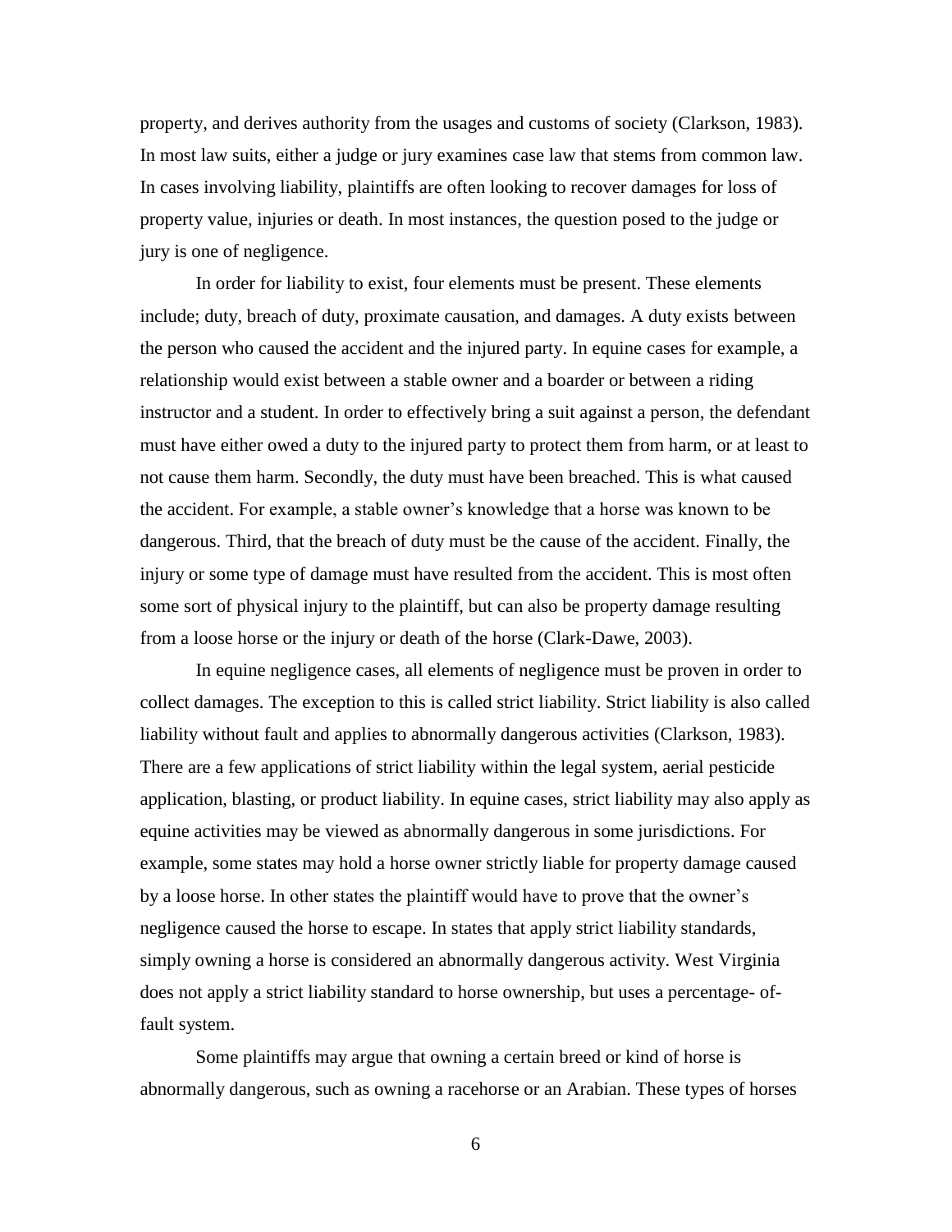property, and derives authority from the usages and customs of society (Clarkson, 1983). In most law suits, either a judge or jury examines case law that stems from common law. In cases involving liability, plaintiffs are often looking to recover damages for loss of property value, injuries or death. In most instances, the question posed to the judge or jury is one of negligence.

In order for liability to exist, four elements must be present. These elements include; duty, breach of duty, proximate causation, and damages. A duty exists between the person who caused the accident and the injured party. In equine cases for example, a relationship would exist between a stable owner and a boarder or between a riding instructor and a student. In order to effectively bring a suit against a person, the defendant must have either owed a duty to the injured party to protect them from harm, or at least to not cause them harm. Secondly, the duty must have been breached. This is what caused the accident. For example, a stable owner's knowledge that a horse was known to be dangerous. Third, that the breach of duty must be the cause of the accident. Finally, the injury or some type of damage must have resulted from the accident. This is most often some sort of physical injury to the plaintiff, but can also be property damage resulting from a loose horse or the injury or death of the horse (Clark-Dawe, 2003).

In equine negligence cases, all elements of negligence must be proven in order to collect damages. The exception to this is called strict liability. Strict liability is also called liability without fault and applies to abnormally dangerous activities (Clarkson, 1983). There are a few applications of strict liability within the legal system, aerial pesticide application, blasting, or product liability. In equine cases, strict liability may also apply as equine activities may be viewed as abnormally dangerous in some jurisdictions. For example, some states may hold a horse owner strictly liable for property damage caused by a loose horse. In other states the plaintiff would have to prove that the owner's negligence caused the horse to escape. In states that apply strict liability standards, simply owning a horse is considered an abnormally dangerous activity. West Virginia does not apply a strict liability standard to horse ownership, but uses a percentage- of-fault system.

Some plaintiffs may argue that owning a certain breed or kind of horse is abnormally dangerous, such as owning a racehorse or an Arabian. These types of horses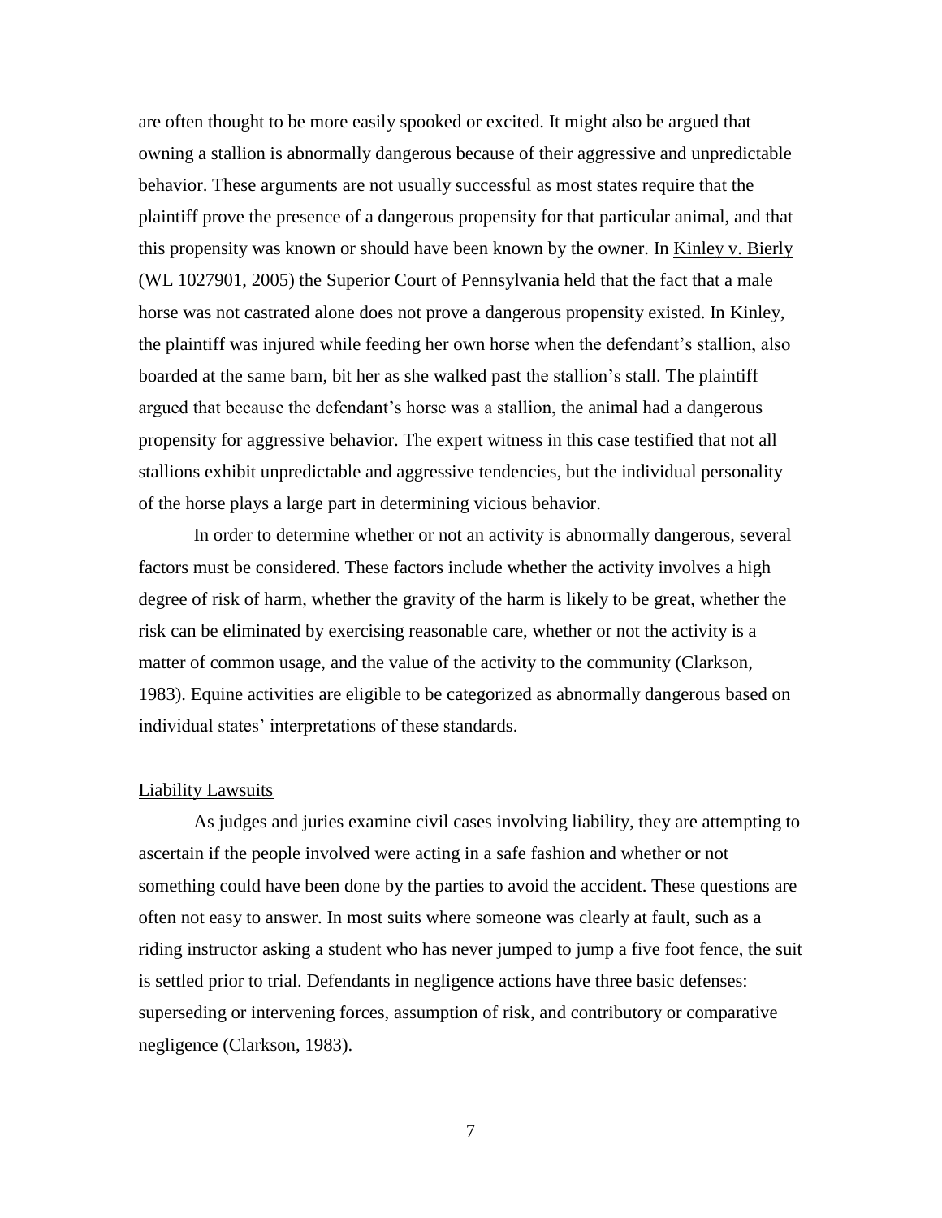are often thought to be more easily spooked or excited. It might also be argued that owning a stallion is abnormally dangerous because of their aggressive and unpredictable behavior. These arguments are not usually successful as most states require that the plaintiff prove the presence of a dangerous propensity for that particular animal, and that this propensity was known or should have been known by the owner. In Kinley v. Bierly (WL 1027901, 2005) the Superior Court of Pennsylvania held that the fact that a male horse was not castrated alone does not prove a dangerous propensity existed. In Kinley, the plaintiff was injured while feeding her own horse when the defendant's stallion, also boarded at the same barn, bit her as she walked past the stallion's stall. The plaintiff argued that because the defendant's horse was a stallion, the animal had a dangerous propensity for aggressive behavior. The expert witness in this case testified that not all stallions exhibit unpredictable and aggressive tendencies, but the individual personality of the horse plays a large part in determining vicious behavior.

In order to determine whether or not an activity is abnormally dangerous, several factors must be considered. These factors include whether the activity involves a high degree of risk of harm, whether the gravity of the harm is likely to be great, whether the risk can be eliminated by exercising reasonable care, whether or not the activity is a matter of common usage, and the value of the activity to the community (Clarkson, 1983). Equine activities are eligible to be categorized as abnormally dangerous based on individual states' interpretations of these standards.

## Liability Lawsuits

As judges and juries examine civil cases involving liability, they are attempting to ascertain if the people involved were acting in a safe fashion and whether or not something could have been done by the parties to avoid the accident. These questions are often not easy to answer. In most suits where someone was clearly at fault, such as a riding instructor asking a student who has never jumped to jump a five foot fence, the suit is settled prior to trial. Defendants in negligence actions have three basic defenses: superseding or intervening forces, assumption of risk, and contributory or comparative negligence (Clarkson, 1983).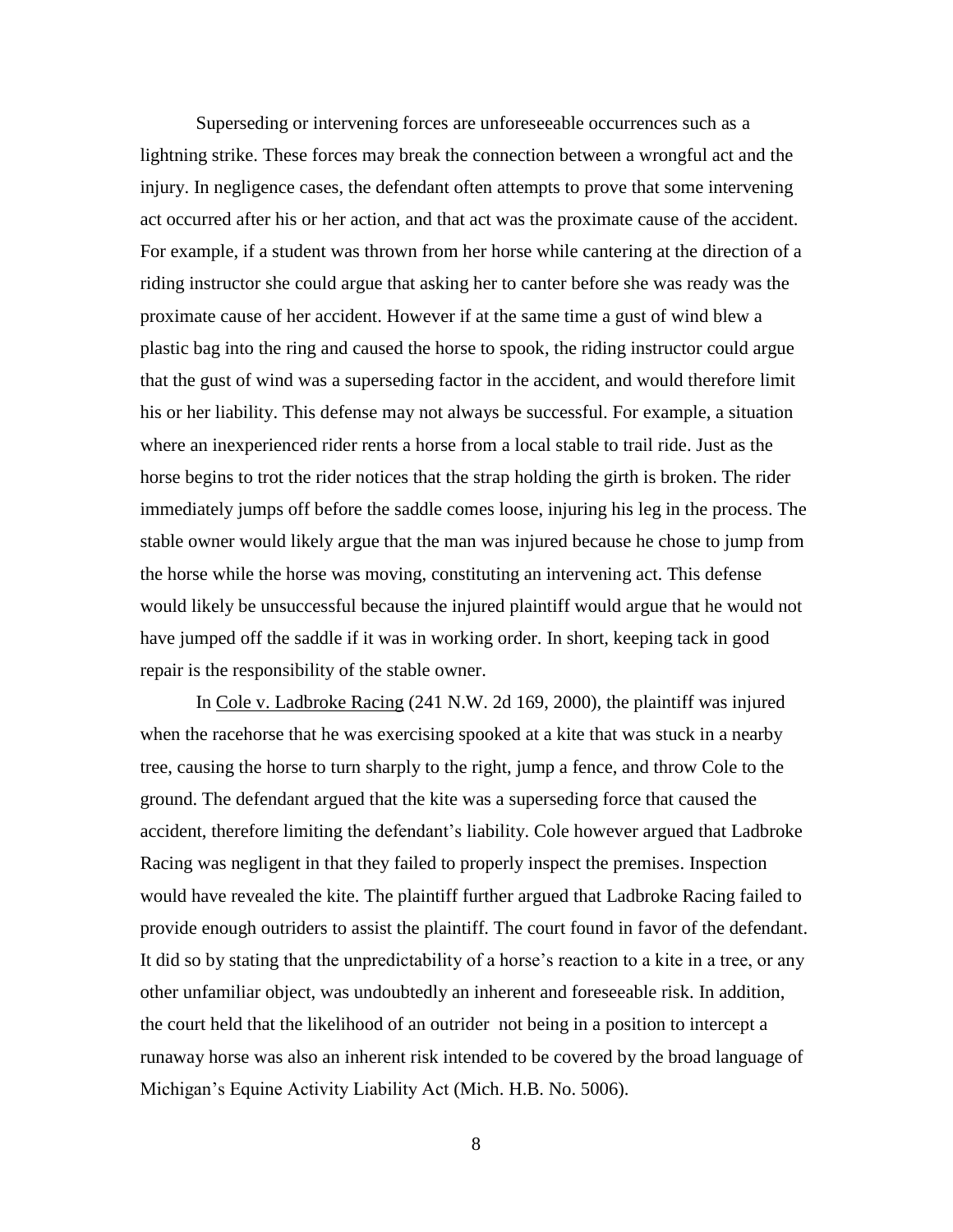Superseding or intervening forces are unforeseeable occurrences such as a lightning strike. These forces may break the connection between a wrongful act and the injury. In negligence cases, the defendant often attempts to prove that some intervening act occurred after his or her action, and that act was the proximate cause of the accident. For example, if a student was thrown from her horse while cantering at the direction of a riding instructor she could argue that asking her to canter before she was ready was the proximate cause of her accident. However if at the same time a gust of wind blew a plastic bag into the ring and caused the horse to spook, the riding instructor could argue that the gust of wind was a superseding factor in the accident, and would therefore limit his or her liability. This defense may not always be successful. For example, a situation where an inexperienced rider rents a horse from a local stable to trail ride. Just as the horse begins to trot the rider notices that the strap holding the girth is broken. The rider immediately jumps off before the saddle comes loose, injuring his leg in the process. The stable owner would likely argue that the man was injured because he chose to jump from the horse while the horse was moving, constituting an intervening act. This defense would likely be unsuccessful because the injured plaintiff would argue that he would not have jumped off the saddle if it was in working order. In short, keeping tack in good repair is the responsibility of the stable owner.

In Cole v. Ladbroke Racing (241 N.W. 2d 169, 2000), the plaintiff was injured when the racehorse that he was exercising spooked at a kite that was stuck in a nearby tree, causing the horse to turn sharply to the right, jump a fence, and throw Cole to the ground. The defendant argued that the kite was a superseding force that caused the accident, therefore limiting the defendant's liability. Cole however argued that Ladbroke Racing was negligent in that they failed to properly inspect the premises. Inspection would have revealed the kite. The plaintiff further argued that Ladbroke Racing failed to provide enough outriders to assist the plaintiff. The court found in favor of the defendant. It did so by stating that the unpredictability of a horse's reaction to a kite in a tree, or any other unfamiliar object, was undoubtedly an inherent and foreseeable risk. In addition, the court held that the likelihood of an outrider not being in a position to intercept a runaway horse was also an inherent risk intended to be covered by the broad language of Michigan's Equine Activity Liability Act (Mich. H.B. No. 5006).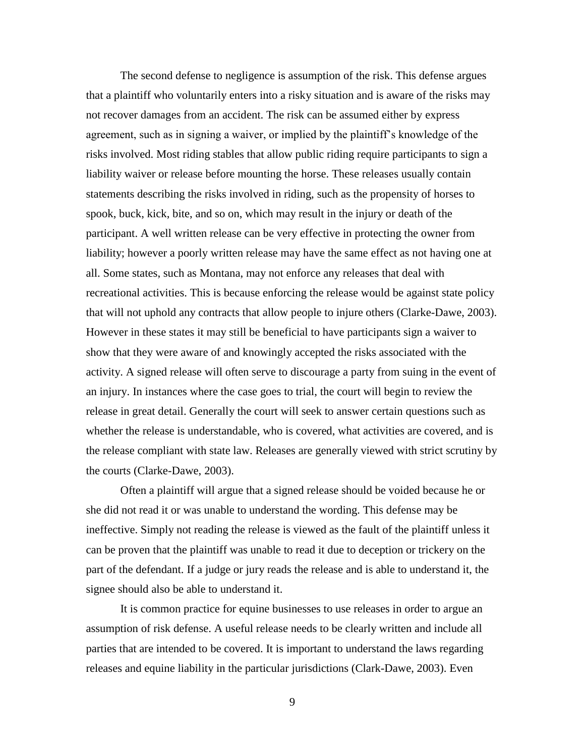The second defense to negligence is assumption of the risk. This defense argues that a plaintiff who voluntarily enters into a risky situation and is aware of the risks may not recover damages from an accident. The risk can be assumed either by express agreement, such as in signing a waiver, or implied by the plaintiff's knowledge of the risks involved. Most riding stables that allow public riding require participants to sign a liability waiver or release before mounting the horse. These releases usually contain statements describing the risks involved in riding, such as the propensity of horses to spook, buck, kick, bite, and so on, which may result in the injury or death of the participant. A well written release can be very effective in protecting the owner from liability; however a poorly written release may have the same effect as not having one at all. Some states, such as Montana, may not enforce any releases that deal with recreational activities. This is because enforcing the release would be against state policy that will not uphold any contracts that allow people to injure others (Clarke-Dawe, 2003). However in these states it may still be beneficial to have participants sign a waiver to show that they were aware of and knowingly accepted the risks associated with the activity. A signed release will often serve to discourage a party from suing in the event of an injury. In instances where the case goes to trial, the court will begin to review the release in great detail. Generally the court will seek to answer certain questions such as whether the release is understandable, who is covered, what activities are covered, and is the release compliant with state law. Releases are generally viewed with strict scrutiny by the courts (Clarke-Dawe, 2003).

Often a plaintiff will argue that a signed release should be voided because he or she did not read it or was unable to understand the wording. This defense may be ineffective. Simply not reading the release is viewed as the fault of the plaintiff unless it can be proven that the plaintiff was unable to read it due to deception or trickery on the part of the defendant. If a judge or jury reads the release and is able to understand it, the signee should also be able to understand it.

It is common practice for equine businesses to use releases in order to argue an assumption of risk defense. A useful release needs to be clearly written and include all parties that are intended to be covered. It is important to understand the laws regarding releases and equine liability in the particular jurisdictions (Clark-Dawe, 2003). Even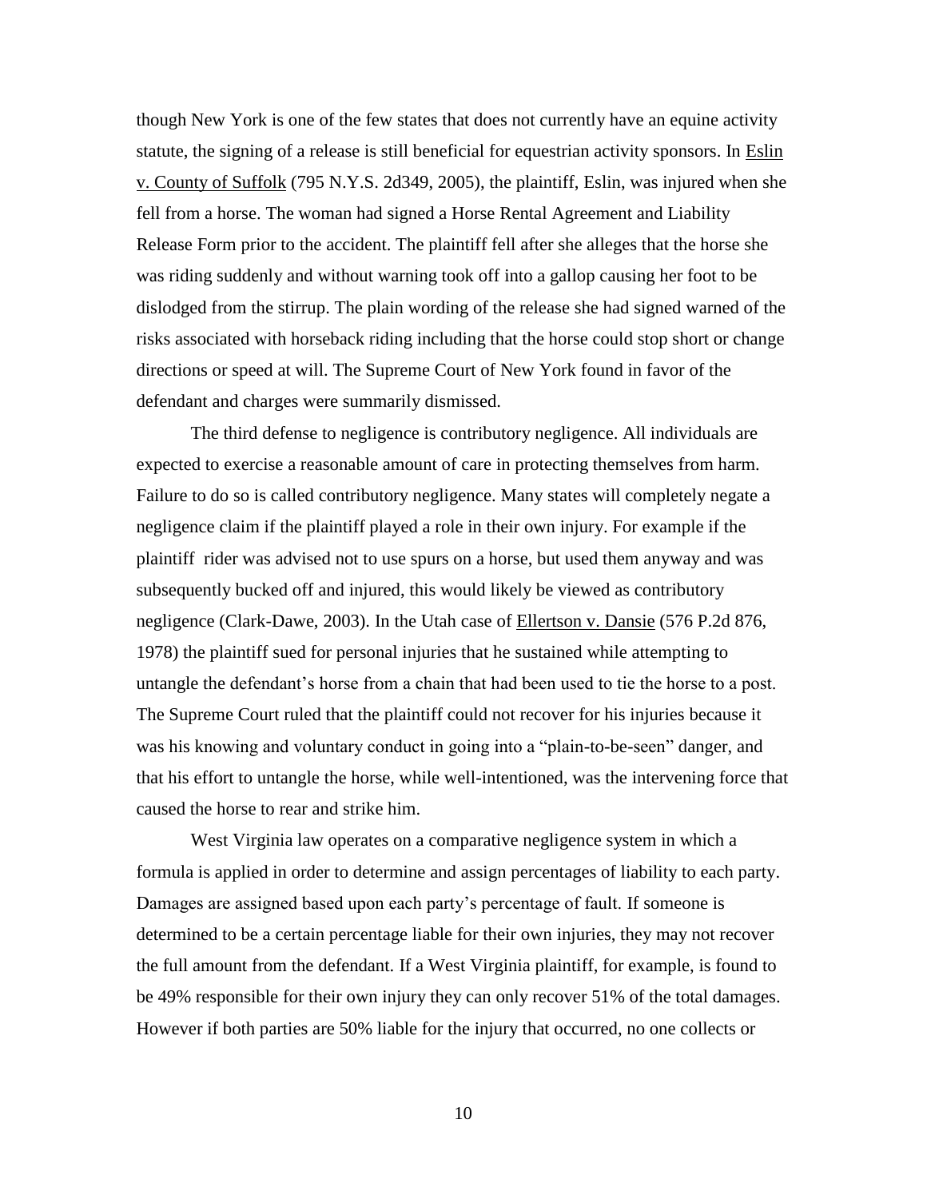though New York is one of the few states that does not currently have an equine activity statute, the signing of a release is still beneficial for equestrian activity sponsors. In Eslin v. County of Suffolk (795 N.Y.S. 2d349, 2005), the plaintiff, Eslin, was injured when she fell from a horse. The woman had signed a Horse Rental Agreement and Liability Release Form prior to the accident. The plaintiff fell after she alleges that the horse she was riding suddenly and without warning took off into a gallop causing her foot to be dislodged from the stirrup. The plain wording of the release she had signed warned of the risks associated with horseback riding including that the horse could stop short or change directions or speed at will. The Supreme Court of New York found in favor of the defendant and charges were summarily dismissed.

The third defense to negligence is contributory negligence. All individuals are expected to exercise a reasonable amount of care in protecting themselves from harm. Failure to do so is called contributory negligence. Many states will completely negate a negligence claim if the plaintiff played a role in their own injury. For example if the plaintiff rider was advised not to use spurs on a horse, but used them anyway and was subsequently bucked off and injured, this would likely be viewed as contributory negligence (Clark-Dawe, 2003). In the Utah case of Ellertson v. Dansie (576 P.2d 876, 1978) the plaintiff sued for personal injuries that he sustained while attempting to untangle the defendant's horse from a chain that had been used to tie the horse to a post. The Supreme Court ruled that the plaintiff could not recover for his injuries because it was his knowing and voluntary conduct in going into a "plain-to-be-seen" danger, and that his effort to untangle the horse, while well-intentioned, was the intervening force that caused the horse to rear and strike him.

West Virginia law operates on a comparative negligence system in which a formula is applied in order to determine and assign percentages of liability to each party. Damages are assigned based upon each party's percentage of fault. If someone is determined to be a certain percentage liable for their own injuries, they may not recover the full amount from the defendant. If a West Virginia plaintiff, for example, is found to be 49% responsible for their own injury they can only recover 51% of the total damages. However if both parties are 50% liable for the injury that occurred, no one collects or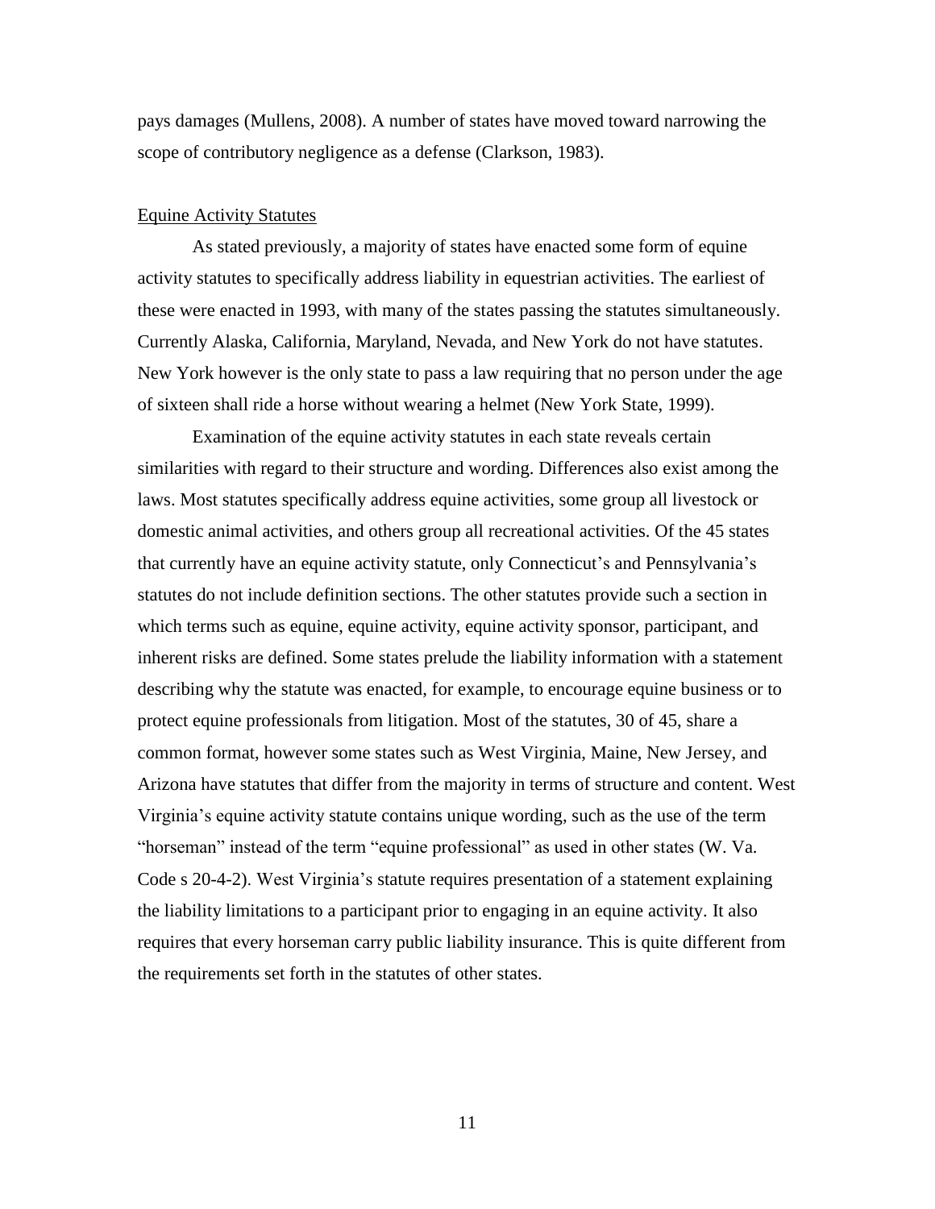pays damages (Mullens, 2008). A number of states have moved toward narrowing the scope of contributory negligence as a defense (Clarkson, 1983).

## Equine Activity Statutes

As stated previously, a majority of states have enacted some form of equine activity statutes to specifically address liability in equestrian activities. The earliest of these were enacted in 1993, with many of the states passing the statutes simultaneously. Currently Alaska, California, Maryland, Nevada, and New York do not have statutes. New York however is the only state to pass a law requiring that no person under the age of sixteen shall ride a horse without wearing a helmet (New York State, 1999).

Examination of the equine activity statutes in each state reveals certain similarities with regard to their structure and wording. Differences also exist among the laws. Most statutes specifically address equine activities, some group all livestock or domestic animal activities, and others group all recreational activities. Of the 45 states that currently have an equine activity statute, only Connecticut's and Pennsylvania's statutes do not include definition sections. The other statutes provide such a section in which terms such as equine, equine activity, equine activity sponsor, participant, and inherent risks are defined. Some states prelude the liability information with a statement describing why the statute was enacted, for example, to encourage equine business or to protect equine professionals from litigation. Most of the statutes, 30 of 45, share a common format, however some states such as West Virginia, Maine, New Jersey, and Arizona have statutes that differ from the majority in terms of structure and content. West Virginia's equine activity statute contains unique wording, such as the use of the term "horseman" instead of the term "equine professional" as used in other states (W. Va. Code s 20-4-2). West Virginia's statute requires presentation of a statement explaining the liability limitations to a participant prior to engaging in an equine activity. It also requires that every horseman carry public liability insurance. This is quite different from the requirements set forth in the statutes of other states.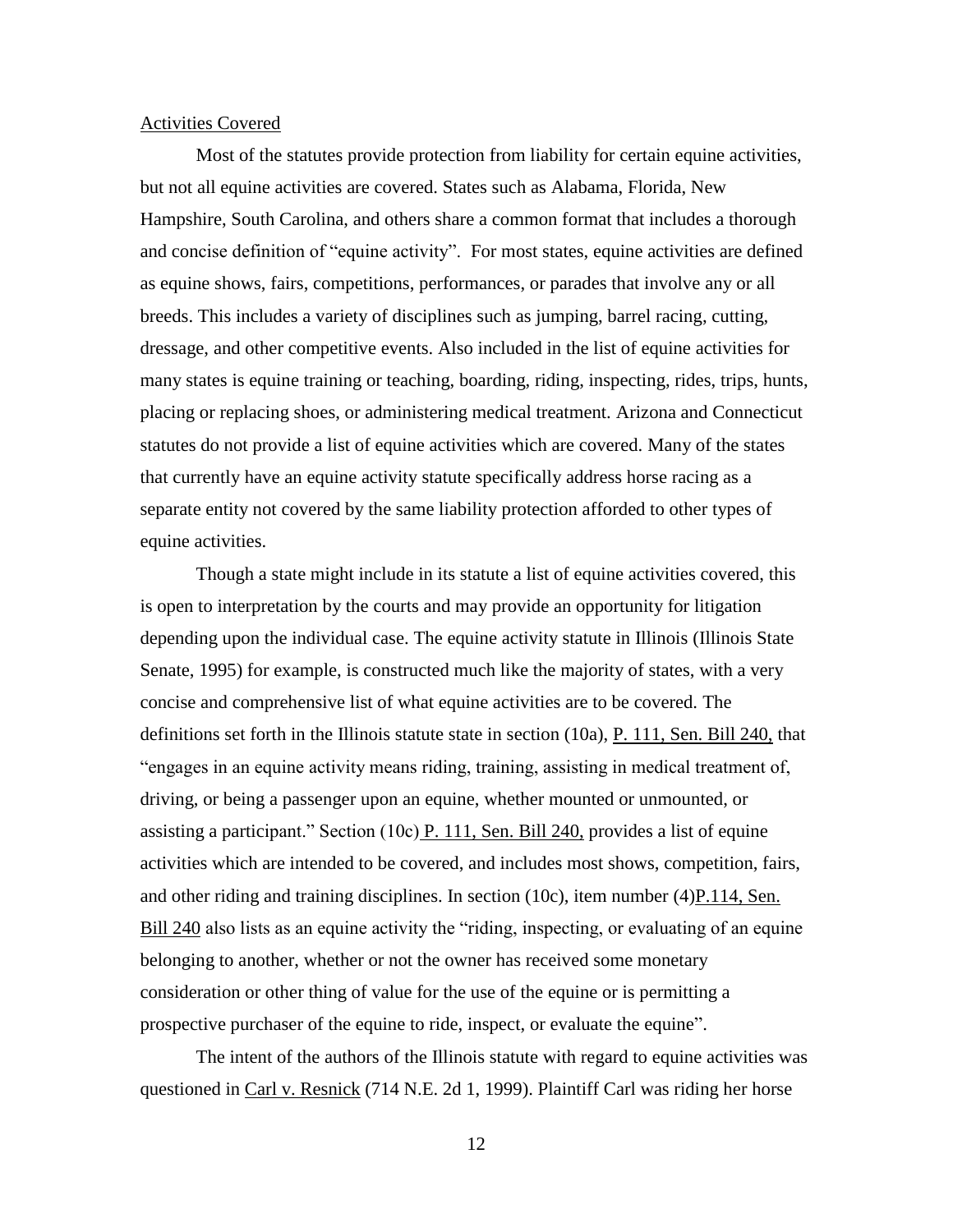Activities Covered

Most of the statutes provide protection from liability for certain equine activities, but not all equine activities are covered. States such as Alabama, Florida, New Hampshire, South Carolina, and others share a common format that includes a thorough and concise definition of "equine activity". For most states, equine activities are defined as equine shows, fairs, competitions, performances, or parades that involve any or all breeds. This includes a variety of disciplines such as jumping, barrel racing, cutting, dressage, and other competitive events. Also included in the list of equine activities for many states is equine training or teaching, boarding, riding, inspecting, rides, trips, hunts, placing or replacing shoes, or administering medical treatment. Arizona and Connecticut statutes do not provide a list of equine activities which are covered. Many of the states that currently have an equine activity statute specifically address horse racing as a separate entity not covered by the same liability protection afforded to other types of equine activities.

Though a state might include in its statute a list of equine activities covered, this is open to interpretation by the courts and may provide an opportunity for litigation depending upon the individual case. The equine activity statute in Illinois (Illinois State Senate, 1995) for example, is constructed much like the majority of states, with a very concise and comprehensive list of what equine activities are to be covered. The definitions set forth in the Illinois statute state in section (10a), P. 111, Sen. Bill 240, that "engages in an equine activity means riding, training, assisting in medical treatment of, driving, or being a passenger upon an equine, whether mounted or unmounted, or assisting a participant." Section (10c) P. 111, Sen. Bill 240, provides a list of equine activities which are intended to be covered, and includes most shows, competition, fairs, and other riding and training disciplines. In section (10c), item number (4)P.114, Sen. Bill 240 also lists as an equine activity the "riding, inspecting, or evaluating of an equine belonging to another, whether or not the owner has received some monetary consideration or other thing of value for the use of the equine or is permitting a prospective purchaser of the equine to ride, inspect, or evaluate the equine".

The intent of the authors of the Illinois statute with regard to equine activities was questioned in Carl v. Resnick (714 N.E. 2d 1, 1999). Plaintiff Carl was riding her horse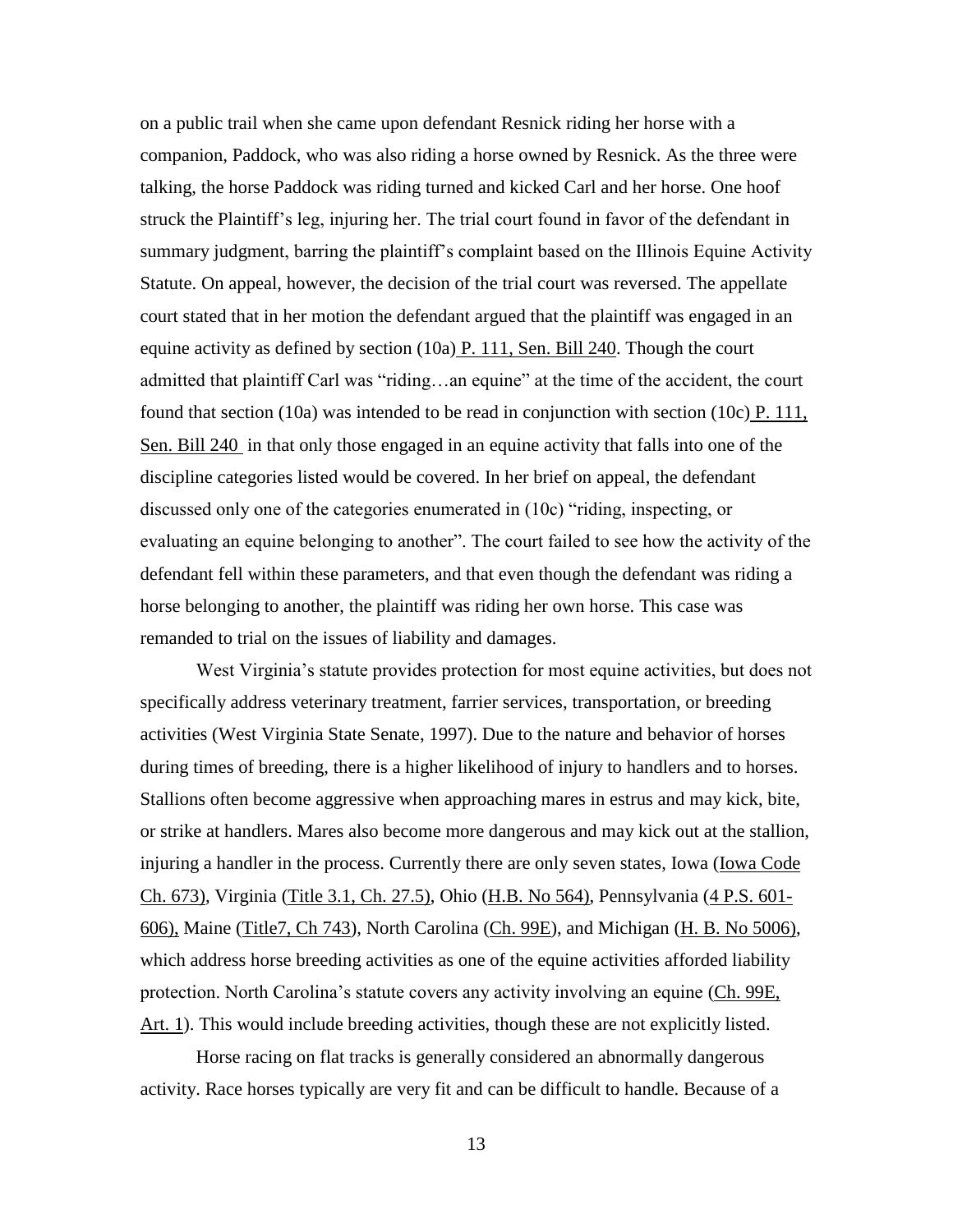on a public trail when she came upon defendant Resnick riding her horse with a companion, Paddock, who was also riding a horse owned by Resnick. As the three were talking, the horse Paddock was riding turned and kicked Carl and her horse. One hoof struck the Plaintiff's leg, injuring her. The trial court found in favor of the defendant in summary judgment, barring the plaintiff's complaint based on the Illinois Equine Activity Statute. On appeal, however, the decision of the trial court was reversed. The appellate court stated that in her motion the defendant argued that the plaintiff was engaged in an equine activity as defined by section (10a) P. 111, Sen. Bill 240. Though the court admitted that plaintiff Carl was "riding…an equine" at the time of the accident, the court found that section (10a) was intended to be read in conjunction with section (10c) P. 111, Sen. Bill 240 in that only those engaged in an equine activity that falls into one of the discipline categories listed would be covered. In her brief on appeal, the defendant discussed only one of the categories enumerated in (10c) "riding, inspecting, or evaluating an equine belonging to another". The court failed to see how the activity of the defendant fell within these parameters, and that even though the defendant was riding a horse belonging to another, the plaintiff was riding her own horse. This case was remanded to trial on the issues of liability and damages.

West Virginia's statute provides protection for most equine activities, but does not specifically address veterinary treatment, farrier services, transportation, or breeding activities (West Virginia State Senate, 1997). Due to the nature and behavior of horses during times of breeding, there is a higher likelihood of injury to handlers and to horses. Stallions often become aggressive when approaching mares in estrus and may kick, bite, or strike at handlers. Mares also become more dangerous and may kick out at the stallion, injuring a handler in the process. Currently there are only seven states, Iowa (Iowa Code Ch. 673), Virginia (Title 3.1, Ch. 27.5), Ohio (H.B. No 564), Pennsylvania (4 P.S. 601-606), Maine (Title7, Ch 743), North Carolina (Ch. 99E), and Michigan (H. B. No 5006), which address horse breeding activities as one of the equine activities afforded liability protection. North Carolina's statute covers any activity involving an equine (Ch. 99E, Art. 1). This would include breeding activities, though these are not explicitly listed.

Horse racing on flat tracks is generally considered an abnormally dangerous activity. Race horses typically are very fit and can be difficult to handle. Because of a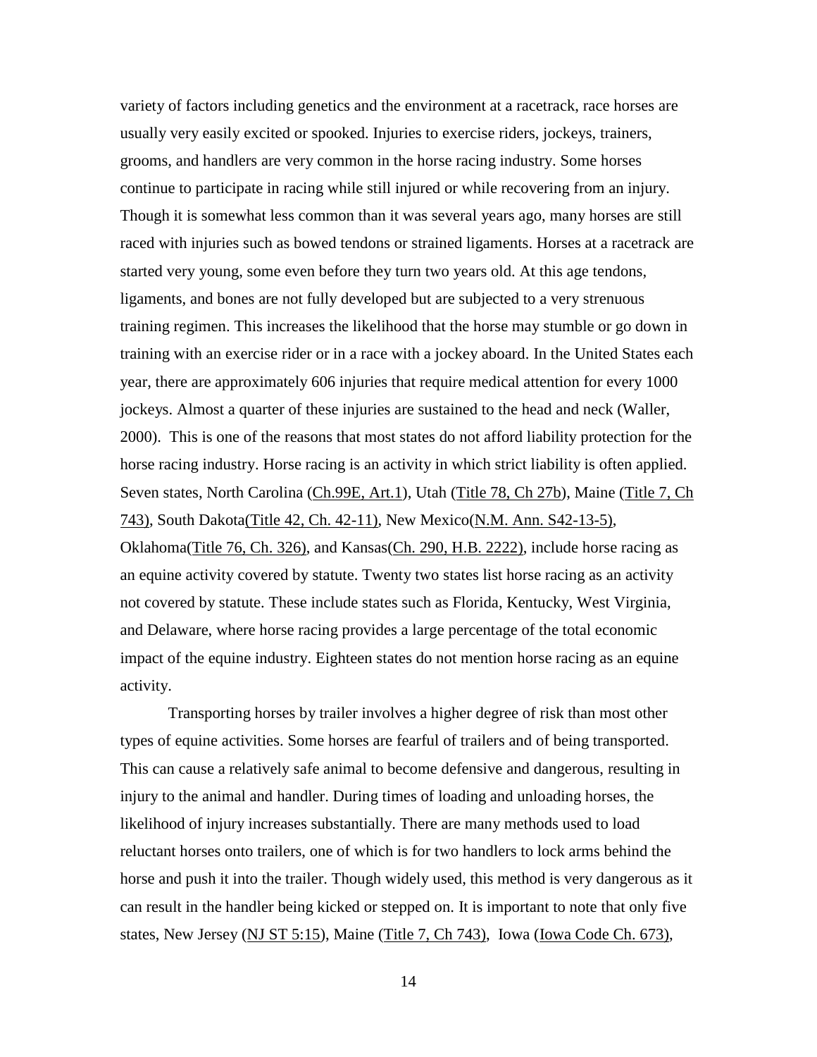variety of factors including genetics and the environment at a racetrack, race horses are usually very easily excited or spooked. Injuries to exercise riders, jockeys, trainers, grooms, and handlers are very common in the horse racing industry. Some horses continue to participate in racing while still injured or while recovering from an injury. Though it is somewhat less common than it was several years ago, many horses are still raced with injuries such as bowed tendons or strained ligaments. Horses at a racetrack are started very young, some even before they turn two years old. At this age tendons, ligaments, and bones are not fully developed but are subjected to a very strenuous training regimen. This increases the likelihood that the horse may stumble or go down in training with an exercise rider or in a race with a jockey aboard. In the United States each year, there are approximately 606 injuries that require medical attention for every 1000 jockeys. Almost a quarter of these injuries are sustained to the head and neck (Waller, 2000). This is one of the reasons that most states do not afford liability protection for the horse racing industry. Horse racing is an activity in which strict liability is often applied. Seven states, North Carolina (Ch.99E, Art.1), Utah (Title 78, Ch 27b), Maine (Title 7, Ch 743), South Dakota(Title 42, Ch. 42-11), New Mexico(N.M. Ann. S42-13-5), Oklahoma(Title 76, Ch. 326), and Kansas(Ch. 290, H.B. 2222), include horse racing as an equine activity covered by statute. Twenty two states list horse racing as an activity not covered by statute. These include states such as Florida, Kentucky, West Virginia, and Delaware, where horse racing provides a large percentage of the total economic impact of the equine industry. Eighteen states do not mention horse racing as an equine activity.

Transporting horses by trailer involves a higher degree of risk than most other types of equine activities. Some horses are fearful of trailers and of being transported. This can cause a relatively safe animal to become defensive and dangerous, resulting in injury to the animal and handler. During times of loading and unloading horses, the likelihood of injury increases substantially. There are many methods used to load reluctant horses onto trailers, one of which is for two handlers to lock arms behind the horse and push it into the trailer. Though widely used, this method is very dangerous as it can result in the handler being kicked or stepped on. It is important to note that only five states, New Jersey (NJ ST 5:15), Maine (Title 7, Ch 743), Iowa (Iowa Code Ch. 673),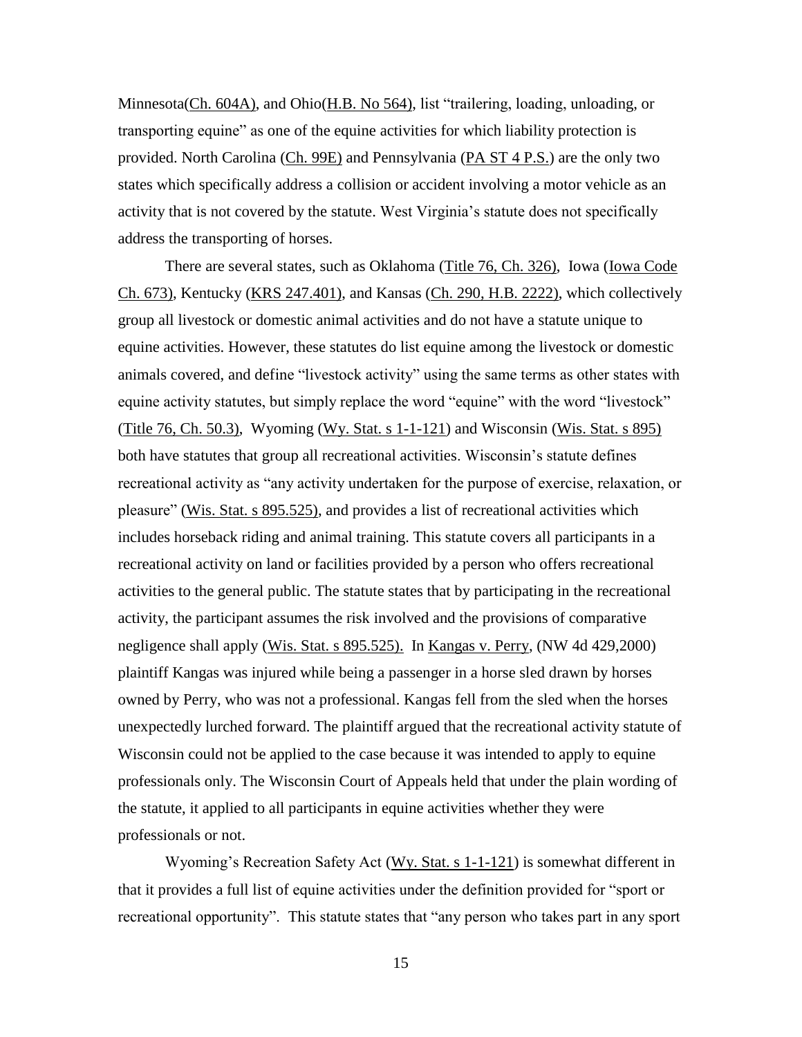Minnesota(Ch. 604A), and Ohio(H.B. No 564), list "trailering, loading, unloading, or transporting equine" as one of the equine activities for which liability protection is provided. North Carolina (Ch. 99E) and Pennsylvania (PA ST 4 P.S.) are the only two states which specifically address a collision or accident involving a motor vehicle as an activity that is not covered by the statute. West Virginia's statute does not specifically address the transporting of horses.

There are several states, such as Oklahoma (Title 76, Ch. 326), Iowa (Iowa Code Ch. 673), Kentucky (KRS 247.401), and Kansas (Ch. 290, H.B. 2222), which collectively group all livestock or domestic animal activities and do not have a statute unique to equine activities. However, these statutes do list equine among the livestock or domestic animals covered, and define "livestock activity" using the same terms as other states with equine activity statutes, but simply replace the word "equine" with the word "livestock" (Title 76, Ch. 50.3), Wyoming (Wy. Stat. s 1-1-121) and Wisconsin (Wis. Stat. s 895) both have statutes that group all recreational activities. Wisconsin's statute defines recreational activity as "any activity undertaken for the purpose of exercise, relaxation, or pleasure" (Wis. Stat. s 895.525), and provides a list of recreational activities which includes horseback riding and animal training. This statute covers all participants in a recreational activity on land or facilities provided by a person who offers recreational activities to the general public. The statute states that by participating in the recreational activity, the participant assumes the risk involved and the provisions of comparative negligence shall apply (Wis. Stat. s 895.525). In Kangas v. Perry, (NW 4d 429,2000) plaintiff Kangas was injured while being a passenger in a horse sled drawn by horses owned by Perry, who was not a professional. Kangas fell from the sled when the horses unexpectedly lurched forward. The plaintiff argued that the recreational activity statute of Wisconsin could not be applied to the case because it was intended to apply to equine professionals only. The Wisconsin Court of Appeals held that under the plain wording of the statute, it applied to all participants in equine activities whether they were professionals or not.

Wyoming's Recreation Safety Act (Wy. Stat. s 1-1-121) is somewhat different in that it provides a full list of equine activities under the definition provided for "sport or recreational opportunity". This statute states that "any person who takes part in any sport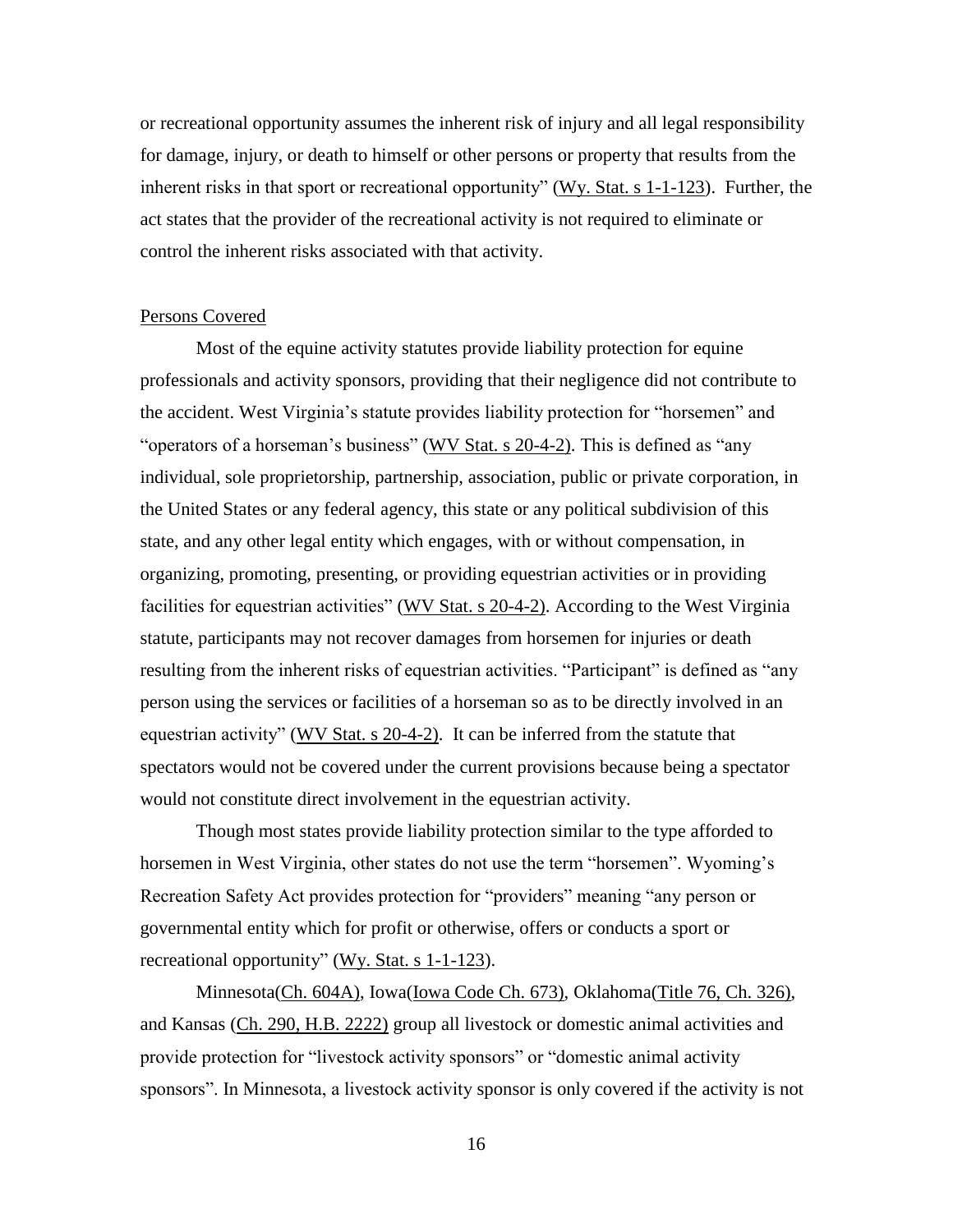or recreational opportunity assumes the inherent risk of injury and all legal responsibility for damage, injury, or death to himself or other persons or property that results from the inherent risks in that sport or recreational opportunity" (Wy. Stat. s 1-1-123). Further, the act states that the provider of the recreational activity is not required to eliminate or control the inherent risks associated with that activity.

## Persons Covered

Most of the equine activity statutes provide liability protection for equine professionals and activity sponsors, providing that their negligence did not contribute to the accident. West Virginia's statute provides liability protection for "horsemen" and "operators of a horseman's business" (WV Stat. s 20-4-2). This is defined as "any individual, sole proprietorship, partnership, association, public or private corporation, in the United States or any federal agency, this state or any political subdivision of this state, and any other legal entity which engages, with or without compensation, in organizing, promoting, presenting, or providing equestrian activities or in providing facilities for equestrian activities" (WV Stat. s 20-4-2). According to the West Virginia statute, participants may not recover damages from horsemen for injuries or death resulting from the inherent risks of equestrian activities. "Participant" is defined as "any person using the services or facilities of a horseman so as to be directly involved in an equestrian activity" (WV Stat. s 20-4-2). It can be inferred from the statute that spectators would not be covered under the current provisions because being a spectator would not constitute direct involvement in the equestrian activity.

Though most states provide liability protection similar to the type afforded to horsemen in West Virginia, other states do not use the term "horsemen". Wyoming's Recreation Safety Act provides protection for "providers" meaning "any person or governmental entity which for profit or otherwise, offers or conducts a sport or recreational opportunity" (Wy. Stat. s 1-1-123).

Minnesota(Ch. 604A), Iowa(Iowa Code Ch. 673), Oklahoma(Title 76, Ch. 326), and Kansas (Ch. 290, H.B. 2222) group all livestock or domestic animal activities and provide protection for "livestock activity sponsors" or "domestic animal activity sponsors". In Minnesota, a livestock activity sponsor is only covered if the activity is not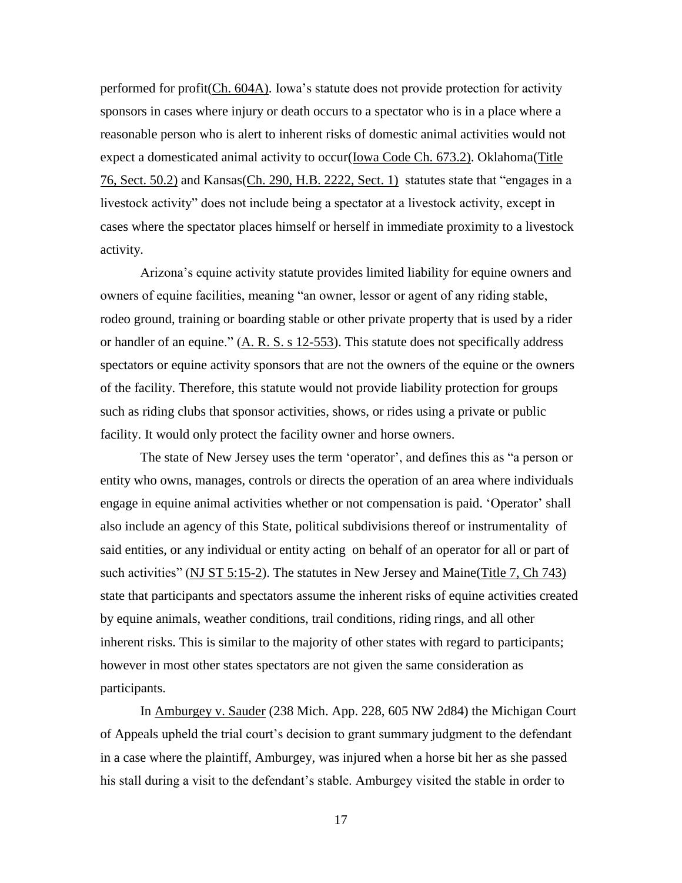performed for profit(Ch. 604A). Iowa's statute does not provide protection for activity sponsors in cases where injury or death occurs to a spectator who is in a place where a reasonable person who is alert to inherent risks of domestic animal activities would not expect a domesticated animal activity to occur(Iowa Code Ch. 673.2). Oklahoma(Title 76, Sect. 50.2) and Kansas(Ch. 290, H.B. 2222, Sect. 1) statutes state that "engages in a livestock activity" does not include being a spectator at a livestock activity, except in cases where the spectator places himself or herself in immediate proximity to a livestock activity.

Arizona's equine activity statute provides limited liability for equine owners and owners of equine facilities, meaning "an owner, lessor or agent of any riding stable, rodeo ground, training or boarding stable or other private property that is used by a rider or handler of an equine." (A. R. S. s 12-553). This statute does not specifically address spectators or equine activity sponsors that are not the owners of the equine or the owners of the facility. Therefore, this statute would not provide liability protection for groups such as riding clubs that sponsor activities, shows, or rides using a private or public facility. It would only protect the facility owner and horse owners.

The state of New Jersey uses the term 'operator', and defines this as "a person or entity who owns, manages, controls or directs the operation of an area where individuals engage in equine animal activities whether or not compensation is paid. 'Operator' shall also include an agency of this State, political subdivisions thereof or instrumentality of said entities, or any individual or entity acting on behalf of an operator for all or part of such activities" (NJ ST 5:15-2). The statutes in New Jersey and Maine(Title 7, Ch 743) state that participants and spectators assume the inherent risks of equine activities created by equine animals, weather conditions, trail conditions, riding rings, and all other inherent risks. This is similar to the majority of other states with regard to participants; however in most other states spectators are not given the same consideration as participants.

In Amburgey v. Sauder (238 Mich. App. 228, 605 NW 2d84) the Michigan Court of Appeals upheld the trial court's decision to grant summary judgment to the defendant in a case where the plaintiff, Amburgey, was injured when a horse bit her as she passed his stall during a visit to the defendant's stable. Amburgey visited the stable in order to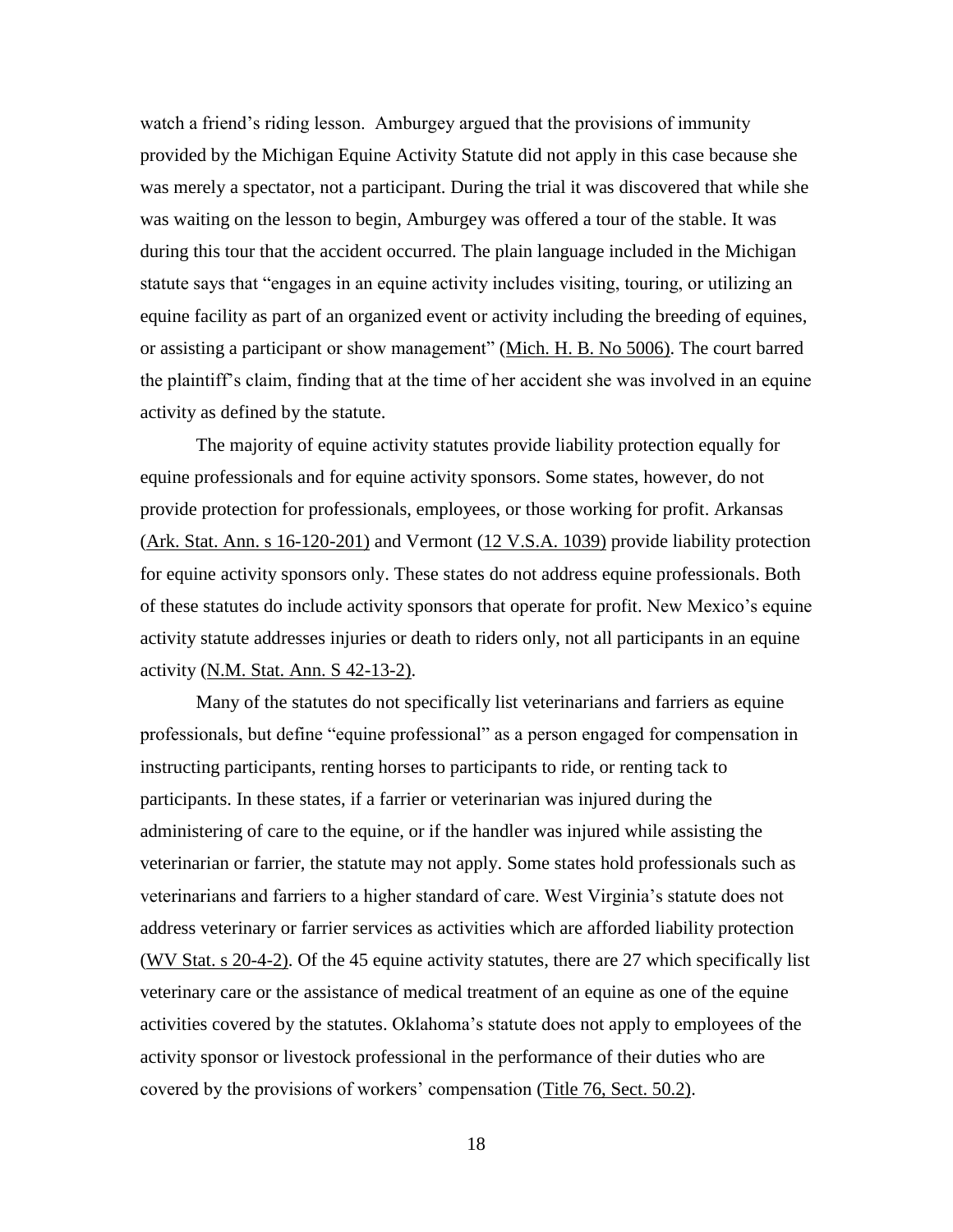watch a friend's riding lesson. Amburgey argued that the provisions of immunity provided by the Michigan Equine Activity Statute did not apply in this case because she was merely a spectator, not a participant. During the trial it was discovered that while she was waiting on the lesson to begin, Amburgey was offered a tour of the stable. It was during this tour that the accident occurred. The plain language included in the Michigan statute says that "engages in an equine activity includes visiting, touring, or utilizing an equine facility as part of an organized event or activity including the breeding of equines, or assisting a participant or show management" (Mich. H. B. No 5006). The court barred the plaintiff's claim, finding that at the time of her accident she was involved in an equine activity as defined by the statute.

The majority of equine activity statutes provide liability protection equally for equine professionals and for equine activity sponsors. Some states, however, do not provide protection for professionals, employees, or those working for profit. Arkansas (Ark. Stat. Ann. s 16-120-201) and Vermont (12 V.S.A. 1039) provide liability protection for equine activity sponsors only. These states do not address equine professionals. Both of these statutes do include activity sponsors that operate for profit. New Mexico's equine activity statute addresses injuries or death to riders only, not all participants in an equine activity (N.M. Stat. Ann. S 42-13-2).

Many of the statutes do not specifically list veterinarians and farriers as equine professionals, but define "equine professional" as a person engaged for compensation in instructing participants, renting horses to participants to ride, or renting tack to participants. In these states, if a farrier or veterinarian was injured during the administering of care to the equine, or if the handler was injured while assisting the veterinarian or farrier, the statute may not apply. Some states hold professionals such as veterinarians and farriers to a higher standard of care. West Virginia's statute does not address veterinary or farrier services as activities which are afforded liability protection (WV Stat. s 20-4-2). Of the 45 equine activity statutes, there are 27 which specifically list veterinary care or the assistance of medical treatment of an equine as one of the equine activities covered by the statutes. Oklahoma's statute does not apply to employees of the activity sponsor or livestock professional in the performance of their duties who are covered by the provisions of workers' compensation (Title 76, Sect. 50.2).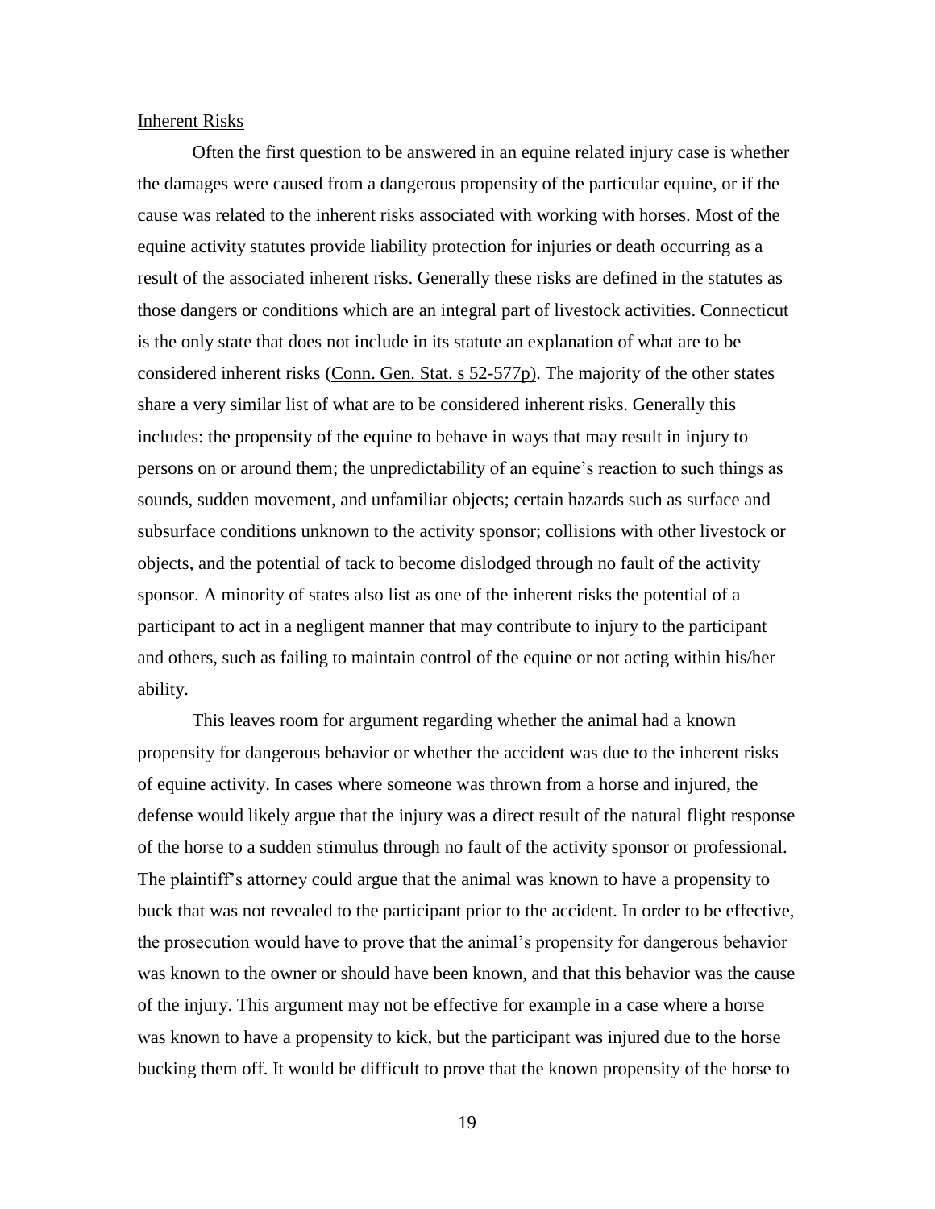Inherent Risks

Often the first question to be answered in an equine related injury case is whether the damages were caused from a dangerous propensity of the particular equine, or if the cause was related to the inherent risks associated with working with horses. Most of the equine activity statutes provide liability protection for injuries or death occurring as a result of the associated inherent risks. Generally these risks are defined in the statutes as those dangers or conditions which are an integral part of livestock activities. Connecticut is the only state that does not include in its statute an explanation of what are to be considered inherent risks (Conn. Gen. Stat. s 52-577p). The majority of the other states share a very similar list of what are to be considered inherent risks. Generally this includes: the propensity of the equine to behave in ways that may result in injury to persons on or around them; the unpredictability of an equine's reaction to such things as sounds, sudden movement, and unfamiliar objects; certain hazards such as surface and subsurface conditions unknown to the activity sponsor; collisions with other livestock or objects, and the potential of tack to become dislodged through no fault of the activity sponsor. A minority of states also list as one of the inherent risks the potential of a participant to act in a negligent manner that may contribute to injury to the participant and others, such as failing to maintain control of the equine or not acting within his/her ability.

This leaves room for argument regarding whether the animal had a known propensity for dangerous behavior or whether the accident was due to the inherent risks of equine activity. In cases where someone was thrown from a horse and injured, the defense would likely argue that the injury was a direct result of the natural flight response of the horse to a sudden stimulus through no fault of the activity sponsor or professional. The plaintiff's attorney could argue that the animal was known to have a propensity to buck that was not revealed to the participant prior to the accident. In order to be effective, the prosecution would have to prove that the animal's propensity for dangerous behavior was known to the owner or should have been known, and that this behavior was the cause of the injury. This argument may not be effective for example in a case where a horse was known to have a propensity to kick, but the participant was injured due to the horse bucking them off. It would be difficult to prove that the known propensity of the horse to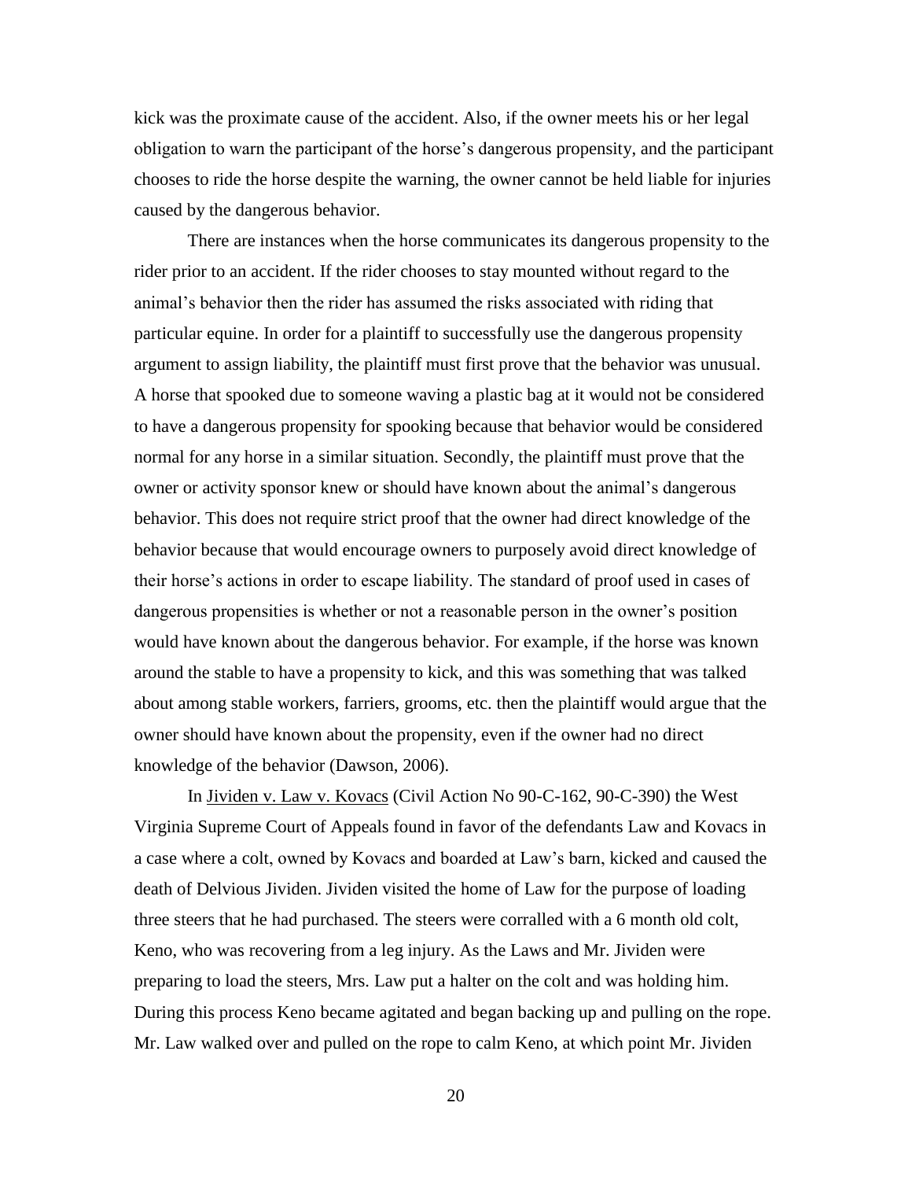kick was the proximate cause of the accident. Also, if the owner meets his or her legal obligation to warn the participant of the horse's dangerous propensity, and the participant chooses to ride the horse despite the warning, the owner cannot be held liable for injuries caused by the dangerous behavior.

There are instances when the horse communicates its dangerous propensity to the rider prior to an accident. If the rider chooses to stay mounted without regard to the animal's behavior then the rider has assumed the risks associated with riding that particular equine. In order for a plaintiff to successfully use the dangerous propensity argument to assign liability, the plaintiff must first prove that the behavior was unusual. A horse that spooked due to someone waving a plastic bag at it would not be considered to have a dangerous propensity for spooking because that behavior would be considered normal for any horse in a similar situation. Secondly, the plaintiff must prove that the owner or activity sponsor knew or should have known about the animal's dangerous behavior. This does not require strict proof that the owner had direct knowledge of the behavior because that would encourage owners to purposely avoid direct knowledge of their horse's actions in order to escape liability. The standard of proof used in cases of dangerous propensities is whether or not a reasonable person in the owner's position would have known about the dangerous behavior. For example, if the horse was known around the stable to have a propensity to kick, and this was something that was talked about among stable workers, farriers, grooms, etc. then the plaintiff would argue that the owner should have known about the propensity, even if the owner had no direct knowledge of the behavior (Dawson, 2006).

In Jividen v. Law v. Kovacs (Civil Action No 90-C-162, 90-C-390) the West Virginia Supreme Court of Appeals found in favor of the defendants Law and Kovacs in a case where a colt, owned by Kovacs and boarded at Law's barn, kicked and caused the death of Delvious Jividen. Jividen visited the home of Law for the purpose of loading three steers that he had purchased. The steers were corralled with a 6 month old colt, Keno, who was recovering from a leg injury. As the Laws and Mr. Jividen were preparing to load the steers, Mrs. Law put a halter on the colt and was holding him. During this process Keno became agitated and began backing up and pulling on the rope. Mr. Law walked over and pulled on the rope to calm Keno, at which point Mr. Jividen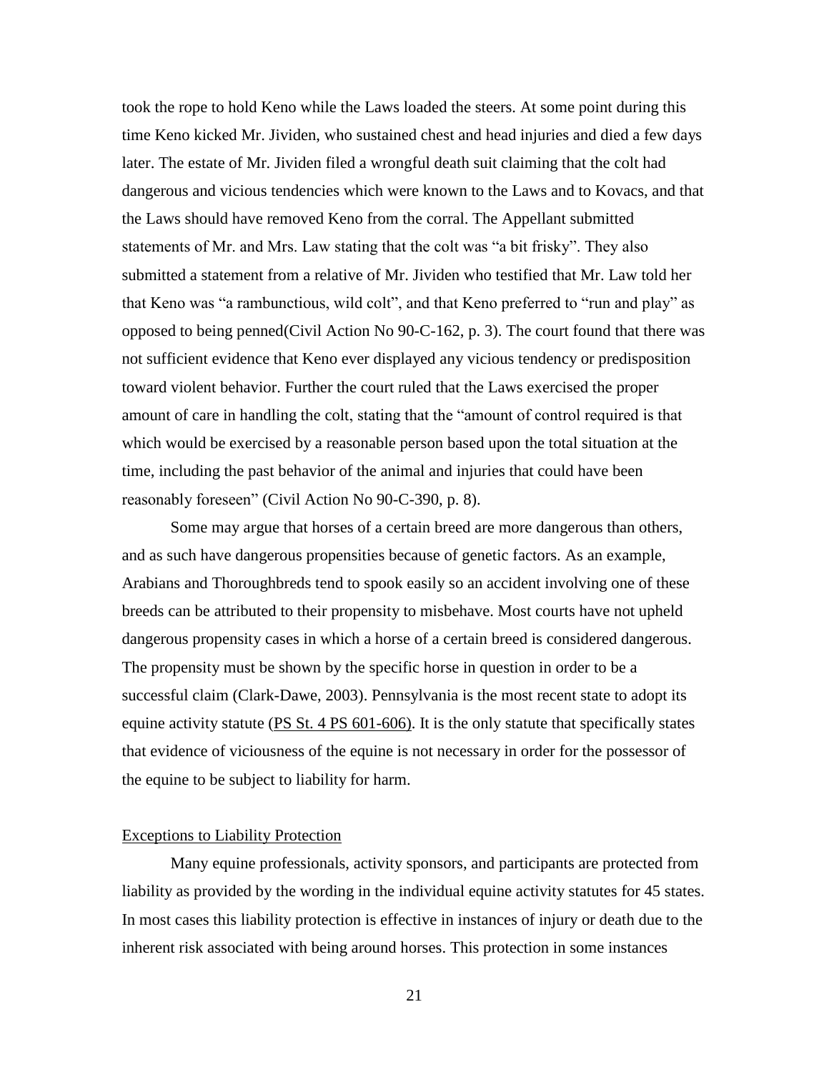took the rope to hold Keno while the Laws loaded the steers. At some point during this time Keno kicked Mr. Jividen, who sustained chest and head injuries and died a few days later. The estate of Mr. Jividen filed a wrongful death suit claiming that the colt had dangerous and vicious tendencies which were known to the Laws and to Kovacs, and that the Laws should have removed Keno from the corral. The Appellant submitted statements of Mr. and Mrs. Law stating that the colt was "a bit frisky". They also submitted a statement from a relative of Mr. Jividen who testified that Mr. Law told her that Keno was "a rambunctious, wild colt", and that Keno preferred to "run and play" as opposed to being penned(Civil Action No 90-C-162, p. 3). The court found that there was not sufficient evidence that Keno ever displayed any vicious tendency or predisposition toward violent behavior. Further the court ruled that the Laws exercised the proper amount of care in handling the colt, stating that the "amount of control required is that which would be exercised by a reasonable person based upon the total situation at the time, including the past behavior of the animal and injuries that could have been reasonably foreseen" (Civil Action No 90-C-390, p. 8).

Some may argue that horses of a certain breed are more dangerous than others, and as such have dangerous propensities because of genetic factors. As an example, Arabians and Thoroughbreds tend to spook easily so an accident involving one of these breeds can be attributed to their propensity to misbehave. Most courts have not upheld dangerous propensity cases in which a horse of a certain breed is considered dangerous. The propensity must be shown by the specific horse in question in order to be a successful claim (Clark-Dawe, 2003). Pennsylvania is the most recent state to adopt its equine activity statute (PS St. 4 PS 601-606). It is the only statute that specifically states that evidence of viciousness of the equine is not necessary in order for the possessor of the equine to be subject to liability for harm.

## Exceptions to Liability Protection

Many equine professionals, activity sponsors, and participants are protected from liability as provided by the wording in the individual equine activity statutes for 45 states. In most cases this liability protection is effective in instances of injury or death due to the inherent risk associated with being around horses. This protection in some instances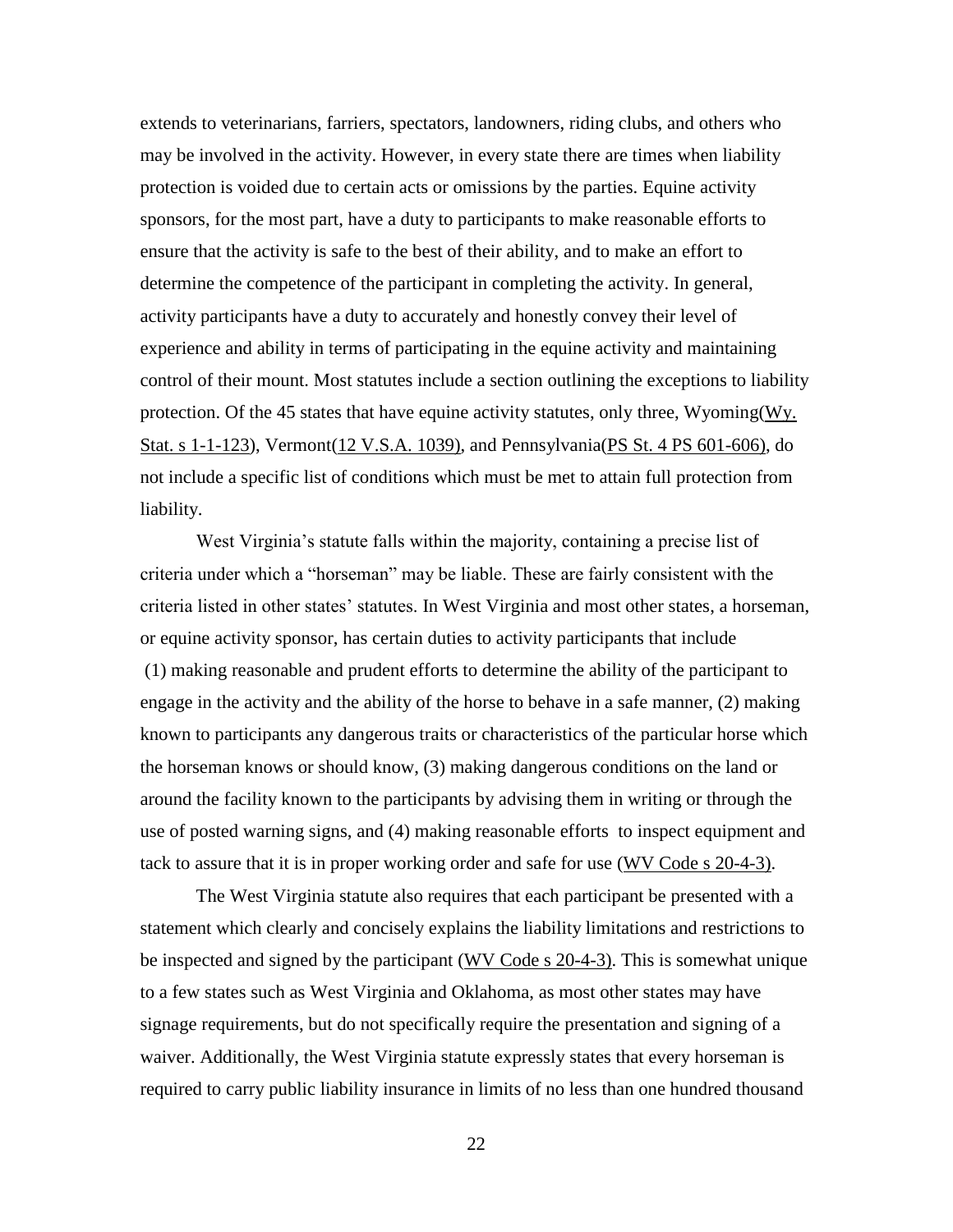extends to veterinarians, farriers, spectators, landowners, riding clubs, and others who may be involved in the activity. However, in every state there are times when liability protection is voided due to certain acts or omissions by the parties. Equine activity sponsors, for the most part, have a duty to participants to make reasonable efforts to ensure that the activity is safe to the best of their ability, and to make an effort to determine the competence of the participant in completing the activity. In general, activity participants have a duty to accurately and honestly convey their level of experience and ability in terms of participating in the equine activity and maintaining control of their mount. Most statutes include a section outlining the exceptions to liability protection. Of the 45 states that have equine activity statutes, only three, Wyoming(Wy. Stat. s 1-1-123), Vermont(12 V.S.A. 1039), and Pennsylvania(PS St. 4 PS 601-606), do not include a specific list of conditions which must be met to attain full protection from liability.

West Virginia's statute falls within the majority, containing a precise list of criteria under which a "horseman" may be liable. These are fairly consistent with the criteria listed in other states' statutes. In West Virginia and most other states, a horseman, or equine activity sponsor, has certain duties to activity participants that include (1) making reasonable and prudent efforts to determine the ability of the participant to engage in the activity and the ability of the horse to behave in a safe manner, (2) making known to participants any dangerous traits or characteristics of the particular horse which the horseman knows or should know, (3) making dangerous conditions on the land or around the facility known to the participants by advising them in writing or through the use of posted warning signs, and (4) making reasonable efforts to inspect equipment and tack to assure that it is in proper working order and safe for use (WV Code s 20-4-3).

The West Virginia statute also requires that each participant be presented with a statement which clearly and concisely explains the liability limitations and restrictions to be inspected and signed by the participant (WV Code s 20-4-3). This is somewhat unique to a few states such as West Virginia and Oklahoma, as most other states may have signage requirements, but do not specifically require the presentation and signing of a waiver. Additionally, the West Virginia statute expressly states that every horseman is required to carry public liability insurance in limits of no less than one hundred thousand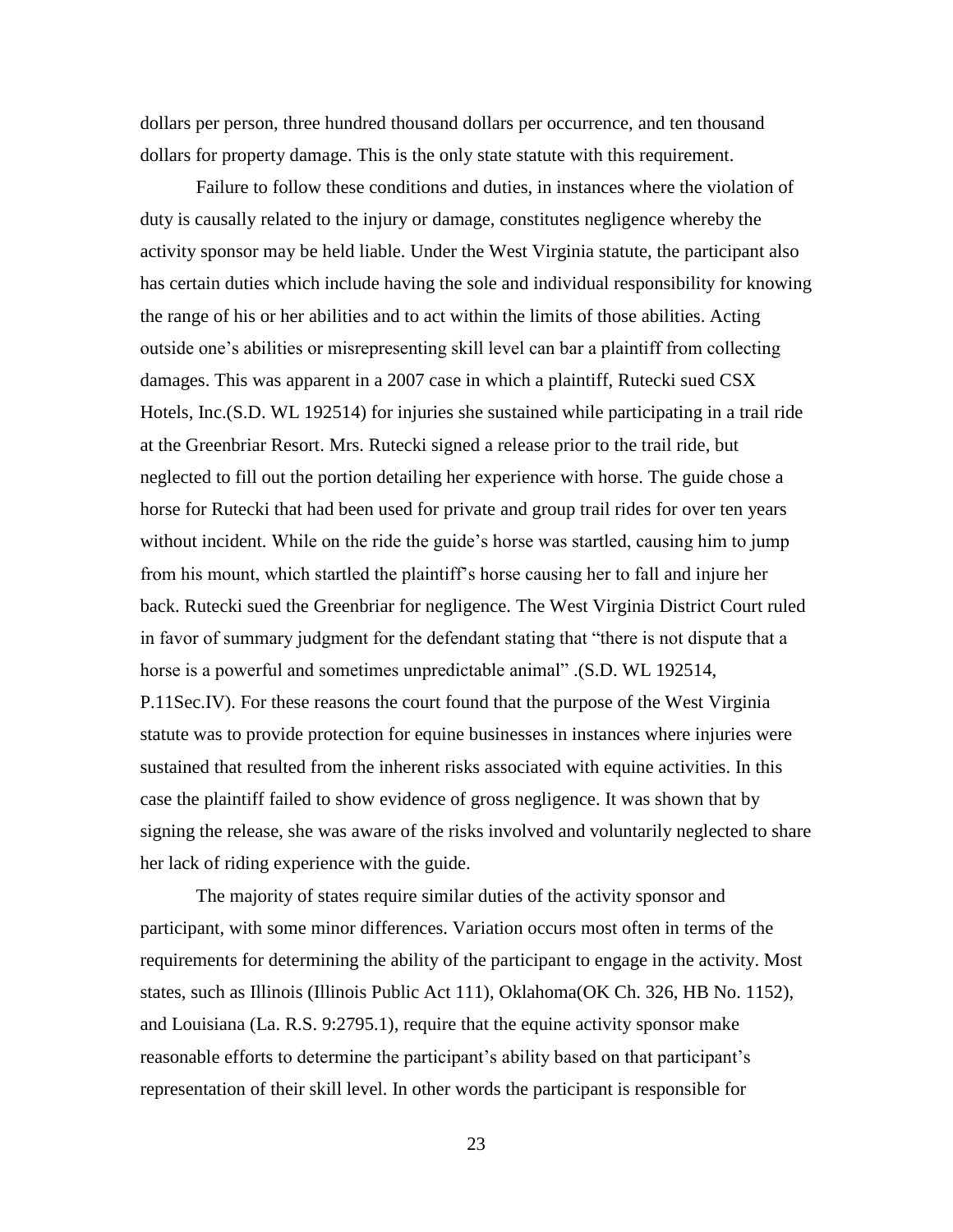dollars per person, three hundred thousand dollars per occurrence, and ten thousand dollars for property damage. This is the only state statute with this requirement.

Failure to follow these conditions and duties, in instances where the violation of duty is causally related to the injury or damage, constitutes negligence whereby the activity sponsor may be held liable. Under the West Virginia statute, the participant also has certain duties which include having the sole and individual responsibility for knowing the range of his or her abilities and to act within the limits of those abilities. Acting outside one's abilities or misrepresenting skill level can bar a plaintiff from collecting damages. This was apparent in a 2007 case in which a plaintiff, Rutecki sued CSX Hotels, Inc.(S.D. WL 192514) for injuries she sustained while participating in a trail ride at the Greenbriar Resort. Mrs. Rutecki signed a release prior to the trail ride, but neglected to fill out the portion detailing her experience with horse. The guide chose a horse for Rutecki that had been used for private and group trail rides for over ten years without incident. While on the ride the guide's horse was startled, causing him to jump from his mount, which startled the plaintiff's horse causing her to fall and injure her back. Rutecki sued the Greenbriar for negligence. The West Virginia District Court ruled in favor of summary judgment for the defendant stating that "there is not dispute that a horse is a powerful and sometimes unpredictable animal" .(S.D. WL 192514, P.11Sec.IV). For these reasons the court found that the purpose of the West Virginia statute was to provide protection for equine businesses in instances where injuries were sustained that resulted from the inherent risks associated with equine activities. In this case the plaintiff failed to show evidence of gross negligence. It was shown that by signing the release, she was aware of the risks involved and voluntarily neglected to share her lack of riding experience with the guide.

The majority of states require similar duties of the activity sponsor and participant, with some minor differences. Variation occurs most often in terms of the requirements for determining the ability of the participant to engage in the activity. Most states, such as Illinois (Illinois Public Act 111), Oklahoma(OK Ch. 326, HB No. 1152), and Louisiana (La. R.S. 9:2795.1), require that the equine activity sponsor make reasonable efforts to determine the participant's ability based on that participant's representation of their skill level. In other words the participant is responsible for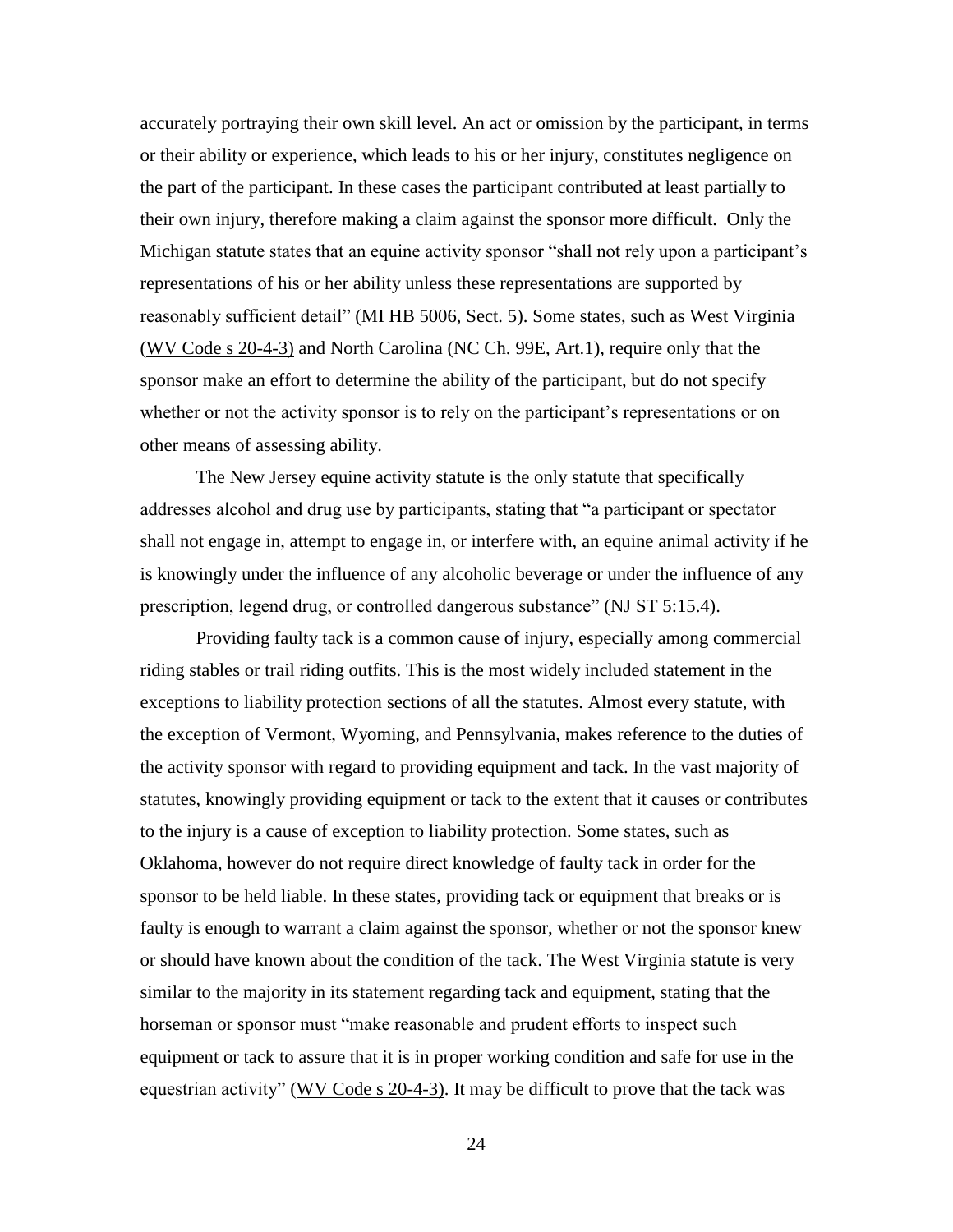accurately portraying their own skill level. An act or omission by the participant, in terms or their ability or experience, which leads to his or her injury, constitutes negligence on the part of the participant. In these cases the participant contributed at least partially to their own injury, therefore making a claim against the sponsor more difficult. Only the Michigan statute states that an equine activity sponsor "shall not rely upon a participant's representations of his or her ability unless these representations are supported by reasonably sufficient detail" (MI HB 5006, Sect. 5). Some states, such as West Virginia (WV Code s 20-4-3) and North Carolina (NC Ch. 99E, Art.1), require only that the sponsor make an effort to determine the ability of the participant, but do not specify whether or not the activity sponsor is to rely on the participant's representations or on other means of assessing ability.

The New Jersey equine activity statute is the only statute that specifically addresses alcohol and drug use by participants, stating that "a participant or spectator shall not engage in, attempt to engage in, or interfere with, an equine animal activity if he is knowingly under the influence of any alcoholic beverage or under the influence of any prescription, legend drug, or controlled dangerous substance" (NJ ST 5:15.4).

Providing faulty tack is a common cause of injury, especially among commercial riding stables or trail riding outfits. This is the most widely included statement in the exceptions to liability protection sections of all the statutes. Almost every statute, with the exception of Vermont, Wyoming, and Pennsylvania, makes reference to the duties of the activity sponsor with regard to providing equipment and tack. In the vast majority of statutes, knowingly providing equipment or tack to the extent that it causes or contributes to the injury is a cause of exception to liability protection. Some states, such as Oklahoma, however do not require direct knowledge of faulty tack in order for the sponsor to be held liable. In these states, providing tack or equipment that breaks or is faulty is enough to warrant a claim against the sponsor, whether or not the sponsor knew or should have known about the condition of the tack. The West Virginia statute is very similar to the majority in its statement regarding tack and equipment, stating that the horseman or sponsor must "make reasonable and prudent efforts to inspect such equipment or tack to assure that it is in proper working condition and safe for use in the equestrian activity" (WV Code s 20-4-3). It may be difficult to prove that the tack was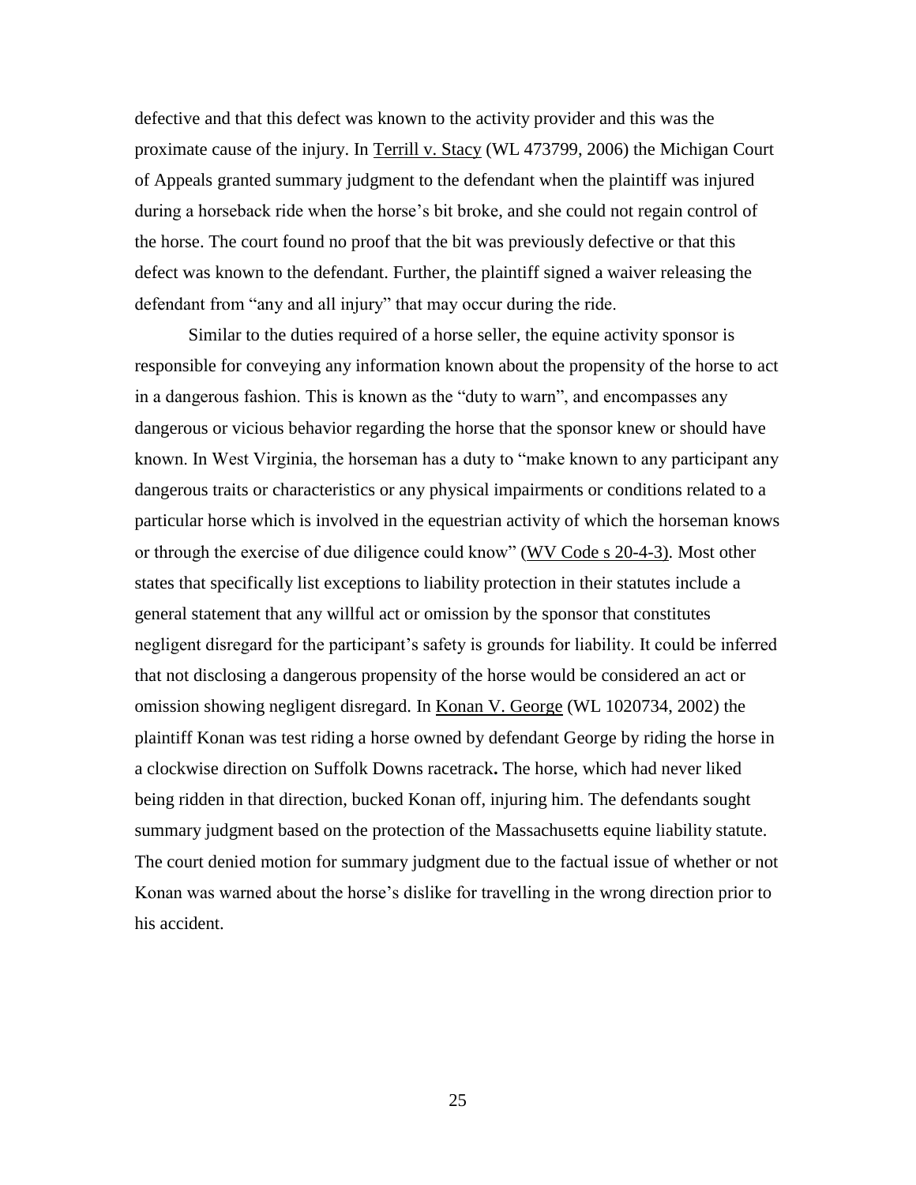defective and that this defect was known to the activity provider and this was the proximate cause of the injury. In Terrill v. Stacy (WL 473799, 2006) the Michigan Court of Appeals granted summary judgment to the defendant when the plaintiff was injured during a horseback ride when the horse's bit broke, and she could not regain control of the horse. The court found no proof that the bit was previously defective or that this defect was known to the defendant. Further, the plaintiff signed a waiver releasing the defendant from "any and all injury" that may occur during the ride.

Similar to the duties required of a horse seller, the equine activity sponsor is responsible for conveying any information known about the propensity of the horse to act in a dangerous fashion. This is known as the "duty to warn", and encompasses any dangerous or vicious behavior regarding the horse that the sponsor knew or should have known. In West Virginia, the horseman has a duty to "make known to any participant any dangerous traits or characteristics or any physical impairments or conditions related to a particular horse which is involved in the equestrian activity of which the horseman knows or through the exercise of due diligence could know" (WV Code s 20-4-3). Most other states that specifically list exceptions to liability protection in their statutes include a general statement that any willful act or omission by the sponsor that constitutes negligent disregard for the participant's safety is grounds for liability. It could be inferred that not disclosing a dangerous propensity of the horse would be considered an act or omission showing negligent disregard. In Konan V. George (WL 1020734, 2002) the plaintiff Konan was test riding a horse owned by defendant George by riding the horse in a clockwise direction on Suffolk Downs racetrack**.** The horse, which had never liked being ridden in that direction, bucked Konan off, injuring him. The defendants sought summary judgment based on the protection of the Massachusetts equine liability statute. The court denied motion for summary judgment due to the factual issue of whether or not Konan was warned about the horse's dislike for travelling in the wrong direction prior to his accident.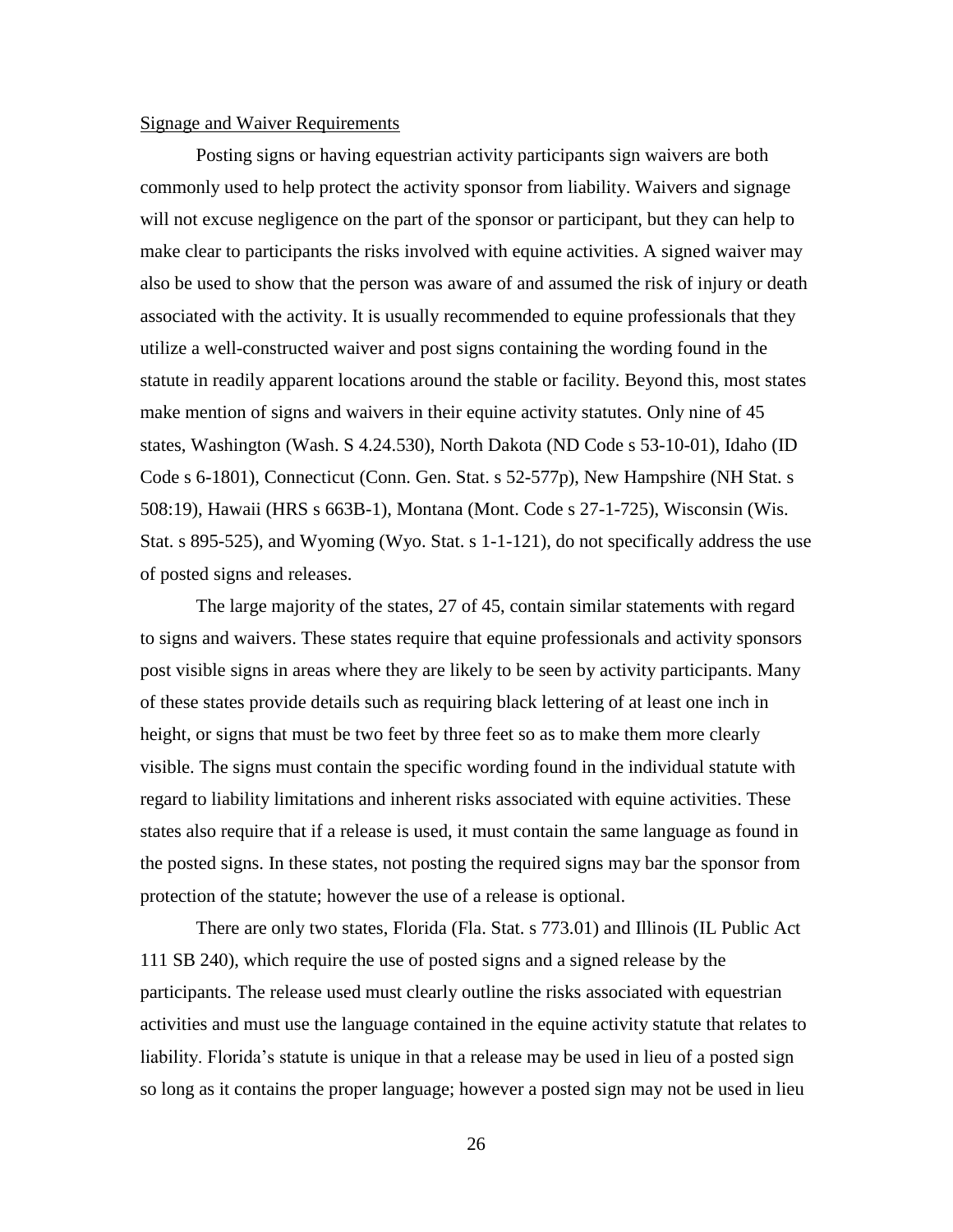Signage and Waiver Requirements

Posting signs or having equestrian activity participants sign waivers are both commonly used to help protect the activity sponsor from liability. Waivers and signage will not excuse negligence on the part of the sponsor or participant, but they can help to make clear to participants the risks involved with equine activities. A signed waiver may also be used to show that the person was aware of and assumed the risk of injury or death associated with the activity. It is usually recommended to equine professionals that they utilize a well-constructed waiver and post signs containing the wording found in the statute in readily apparent locations around the stable or facility. Beyond this, most states make mention of signs and waivers in their equine activity statutes. Only nine of 45 states, Washington (Wash. S 4.24.530), North Dakota (ND Code s 53-10-01), Idaho (ID Code s 6-1801), Connecticut (Conn. Gen. Stat. s 52-577p), New Hampshire (NH Stat. s 508:19), Hawaii (HRS s 663B-1), Montana (Mont. Code s 27-1-725), Wisconsin (Wis. Stat. s 895-525), and Wyoming (Wyo. Stat. s 1-1-121), do not specifically address the use of posted signs and releases.

The large majority of the states, 27 of 45, contain similar statements with regard to signs and waivers. These states require that equine professionals and activity sponsors post visible signs in areas where they are likely to be seen by activity participants. Many of these states provide details such as requiring black lettering of at least one inch in height, or signs that must be two feet by three feet so as to make them more clearly visible. The signs must contain the specific wording found in the individual statute with regard to liability limitations and inherent risks associated with equine activities. These states also require that if a release is used, it must contain the same language as found in the posted signs. In these states, not posting the required signs may bar the sponsor from protection of the statute; however the use of a release is optional.

There are only two states, Florida (Fla. Stat. s 773.01) and Illinois (IL Public Act 111 SB 240), which require the use of posted signs and a signed release by the participants. The release used must clearly outline the risks associated with equestrian activities and must use the language contained in the equine activity statute that relates to liability. Florida's statute is unique in that a release may be used in lieu of a posted sign so long as it contains the proper language; however a posted sign may not be used in lieu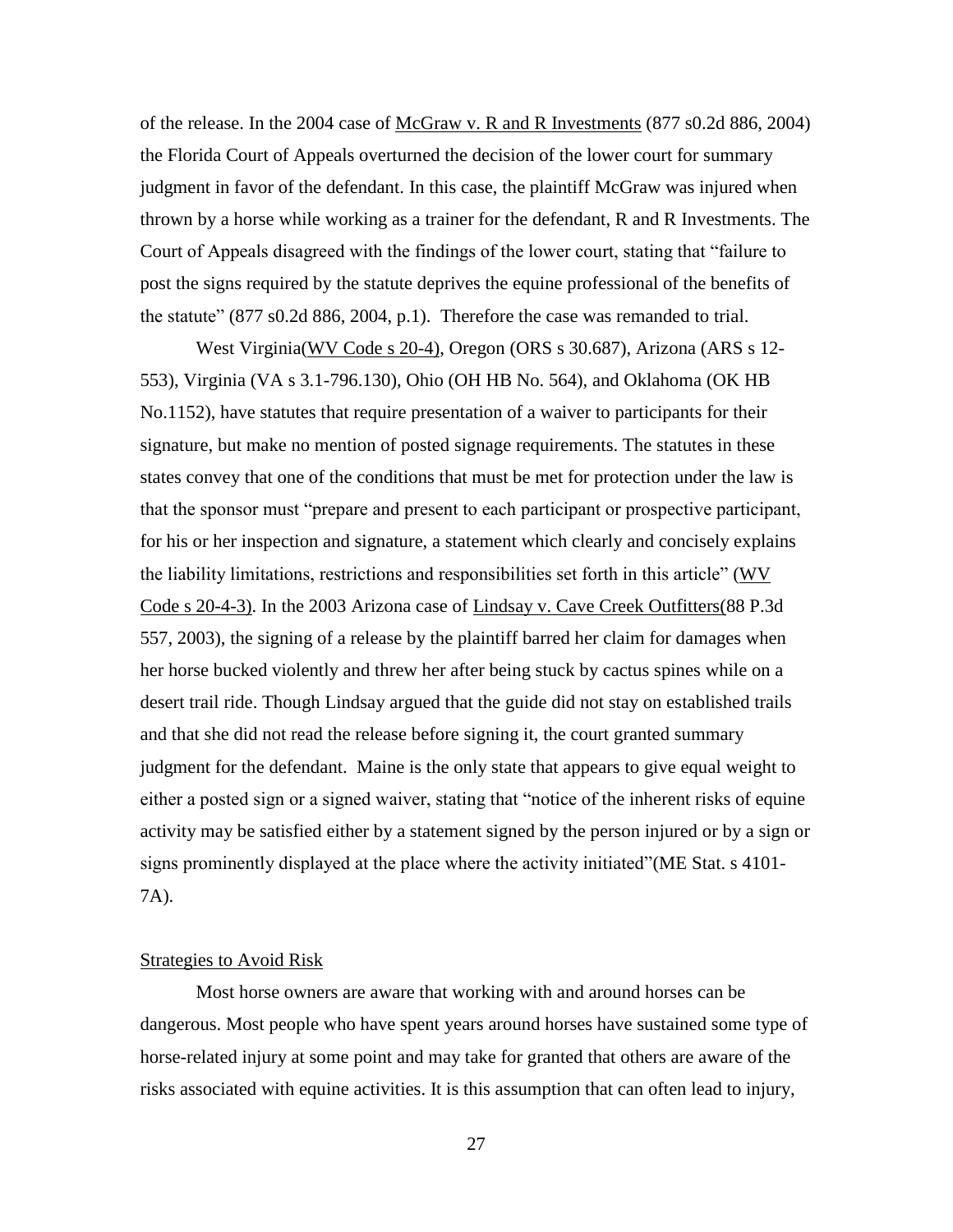of the release. In the 2004 case of McGraw v. R and R Investments (877 s0.2d 886, 2004) the Florida Court of Appeals overturned the decision of the lower court for summary judgment in favor of the defendant. In this case, the plaintiff McGraw was injured when thrown by a horse while working as a trainer for the defendant, R and R Investments. The Court of Appeals disagreed with the findings of the lower court, stating that "failure to post the signs required by the statute deprives the equine professional of the benefits of the statute" (877 s0.2d 886, 2004, p.1). Therefore the case was remanded to trial.

West Virginia(WV Code s 20-4), Oregon (ORS s 30.687), Arizona (ARS s 12-553), Virginia (VA s 3.1-796.130), Ohio (OH HB No. 564), and Oklahoma (OK HB No.1152), have statutes that require presentation of a waiver to participants for their signature, but make no mention of posted signage requirements. The statutes in these states convey that one of the conditions that must be met for protection under the law is that the sponsor must "prepare and present to each participant or prospective participant, for his or her inspection and signature, a statement which clearly and concisely explains the liability limitations, restrictions and responsibilities set forth in this article" (WV Code s 20-4-3). In the 2003 Arizona case of Lindsay v. Cave Creek Outfitters(88 P.3d 557, 2003), the signing of a release by the plaintiff barred her claim for damages when her horse bucked violently and threw her after being stuck by cactus spines while on a desert trail ride. Though Lindsay argued that the guide did not stay on established trails and that she did not read the release before signing it, the court granted summary judgment for the defendant. Maine is the only state that appears to give equal weight to either a posted sign or a signed waiver, stating that "notice of the inherent risks of equine activity may be satisfied either by a statement signed by the person injured or by a sign or signs prominently displayed at the place where the activity initiated"(ME Stat. s 4101-7A).

## Strategies to Avoid Risk

Most horse owners are aware that working with and around horses can be dangerous. Most people who have spent years around horses have sustained some type of horse-related injury at some point and may take for granted that others are aware of the risks associated with equine activities. It is this assumption that can often lead to injury,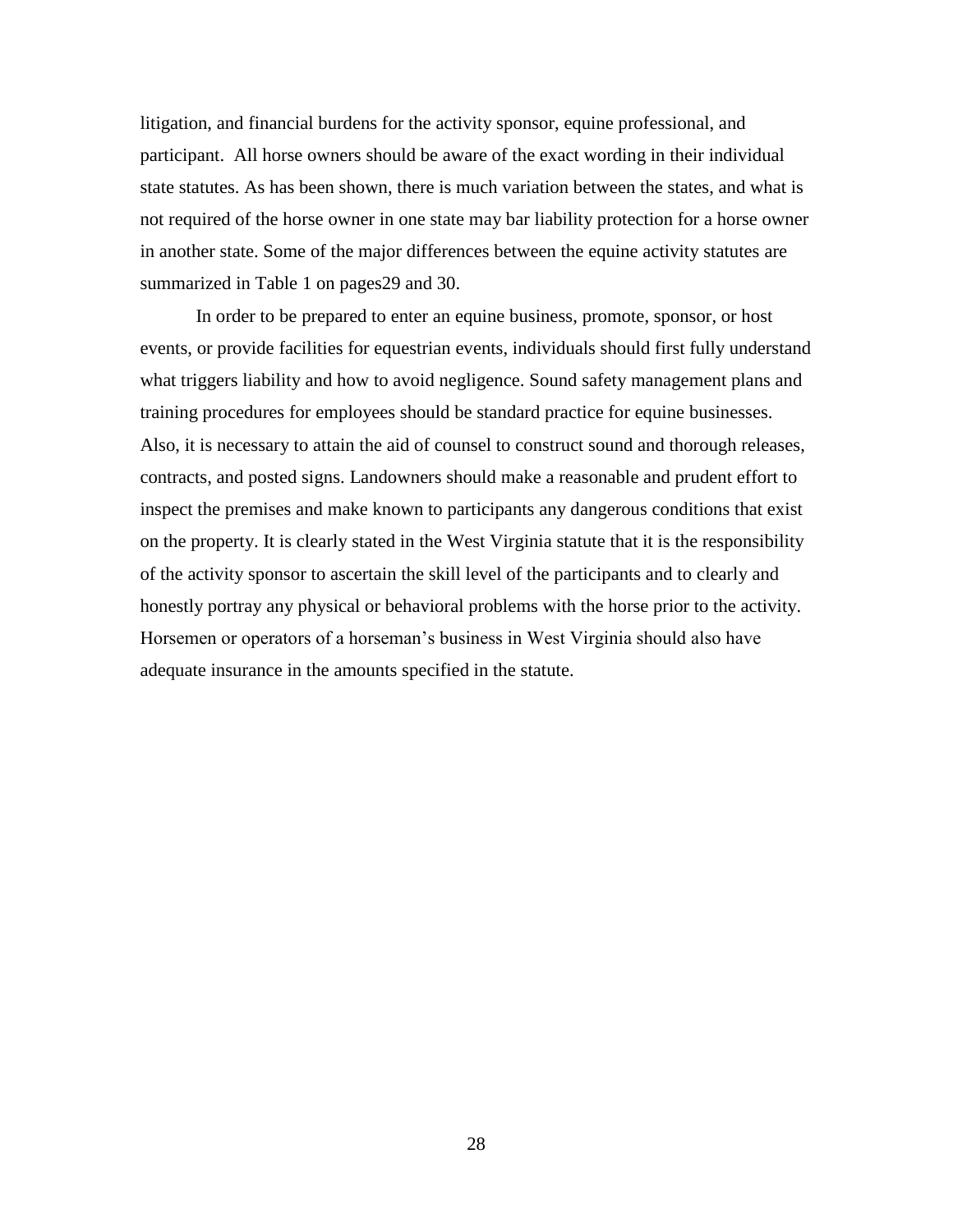litigation, and financial burdens for the activity sponsor, equine professional, and participant. All horse owners should be aware of the exact wording in their individual state statutes. As has been shown, there is much variation between the states, and what is not required of the horse owner in one state may bar liability protection for a horse owner in another state. Some of the major differences between the equine activity statutes are summarized in Table 1 on pages29 and 30.

In order to be prepared to enter an equine business, promote, sponsor, or host events, or provide facilities for equestrian events, individuals should first fully understand what triggers liability and how to avoid negligence. Sound safety management plans and training procedures for employees should be standard practice for equine businesses. Also, it is necessary to attain the aid of counsel to construct sound and thorough releases, contracts, and posted signs. Landowners should make a reasonable and prudent effort to inspect the premises and make known to participants any dangerous conditions that exist on the property. It is clearly stated in the West Virginia statute that it is the responsibility of the activity sponsor to ascertain the skill level of the participants and to clearly and honestly portray any physical or behavioral problems with the horse prior to the activity. Horsemen or operators of a horseman's business in West Virginia should also have adequate insurance in the amounts specified in the statute.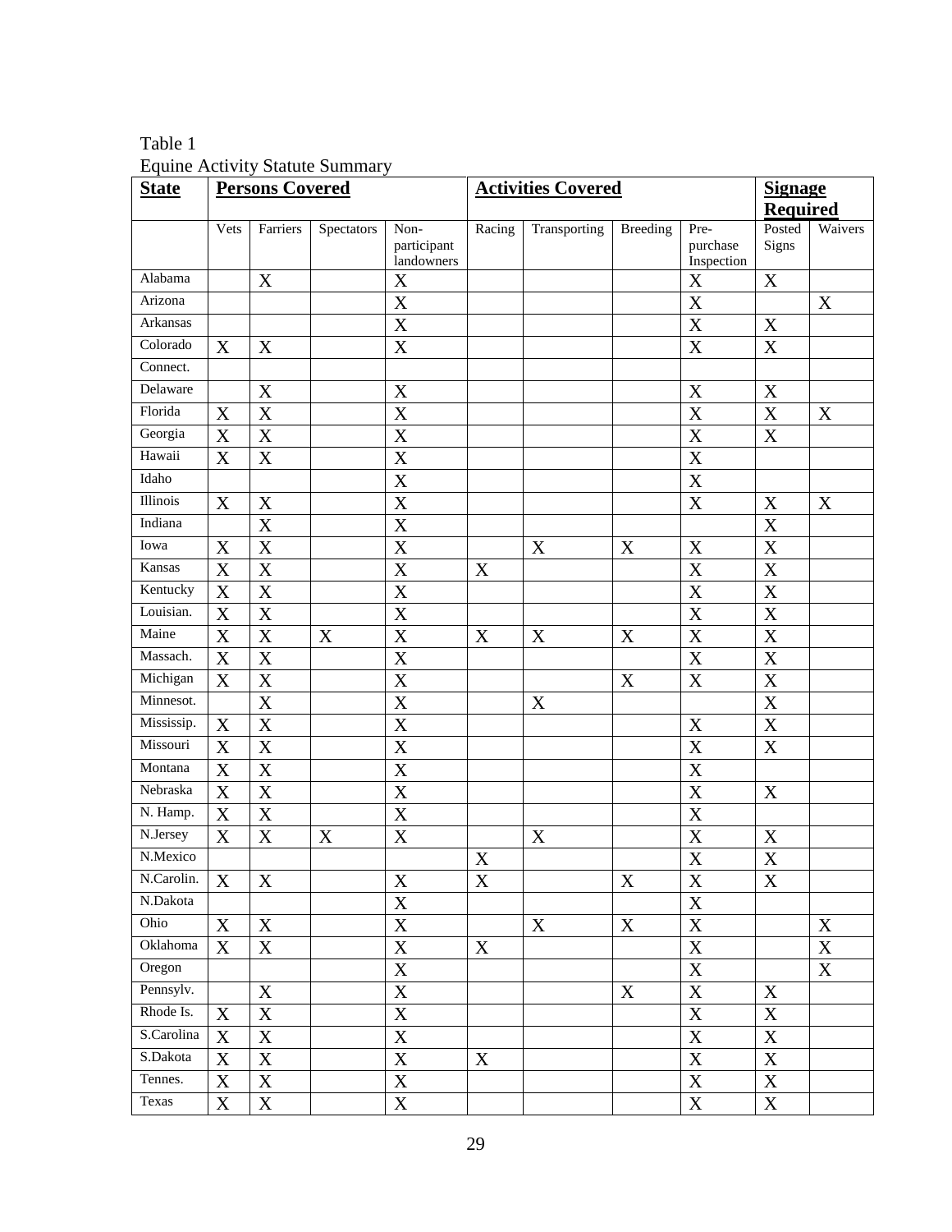Table 1
Equine Activity Statute Summary

| **State** | **Persons Covered** | | | | **Activities Covered** | | | | **Signage Required** | |
|---|---|---|---|---|---|---|---|---|---|---|
| | Vets | Farriers | Spectators | Non-participant landowners | Racing | Transporting | Breeding | Pre-purchase Inspection | Posted Signs | Waivers |
| Alabama | | X | | X | | | | X | X | |
| Arizona | | | | X | | | | X | | X |
| Arkansas | | | | X | | | | X | X | |
| Colorado | X | X | | X | | | | X | X | |
| Connect. | | | | | | | | | | |
| Delaware | | X | | X | | | | X | X | |
| Florida | X | X | | X | | | | X | X | X |
| Georgia | X | X | | X | | | | X | X | |
| Hawaii | X | X | | X | | | | X | | |
| Idaho | | | | X | | | | X | | |
| Illinois | X | X | | X | | | | X | X | X |
| Indiana | | X | | X | | | | | X | |
| Iowa | X | X | | X | | X | X | X | X | |
| Kansas | X | X | | X | X | | | X | X | |
| Kentucky | X | X | | X | | | | X | X | |
| Louisian. | X | X | | X | | | | X | X | |
| Maine | X | X | X | X | X | X | X | X | X | |
| Massach. | X | X | | X | | | | X | X | |
| Michigan | X | X | | X | | | X | X | X | |
| Minnesot. | | X | | X | | X | | | X | |
| Mississip. | X | X | | X | | | | X | X | |
| Missouri | X | X | | X | | | | X | X | |
| Montana | X | X | | X | | | | X | | |
| Nebraska | X | X | | X | | | | X | X | |
| N. Hamp. | X | X | | X | | | | X | | |
| N.Jersey | X | X | X | X | | X | | X | X | |
| N.Mexico | | | | | X | | | X | X | |
| N.Carolin. | X | X | | X | X | | X | X | X | |
| N.Dakota | | | | X | | | | X | | |
| Ohio | X | X | | X | | X | X | X | | X |
| Oklahoma | X | X | | X | X | | | X | | X |
| Oregon | | | | X | | | | X | | X |
| Pennsylv. | | X | | X | | | X | X | X | |
| Rhode Is. | X | X | | X | | | | X | X | |
| S.Carolina | X | X | | X | | | | X | X | |
| S.Dakota | X | X | | X | X | | | X | X | |
| Tennes. | X | X | | X | | | | X | X | |
| Texas | X | X | | X | | | | X | X | |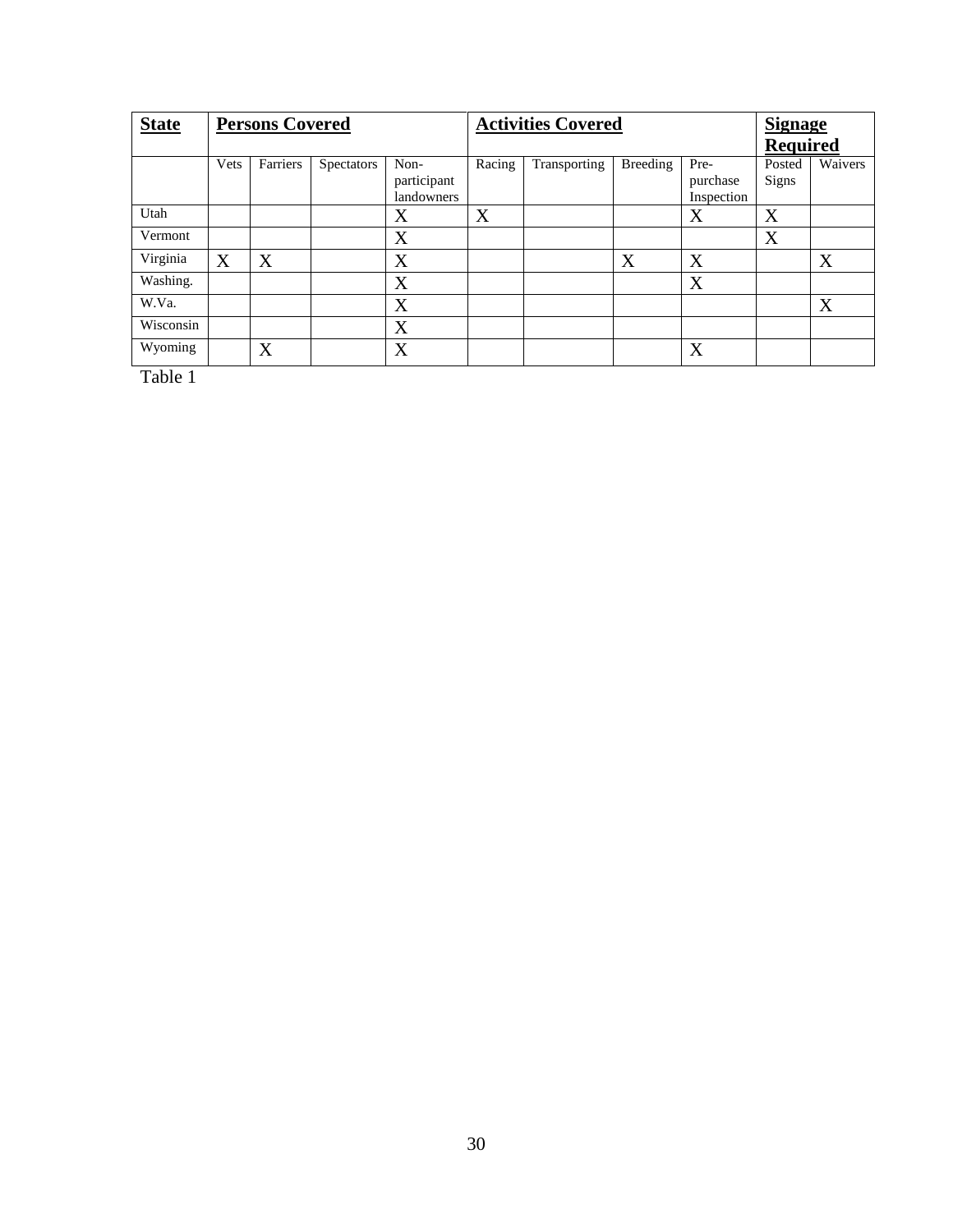| **State** | **Persons Covered** | | | | **Activities Covered** | | | | **Signage Required** | |
|---|---|---|---|---|---|---|---|---|---|---|
| | Vets | Farriers | Spectators | Non-participant landowners | Racing | Transporting | Breeding | Pre-purchase Inspection | Posted Signs | Waivers |
| Utah | | | | X | X | | | X | X | |
| Vermont | | | | X | | | | | X | |
| Virginia | X | X | | X | | | X | X | | X |
| Washing. | | | | X | | | | X | | |
| W.Va. | | | | X | | | | | | X |
| Wisconsin | | | | X | | | | | | |
| Wyoming | | X | | X | | | | X | | |

Table 1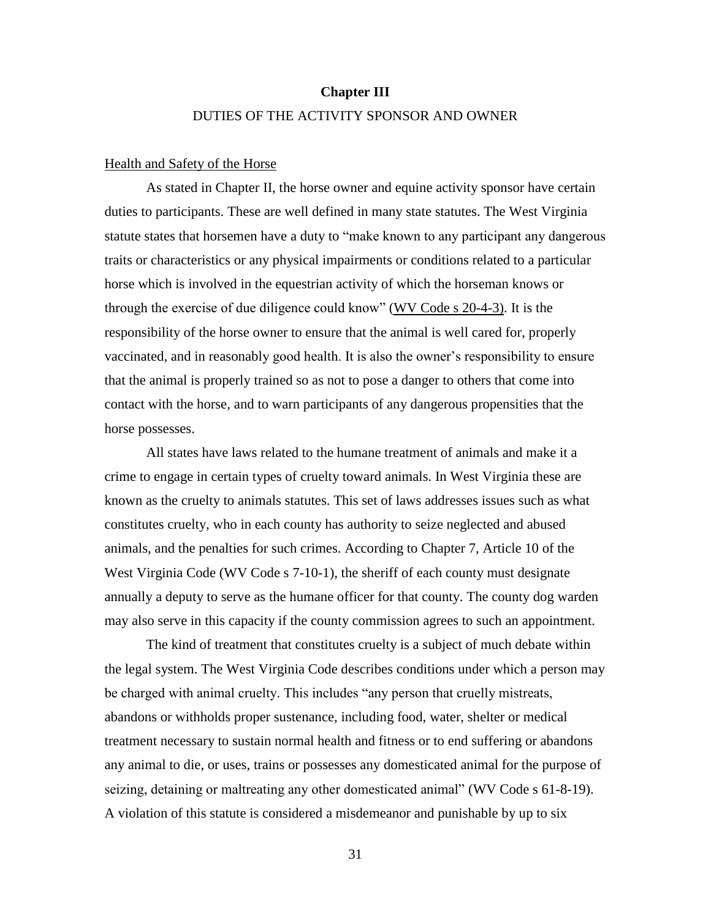# Chapter III

## DUTIES OF THE ACTIVITY SPONSOR AND OWNER

### Health and Safety of the Horse

As stated in Chapter II, the horse owner and equine activity sponsor have certain duties to participants. These are well defined in many state statutes. The West Virginia statute states that horsemen have a duty to "make known to any participant any dangerous traits or characteristics or any physical impairments or conditions related to a particular horse which is involved in the equestrian activity of which the horseman knows or through the exercise of due diligence could know" (WV Code s 20-4-3). It is the responsibility of the horse owner to ensure that the animal is well cared for, properly vaccinated, and in reasonably good health. It is also the owner's responsibility to ensure that the animal is properly trained so as not to pose a danger to others that come into contact with the horse, and to warn participants of any dangerous propensities that the horse possesses.

All states have laws related to the humane treatment of animals and make it a crime to engage in certain types of cruelty toward animals. In West Virginia these are known as the cruelty to animals statutes. This set of laws addresses issues such as what constitutes cruelty, who in each county has authority to seize neglected and abused animals, and the penalties for such crimes. According to Chapter 7, Article 10 of the West Virginia Code (WV Code s 7-10-1), the sheriff of each county must designate annually a deputy to serve as the humane officer for that county. The county dog warden may also serve in this capacity if the county commission agrees to such an appointment.

The kind of treatment that constitutes cruelty is a subject of much debate within the legal system. The West Virginia Code describes conditions under which a person may be charged with animal cruelty. This includes "any person that cruelly mistreats, abandons or withholds proper sustenance, including food, water, shelter or medical treatment necessary to sustain normal health and fitness or to end suffering or abandons any animal to die, or uses, trains or possesses any domesticated animal for the purpose of seizing, detaining or maltreating any other domesticated animal" (WV Code s 61-8-19). A violation of this statute is considered a misdemeanor and punishable by up to six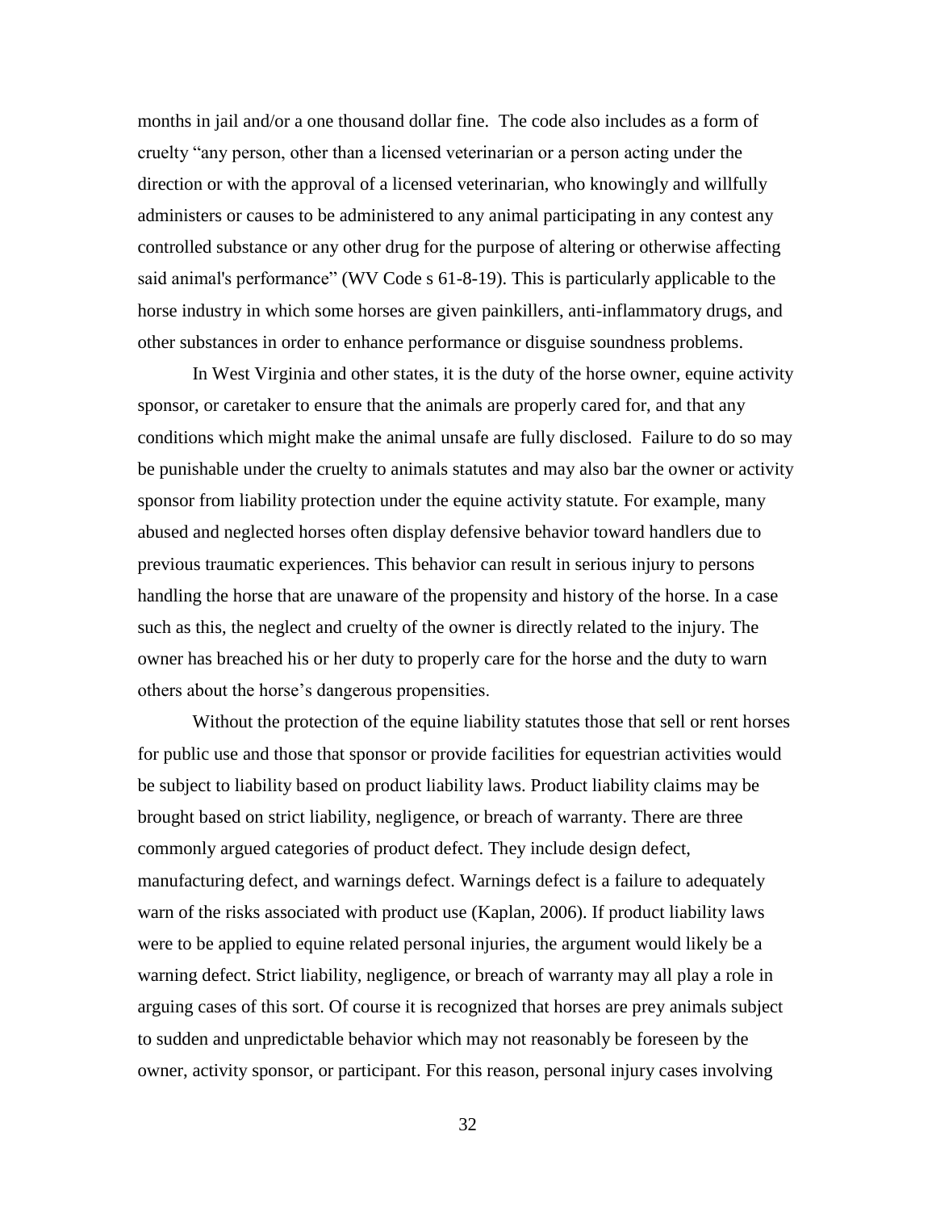months in jail and/or a one thousand dollar fine. The code also includes as a form of cruelty "any person, other than a licensed veterinarian or a person acting under the direction or with the approval of a licensed veterinarian, who knowingly and willfully administers or causes to be administered to any animal participating in any contest any controlled substance or any other drug for the purpose of altering or otherwise affecting said animal's performance" (WV Code s 61-8-19). This is particularly applicable to the horse industry in which some horses are given painkillers, anti-inflammatory drugs, and other substances in order to enhance performance or disguise soundness problems.

In West Virginia and other states, it is the duty of the horse owner, equine activity sponsor, or caretaker to ensure that the animals are properly cared for, and that any conditions which might make the animal unsafe are fully disclosed. Failure to do so may be punishable under the cruelty to animals statutes and may also bar the owner or activity sponsor from liability protection under the equine activity statute. For example, many abused and neglected horses often display defensive behavior toward handlers due to previous traumatic experiences. This behavior can result in serious injury to persons handling the horse that are unaware of the propensity and history of the horse. In a case such as this, the neglect and cruelty of the owner is directly related to the injury. The owner has breached his or her duty to properly care for the horse and the duty to warn others about the horse's dangerous propensities.

Without the protection of the equine liability statutes those that sell or rent horses for public use and those that sponsor or provide facilities for equestrian activities would be subject to liability based on product liability laws. Product liability claims may be brought based on strict liability, negligence, or breach of warranty. There are three commonly argued categories of product defect. They include design defect, manufacturing defect, and warnings defect. Warnings defect is a failure to adequately warn of the risks associated with product use (Kaplan, 2006). If product liability laws were to be applied to equine related personal injuries, the argument would likely be a warning defect. Strict liability, negligence, or breach of warranty may all play a role in arguing cases of this sort. Of course it is recognized that horses are prey animals subject to sudden and unpredictable behavior which may not reasonably be foreseen by the owner, activity sponsor, or participant. For this reason, personal injury cases involving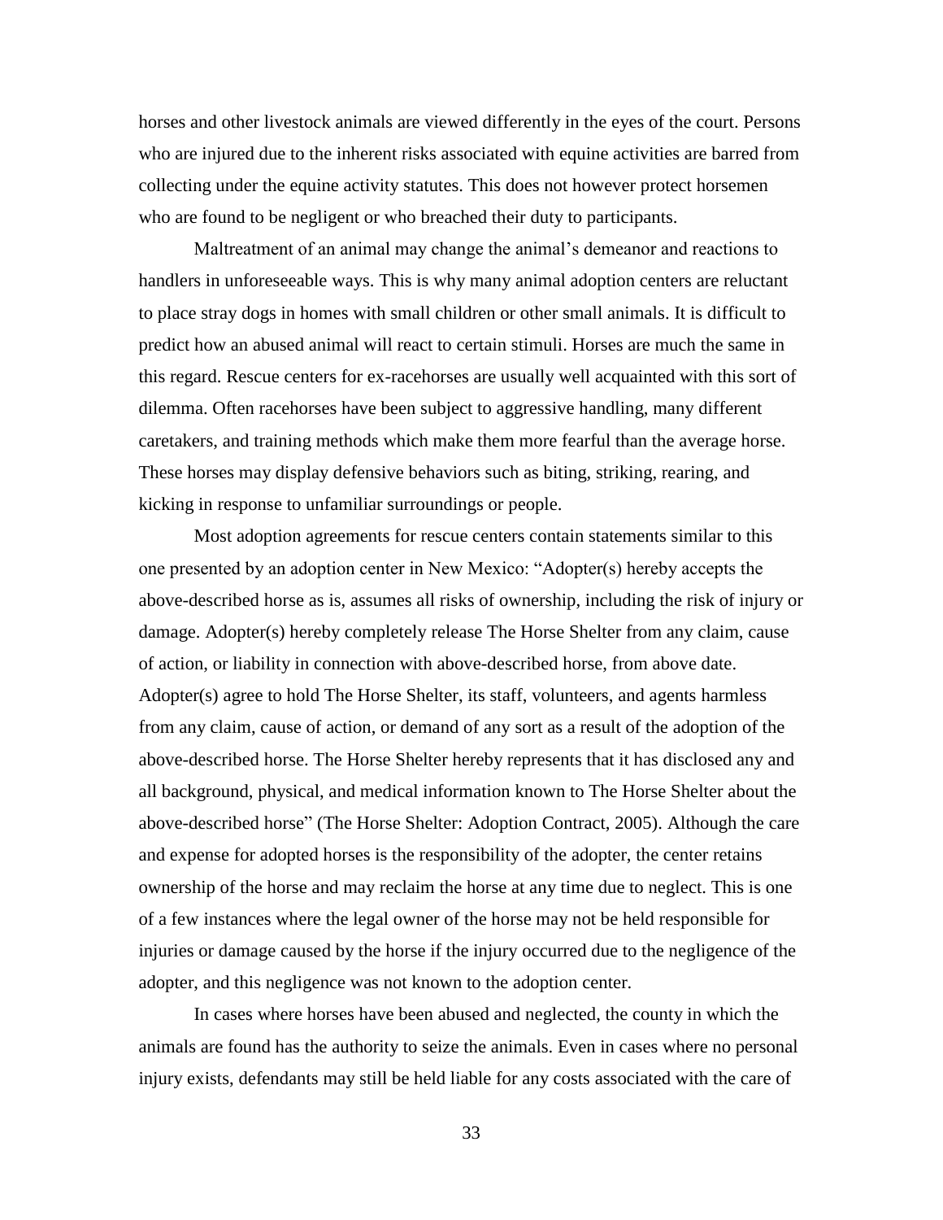horses and other livestock animals are viewed differently in the eyes of the court. Persons who are injured due to the inherent risks associated with equine activities are barred from collecting under the equine activity statutes. This does not however protect horsemen who are found to be negligent or who breached their duty to participants.

Maltreatment of an animal may change the animal's demeanor and reactions to handlers in unforeseeable ways. This is why many animal adoption centers are reluctant to place stray dogs in homes with small children or other small animals. It is difficult to predict how an abused animal will react to certain stimuli. Horses are much the same in this regard. Rescue centers for ex-racehorses are usually well acquainted with this sort of dilemma. Often racehorses have been subject to aggressive handling, many different caretakers, and training methods which make them more fearful than the average horse. These horses may display defensive behaviors such as biting, striking, rearing, and kicking in response to unfamiliar surroundings or people.

Most adoption agreements for rescue centers contain statements similar to this one presented by an adoption center in New Mexico: "Adopter(s) hereby accepts the above-described horse as is, assumes all risks of ownership, including the risk of injury or damage. Adopter(s) hereby completely release The Horse Shelter from any claim, cause of action, or liability in connection with above-described horse, from above date. Adopter(s) agree to hold The Horse Shelter, its staff, volunteers, and agents harmless from any claim, cause of action, or demand of any sort as a result of the adoption of the above-described horse. The Horse Shelter hereby represents that it has disclosed any and all background, physical, and medical information known to The Horse Shelter about the above-described horse" (The Horse Shelter: Adoption Contract, 2005). Although the care and expense for adopted horses is the responsibility of the adopter, the center retains ownership of the horse and may reclaim the horse at any time due to neglect. This is one of a few instances where the legal owner of the horse may not be held responsible for injuries or damage caused by the horse if the injury occurred due to the negligence of the adopter, and this negligence was not known to the adoption center.

In cases where horses have been abused and neglected, the county in which the animals are found has the authority to seize the animals. Even in cases where no personal injury exists, defendants may still be held liable for any costs associated with the care of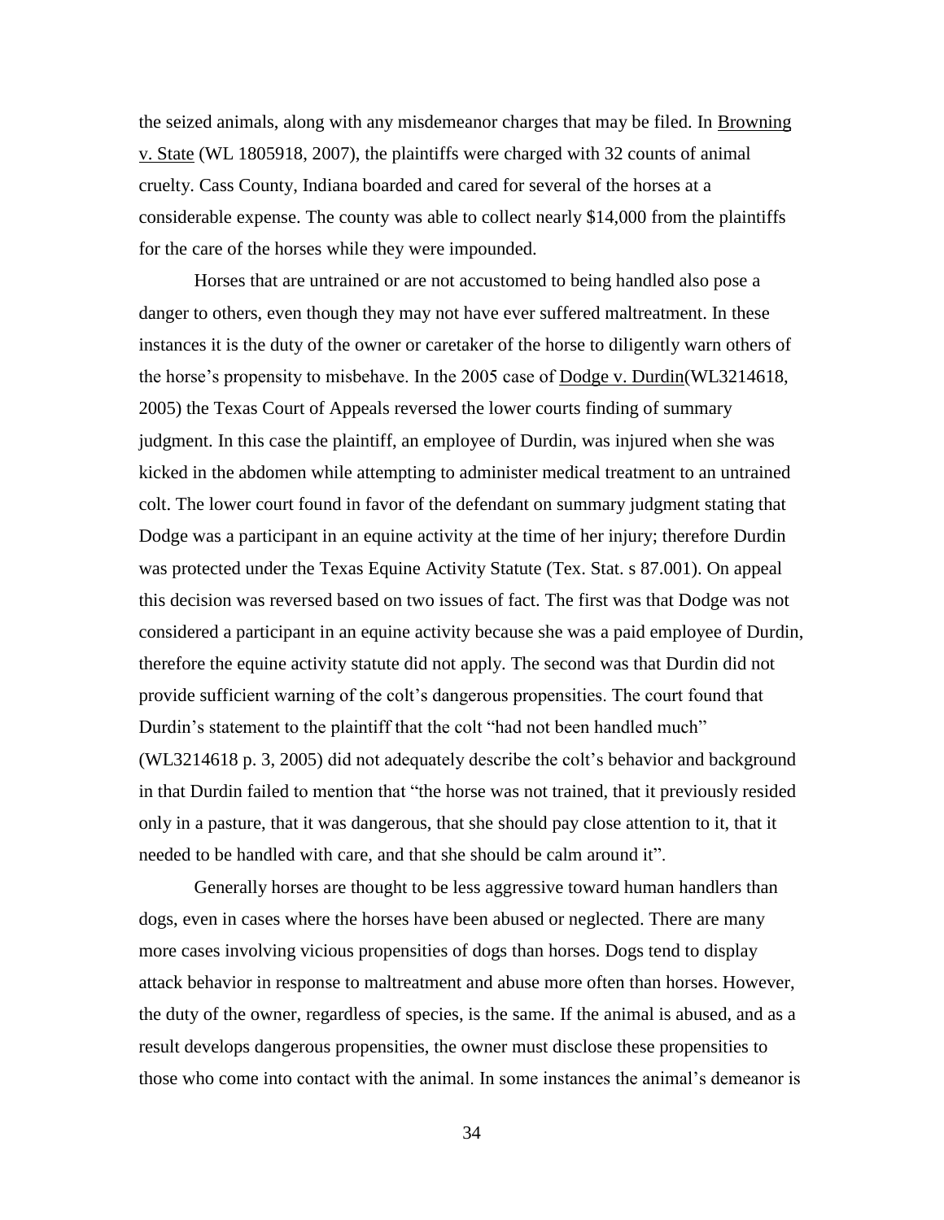the seized animals, along with any misdemeanor charges that may be filed. In Browning v. State (WL 1805918, 2007), the plaintiffs were charged with 32 counts of animal cruelty. Cass County, Indiana boarded and cared for several of the horses at a considerable expense. The county was able to collect nearly $14,000 from the plaintiffs for the care of the horses while they were impounded.

Horses that are untrained or are not accustomed to being handled also pose a danger to others, even though they may not have ever suffered maltreatment. In these instances it is the duty of the owner or caretaker of the horse to diligently warn others of the horse's propensity to misbehave. In the 2005 case of Dodge v. Durdin(WL3214618, 2005) the Texas Court of Appeals reversed the lower courts finding of summary judgment. In this case the plaintiff, an employee of Durdin, was injured when she was kicked in the abdomen while attempting to administer medical treatment to an untrained colt. The lower court found in favor of the defendant on summary judgment stating that Dodge was a participant in an equine activity at the time of her injury; therefore Durdin was protected under the Texas Equine Activity Statute (Tex. Stat. s 87.001). On appeal this decision was reversed based on two issues of fact. The first was that Dodge was not considered a participant in an equine activity because she was a paid employee of Durdin, therefore the equine activity statute did not apply. The second was that Durdin did not provide sufficient warning of the colt's dangerous propensities. The court found that Durdin's statement to the plaintiff that the colt "had not been handled much" (WL3214618 p. 3, 2005) did not adequately describe the colt's behavior and background in that Durdin failed to mention that "the horse was not trained, that it previously resided only in a pasture, that it was dangerous, that she should pay close attention to it, that it needed to be handled with care, and that she should be calm around it".

Generally horses are thought to be less aggressive toward human handlers than dogs, even in cases where the horses have been abused or neglected. There are many more cases involving vicious propensities of dogs than horses. Dogs tend to display attack behavior in response to maltreatment and abuse more often than horses. However, the duty of the owner, regardless of species, is the same. If the animal is abused, and as a result develops dangerous propensities, the owner must disclose these propensities to those who come into contact with the animal. In some instances the animal's demeanor is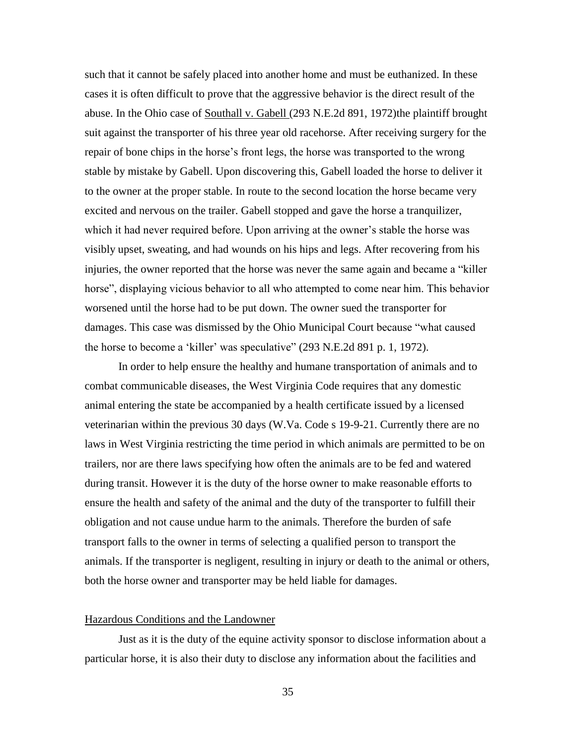such that it cannot be safely placed into another home and must be euthanized. In these cases it is often difficult to prove that the aggressive behavior is the direct result of the abuse. In the Ohio case of Southall v. Gabell (293 N.E.2d 891, 1972)the plaintiff brought suit against the transporter of his three year old racehorse. After receiving surgery for the repair of bone chips in the horse's front legs, the horse was transported to the wrong stable by mistake by Gabell. Upon discovering this, Gabell loaded the horse to deliver it to the owner at the proper stable. In route to the second location the horse became very excited and nervous on the trailer. Gabell stopped and gave the horse a tranquilizer, which it had never required before. Upon arriving at the owner's stable the horse was visibly upset, sweating, and had wounds on his hips and legs. After recovering from his injuries, the owner reported that the horse was never the same again and became a "killer horse", displaying vicious behavior to all who attempted to come near him. This behavior worsened until the horse had to be put down. The owner sued the transporter for damages. This case was dismissed by the Ohio Municipal Court because "what caused the horse to become a 'killer' was speculative" (293 N.E.2d 891 p. 1, 1972).

In order to help ensure the healthy and humane transportation of animals and to combat communicable diseases, the West Virginia Code requires that any domestic animal entering the state be accompanied by a health certificate issued by a licensed veterinarian within the previous 30 days (W.Va. Code s 19-9-21. Currently there are no laws in West Virginia restricting the time period in which animals are permitted to be on trailers, nor are there laws specifying how often the animals are to be fed and watered during transit. However it is the duty of the horse owner to make reasonable efforts to ensure the health and safety of the animal and the duty of the transporter to fulfill their obligation and not cause undue harm to the animals. Therefore the burden of safe transport falls to the owner in terms of selecting a qualified person to transport the animals. If the transporter is negligent, resulting in injury or death to the animal or others, both the horse owner and transporter may be held liable for damages.

## Hazardous Conditions and the Landowner

Just as it is the duty of the equine activity sponsor to disclose information about a particular horse, it is also their duty to disclose any information about the facilities and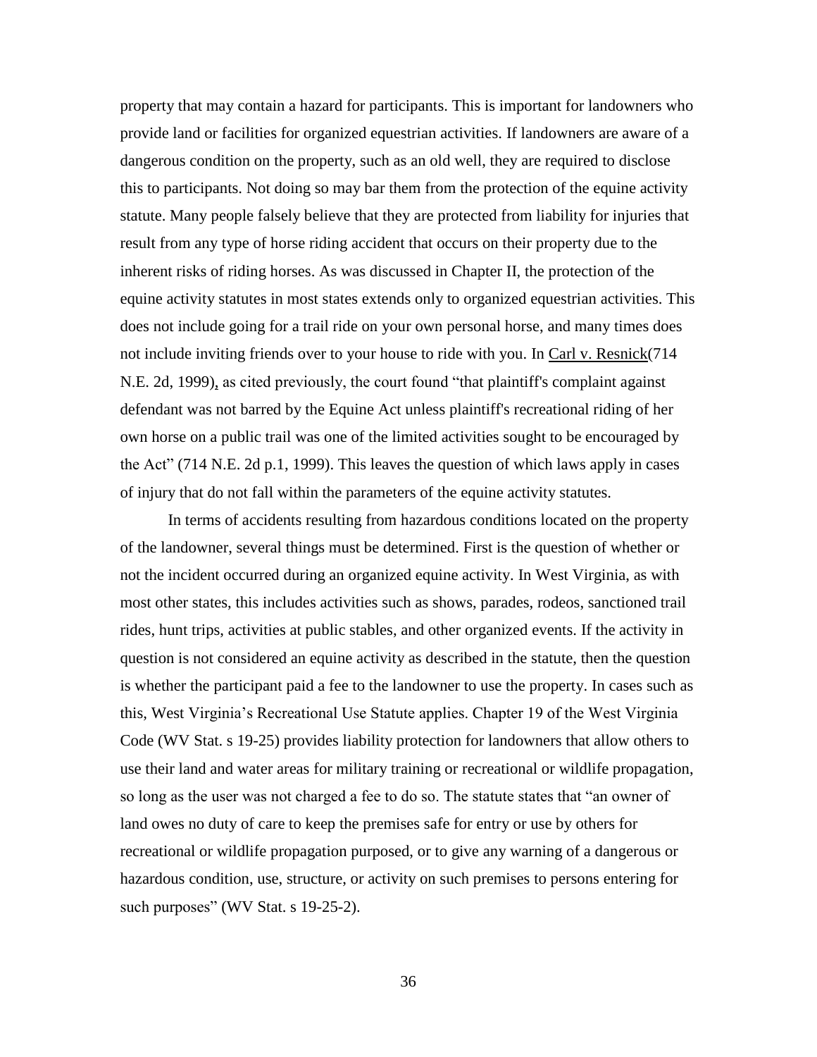property that may contain a hazard for participants. This is important for landowners who provide land or facilities for organized equestrian activities. If landowners are aware of a dangerous condition on the property, such as an old well, they are required to disclose this to participants. Not doing so may bar them from the protection of the equine activity statute. Many people falsely believe that they are protected from liability for injuries that result from any type of horse riding accident that occurs on their property due to the inherent risks of riding horses. As was discussed in Chapter II, the protection of the equine activity statutes in most states extends only to organized equestrian activities. This does not include going for a trail ride on your own personal horse, and many times does not include inviting friends over to your house to ride with you. In Carl v. Resnick(714 N.E. 2d, 1999), as cited previously, the court found "that plaintiff's complaint against defendant was not barred by the Equine Act unless plaintiff's recreational riding of her own horse on a public trail was one of the limited activities sought to be encouraged by the Act" (714 N.E. 2d p.1, 1999). This leaves the question of which laws apply in cases of injury that do not fall within the parameters of the equine activity statutes.

In terms of accidents resulting from hazardous conditions located on the property of the landowner, several things must be determined. First is the question of whether or not the incident occurred during an organized equine activity. In West Virginia, as with most other states, this includes activities such as shows, parades, rodeos, sanctioned trail rides, hunt trips, activities at public stables, and other organized events. If the activity in question is not considered an equine activity as described in the statute, then the question is whether the participant paid a fee to the landowner to use the property. In cases such as this, West Virginia's Recreational Use Statute applies. Chapter 19 of the West Virginia Code (WV Stat. s 19-25) provides liability protection for landowners that allow others to use their land and water areas for military training or recreational or wildlife propagation, so long as the user was not charged a fee to do so. The statute states that "an owner of land owes no duty of care to keep the premises safe for entry or use by others for recreational or wildlife propagation purposed, or to give any warning of a dangerous or hazardous condition, use, structure, or activity on such premises to persons entering for such purposes" (WV Stat. s 19-25-2).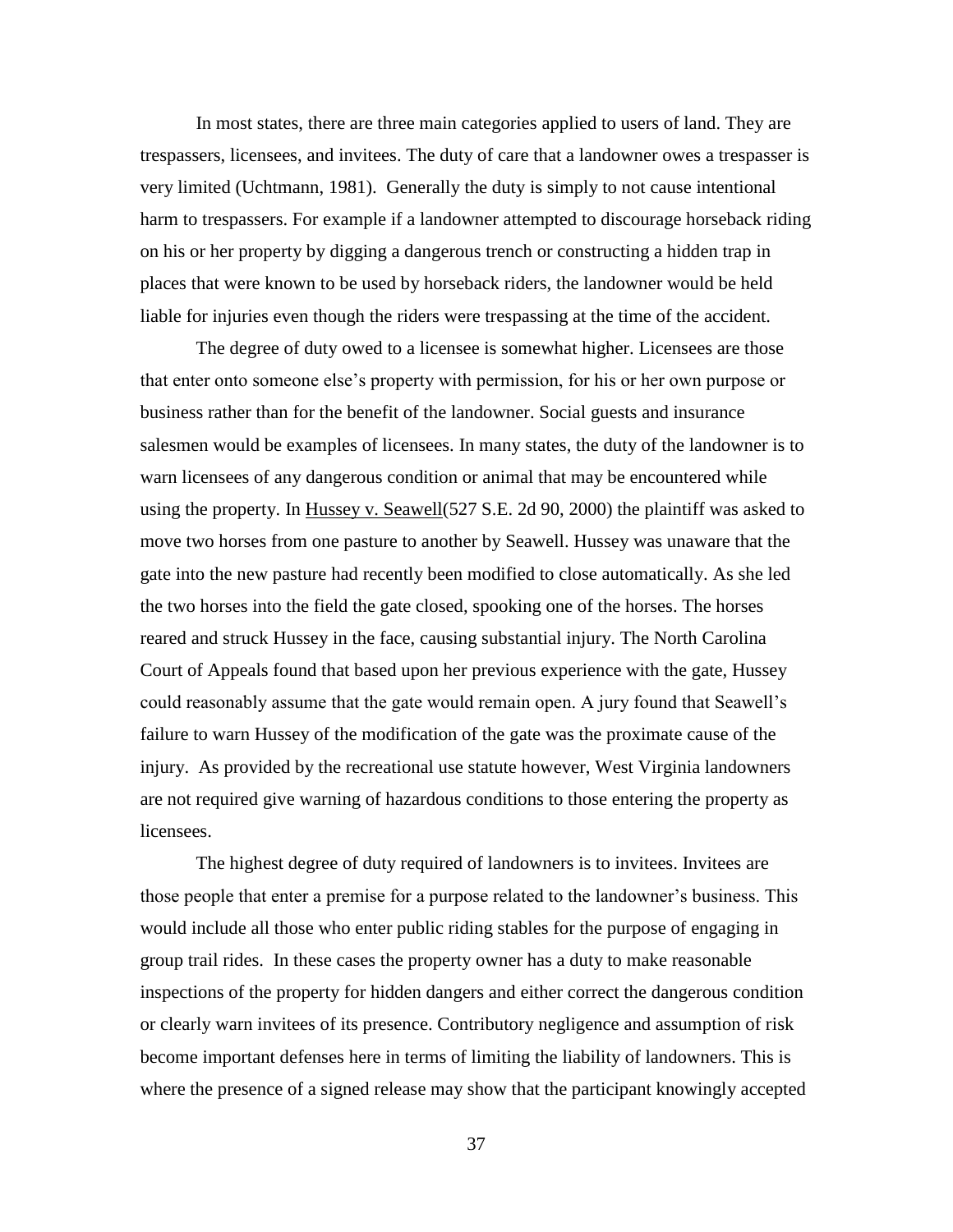In most states, there are three main categories applied to users of land. They are trespassers, licensees, and invitees. The duty of care that a landowner owes a trespasser is very limited (Uchtmann, 1981). Generally the duty is simply to not cause intentional harm to trespassers. For example if a landowner attempted to discourage horseback riding on his or her property by digging a dangerous trench or constructing a hidden trap in places that were known to be used by horseback riders, the landowner would be held liable for injuries even though the riders were trespassing at the time of the accident.

The degree of duty owed to a licensee is somewhat higher. Licensees are those that enter onto someone else's property with permission, for his or her own purpose or business rather than for the benefit of the landowner. Social guests and insurance salesmen would be examples of licensees. In many states, the duty of the landowner is to warn licensees of any dangerous condition or animal that may be encountered while using the property. In Hussey v. Seawell(527 S.E. 2d 90, 2000) the plaintiff was asked to move two horses from one pasture to another by Seawell. Hussey was unaware that the gate into the new pasture had recently been modified to close automatically. As she led the two horses into the field the gate closed, spooking one of the horses. The horses reared and struck Hussey in the face, causing substantial injury. The North Carolina Court of Appeals found that based upon her previous experience with the gate, Hussey could reasonably assume that the gate would remain open. A jury found that Seawell's failure to warn Hussey of the modification of the gate was the proximate cause of the injury. As provided by the recreational use statute however, West Virginia landowners are not required give warning of hazardous conditions to those entering the property as licensees.

The highest degree of duty required of landowners is to invitees. Invitees are those people that enter a premise for a purpose related to the landowner's business. This would include all those who enter public riding stables for the purpose of engaging in group trail rides. In these cases the property owner has a duty to make reasonable inspections of the property for hidden dangers and either correct the dangerous condition or clearly warn invitees of its presence. Contributory negligence and assumption of risk become important defenses here in terms of limiting the liability of landowners. This is where the presence of a signed release may show that the participant knowingly accepted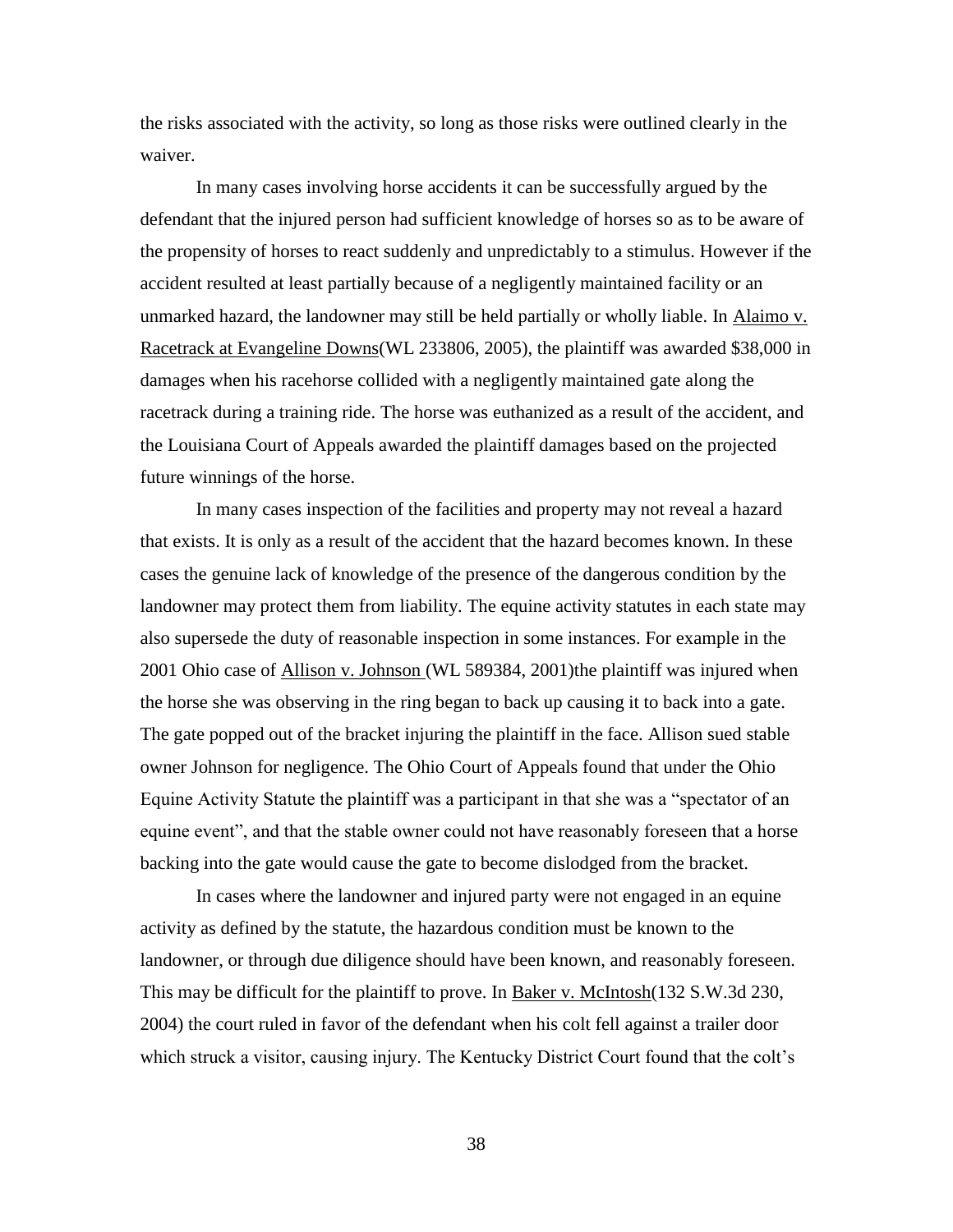the risks associated with the activity, so long as those risks were outlined clearly in the waiver.

In many cases involving horse accidents it can be successfully argued by the defendant that the injured person had sufficient knowledge of horses so as to be aware of the propensity of horses to react suddenly and unpredictably to a stimulus. However if the accident resulted at least partially because of a negligently maintained facility or an unmarked hazard, the landowner may still be held partially or wholly liable. In Alaimo v. Racetrack at Evangeline Downs(WL 233806, 2005), the plaintiff was awarded $38,000 in damages when his racehorse collided with a negligently maintained gate along the racetrack during a training ride. The horse was euthanized as a result of the accident, and the Louisiana Court of Appeals awarded the plaintiff damages based on the projected future winnings of the horse.

In many cases inspection of the facilities and property may not reveal a hazard that exists. It is only as a result of the accident that the hazard becomes known. In these cases the genuine lack of knowledge of the presence of the dangerous condition by the landowner may protect them from liability. The equine activity statutes in each state may also supersede the duty of reasonable inspection in some instances. For example in the 2001 Ohio case of Allison v. Johnson (WL 589384, 2001)the plaintiff was injured when the horse she was observing in the ring began to back up causing it to back into a gate. The gate popped out of the bracket injuring the plaintiff in the face. Allison sued stable owner Johnson for negligence. The Ohio Court of Appeals found that under the Ohio Equine Activity Statute the plaintiff was a participant in that she was a "spectator of an equine event", and that the stable owner could not have reasonably foreseen that a horse backing into the gate would cause the gate to become dislodged from the bracket.

In cases where the landowner and injured party were not engaged in an equine activity as defined by the statute, the hazardous condition must be known to the landowner, or through due diligence should have been known, and reasonably foreseen. This may be difficult for the plaintiff to prove. In Baker v. McIntosh(132 S.W.3d 230, 2004) the court ruled in favor of the defendant when his colt fell against a trailer door which struck a visitor, causing injury. The Kentucky District Court found that the colt's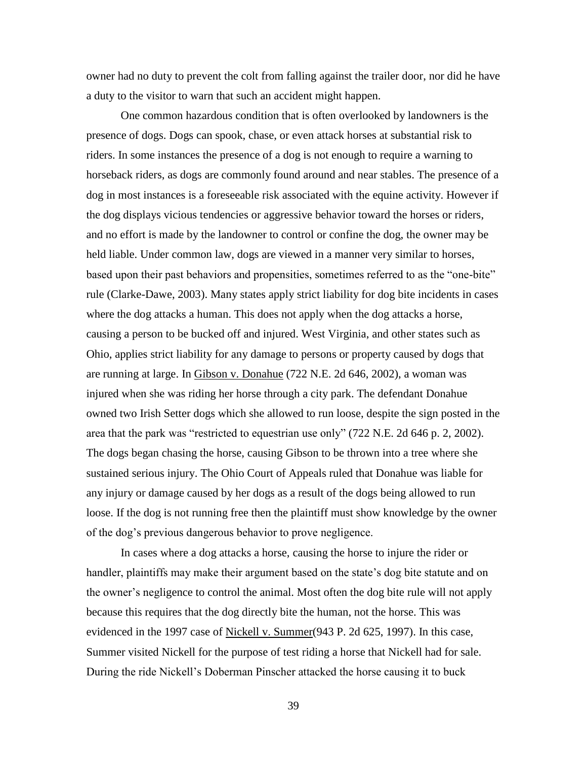owner had no duty to prevent the colt from falling against the trailer door, nor did he have a duty to the visitor to warn that such an accident might happen.

One common hazardous condition that is often overlooked by landowners is the presence of dogs. Dogs can spook, chase, or even attack horses at substantial risk to riders. In some instances the presence of a dog is not enough to require a warning to horseback riders, as dogs are commonly found around and near stables. The presence of a dog in most instances is a foreseeable risk associated with the equine activity. However if the dog displays vicious tendencies or aggressive behavior toward the horses or riders, and no effort is made by the landowner to control or confine the dog, the owner may be held liable. Under common law, dogs are viewed in a manner very similar to horses, based upon their past behaviors and propensities, sometimes referred to as the "one-bite" rule (Clarke-Dawe, 2003). Many states apply strict liability for dog bite incidents in cases where the dog attacks a human. This does not apply when the dog attacks a horse, causing a person to be bucked off and injured. West Virginia, and other states such as Ohio, applies strict liability for any damage to persons or property caused by dogs that are running at large. In <u>Gibson v. Donahue</u> (722 N.E. 2d 646, 2002), a woman was injured when she was riding her horse through a city park. The defendant Donahue owned two Irish Setter dogs which she allowed to run loose, despite the sign posted in the area that the park was "restricted to equestrian use only" (722 N.E. 2d 646 p. 2, 2002). The dogs began chasing the horse, causing Gibson to be thrown into a tree where she sustained serious injury. The Ohio Court of Appeals ruled that Donahue was liable for any injury or damage caused by her dogs as a result of the dogs being allowed to run loose. If the dog is not running free then the plaintiff must show knowledge by the owner of the dog's previous dangerous behavior to prove negligence.

In cases where a dog attacks a horse, causing the horse to injure the rider or handler, plaintiffs may make their argument based on the state's dog bite statute and on the owner's negligence to control the animal. Most often the dog bite rule will not apply because this requires that the dog directly bite the human, not the horse. This was evidenced in the 1997 case of <u>Nickell v. Summer</u>(943 P. 2d 625, 1997). In this case, Summer visited Nickell for the purpose of test riding a horse that Nickell had for sale. During the ride Nickell's Doberman Pinscher attacked the horse causing it to buck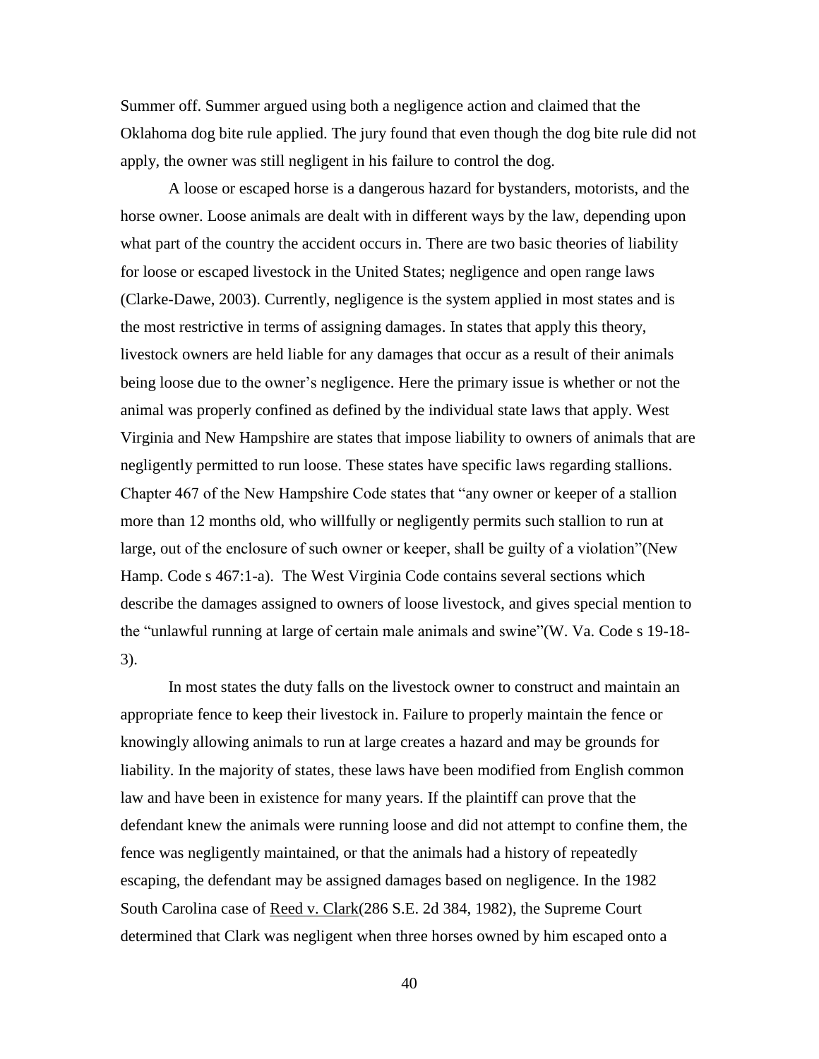Summer off. Summer argued using both a negligence action and claimed that the Oklahoma dog bite rule applied. The jury found that even though the dog bite rule did not apply, the owner was still negligent in his failure to control the dog.

A loose or escaped horse is a dangerous hazard for bystanders, motorists, and the horse owner. Loose animals are dealt with in different ways by the law, depending upon what part of the country the accident occurs in. There are two basic theories of liability for loose or escaped livestock in the United States; negligence and open range laws (Clarke-Dawe, 2003). Currently, negligence is the system applied in most states and is the most restrictive in terms of assigning damages. In states that apply this theory, livestock owners are held liable for any damages that occur as a result of their animals being loose due to the owner's negligence. Here the primary issue is whether or not the animal was properly confined as defined by the individual state laws that apply. West Virginia and New Hampshire are states that impose liability to owners of animals that are negligently permitted to run loose. These states have specific laws regarding stallions. Chapter 467 of the New Hampshire Code states that "any owner or keeper of a stallion more than 12 months old, who willfully or negligently permits such stallion to run at large, out of the enclosure of such owner or keeper, shall be guilty of a violation"(New Hamp. Code s 467:1-a). The West Virginia Code contains several sections which describe the damages assigned to owners of loose livestock, and gives special mention to the "unlawful running at large of certain male animals and swine"(W. Va. Code s 19-18-3).

In most states the duty falls on the livestock owner to construct and maintain an appropriate fence to keep their livestock in. Failure to properly maintain the fence or knowingly allowing animals to run at large creates a hazard and may be grounds for liability. In the majority of states, these laws have been modified from English common law and have been in existence for many years. If the plaintiff can prove that the defendant knew the animals were running loose and did not attempt to confine them, the fence was negligently maintained, or that the animals had a history of repeatedly escaping, the defendant may be assigned damages based on negligence. In the 1982 South Carolina case of Reed v. Clark(286 S.E. 2d 384, 1982), the Supreme Court determined that Clark was negligent when three horses owned by him escaped onto a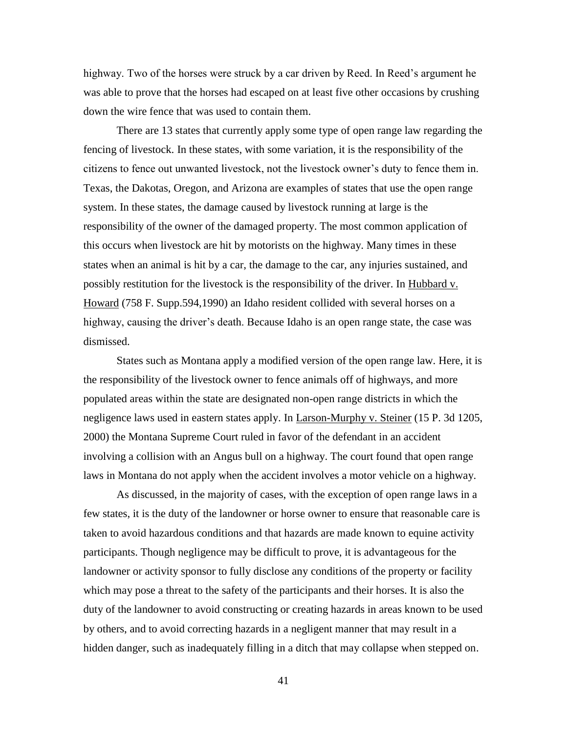highway. Two of the horses were struck by a car driven by Reed. In Reed's argument he was able to prove that the horses had escaped on at least five other occasions by crushing down the wire fence that was used to contain them.

There are 13 states that currently apply some type of open range law regarding the fencing of livestock. In these states, with some variation, it is the responsibility of the citizens to fence out unwanted livestock, not the livestock owner's duty to fence them in. Texas, the Dakotas, Oregon, and Arizona are examples of states that use the open range system. In these states, the damage caused by livestock running at large is the responsibility of the owner of the damaged property. The most common application of this occurs when livestock are hit by motorists on the highway. Many times in these states when an animal is hit by a car, the damage to the car, any injuries sustained, and possibly restitution for the livestock is the responsibility of the driver. In Hubbard v. Howard (758 F. Supp.594,1990) an Idaho resident collided with several horses on a highway, causing the driver's death. Because Idaho is an open range state, the case was dismissed.

States such as Montana apply a modified version of the open range law. Here, it is the responsibility of the livestock owner to fence animals off of highways, and more populated areas within the state are designated non-open range districts in which the negligence laws used in eastern states apply. In Larson-Murphy v. Steiner (15 P. 3d 1205, 2000) the Montana Supreme Court ruled in favor of the defendant in an accident involving a collision with an Angus bull on a highway. The court found that open range laws in Montana do not apply when the accident involves a motor vehicle on a highway.

As discussed, in the majority of cases, with the exception of open range laws in a few states, it is the duty of the landowner or horse owner to ensure that reasonable care is taken to avoid hazardous conditions and that hazards are made known to equine activity participants. Though negligence may be difficult to prove, it is advantageous for the landowner or activity sponsor to fully disclose any conditions of the property or facility which may pose a threat to the safety of the participants and their horses. It is also the duty of the landowner to avoid constructing or creating hazards in areas known to be used by others, and to avoid correcting hazards in a negligent manner that may result in a hidden danger, such as inadequately filling in a ditch that may collapse when stepped on.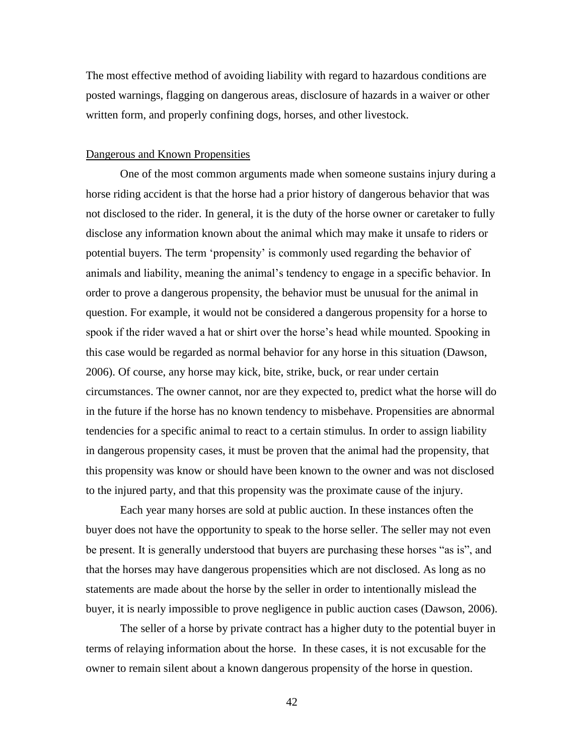The most effective method of avoiding liability with regard to hazardous conditions are posted warnings, flagging on dangerous areas, disclosure of hazards in a waiver or other written form, and properly confining dogs, horses, and other livestock.

<u>Dangerous and Known Propensities</u>

One of the most common arguments made when someone sustains injury during a horse riding accident is that the horse had a prior history of dangerous behavior that was not disclosed to the rider. In general, it is the duty of the horse owner or caretaker to fully disclose any information known about the animal which may make it unsafe to riders or potential buyers. The term 'propensity' is commonly used regarding the behavior of animals and liability, meaning the animal's tendency to engage in a specific behavior. In order to prove a dangerous propensity, the behavior must be unusual for the animal in question. For example, it would not be considered a dangerous propensity for a horse to spook if the rider waved a hat or shirt over the horse's head while mounted. Spooking in this case would be regarded as normal behavior for any horse in this situation (Dawson, 2006). Of course, any horse may kick, bite, strike, buck, or rear under certain circumstances. The owner cannot, nor are they expected to, predict what the horse will do in the future if the horse has no known tendency to misbehave. Propensities are abnormal tendencies for a specific animal to react to a certain stimulus. In order to assign liability in dangerous propensity cases, it must be proven that the animal had the propensity, that this propensity was know or should have been known to the owner and was not disclosed to the injured party, and that this propensity was the proximate cause of the injury.

Each year many horses are sold at public auction. In these instances often the buyer does not have the opportunity to speak to the horse seller. The seller may not even be present. It is generally understood that buyers are purchasing these horses "as is", and that the horses may have dangerous propensities which are not disclosed. As long as no statements are made about the horse by the seller in order to intentionally mislead the buyer, it is nearly impossible to prove negligence in public auction cases (Dawson, 2006).

The seller of a horse by private contract has a higher duty to the potential buyer in terms of relaying information about the horse. In these cases, it is not excusable for the owner to remain silent about a known dangerous propensity of the horse in question.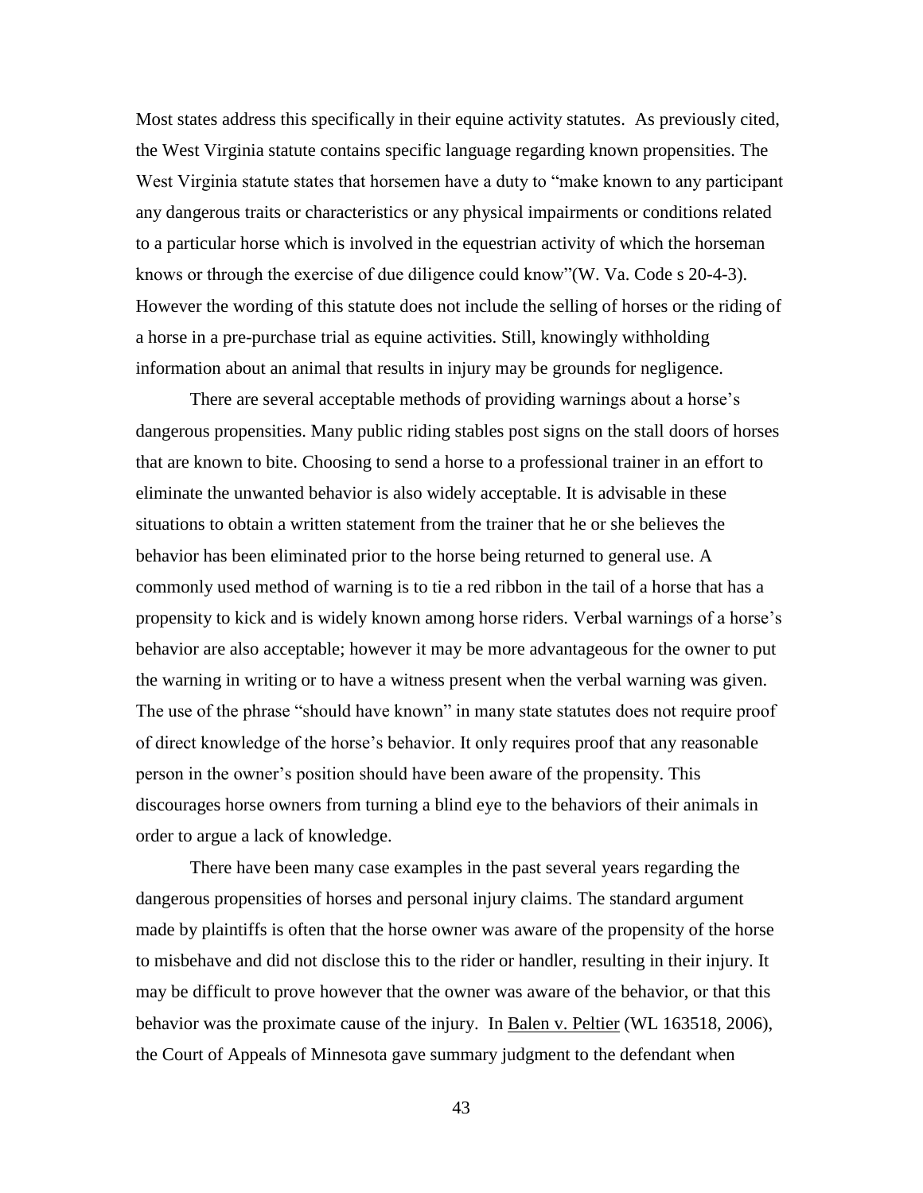Most states address this specifically in their equine activity statutes. As previously cited, the West Virginia statute contains specific language regarding known propensities. The West Virginia statute states that horsemen have a duty to "make known to any participant any dangerous traits or characteristics or any physical impairments or conditions related to a particular horse which is involved in the equestrian activity of which the horseman knows or through the exercise of due diligence could know"(W. Va. Code s 20-4-3). However the wording of this statute does not include the selling of horses or the riding of a horse in a pre-purchase trial as equine activities. Still, knowingly withholding information about an animal that results in injury may be grounds for negligence.

There are several acceptable methods of providing warnings about a horse's dangerous propensities. Many public riding stables post signs on the stall doors of horses that are known to bite. Choosing to send a horse to a professional trainer in an effort to eliminate the unwanted behavior is also widely acceptable. It is advisable in these situations to obtain a written statement from the trainer that he or she believes the behavior has been eliminated prior to the horse being returned to general use. A commonly used method of warning is to tie a red ribbon in the tail of a horse that has a propensity to kick and is widely known among horse riders. Verbal warnings of a horse's behavior are also acceptable; however it may be more advantageous for the owner to put the warning in writing or to have a witness present when the verbal warning was given. The use of the phrase "should have known" in many state statutes does not require proof of direct knowledge of the horse's behavior. It only requires proof that any reasonable person in the owner's position should have been aware of the propensity. This discourages horse owners from turning a blind eye to the behaviors of their animals in order to argue a lack of knowledge.

There have been many case examples in the past several years regarding the dangerous propensities of horses and personal injury claims. The standard argument made by plaintiffs is often that the horse owner was aware of the propensity of the horse to misbehave and did not disclose this to the rider or handler, resulting in their injury. It may be difficult to prove however that the owner was aware of the behavior, or that this behavior was the proximate cause of the injury. In Balen v. Peltier (WL 163518, 2006), the Court of Appeals of Minnesota gave summary judgment to the defendant when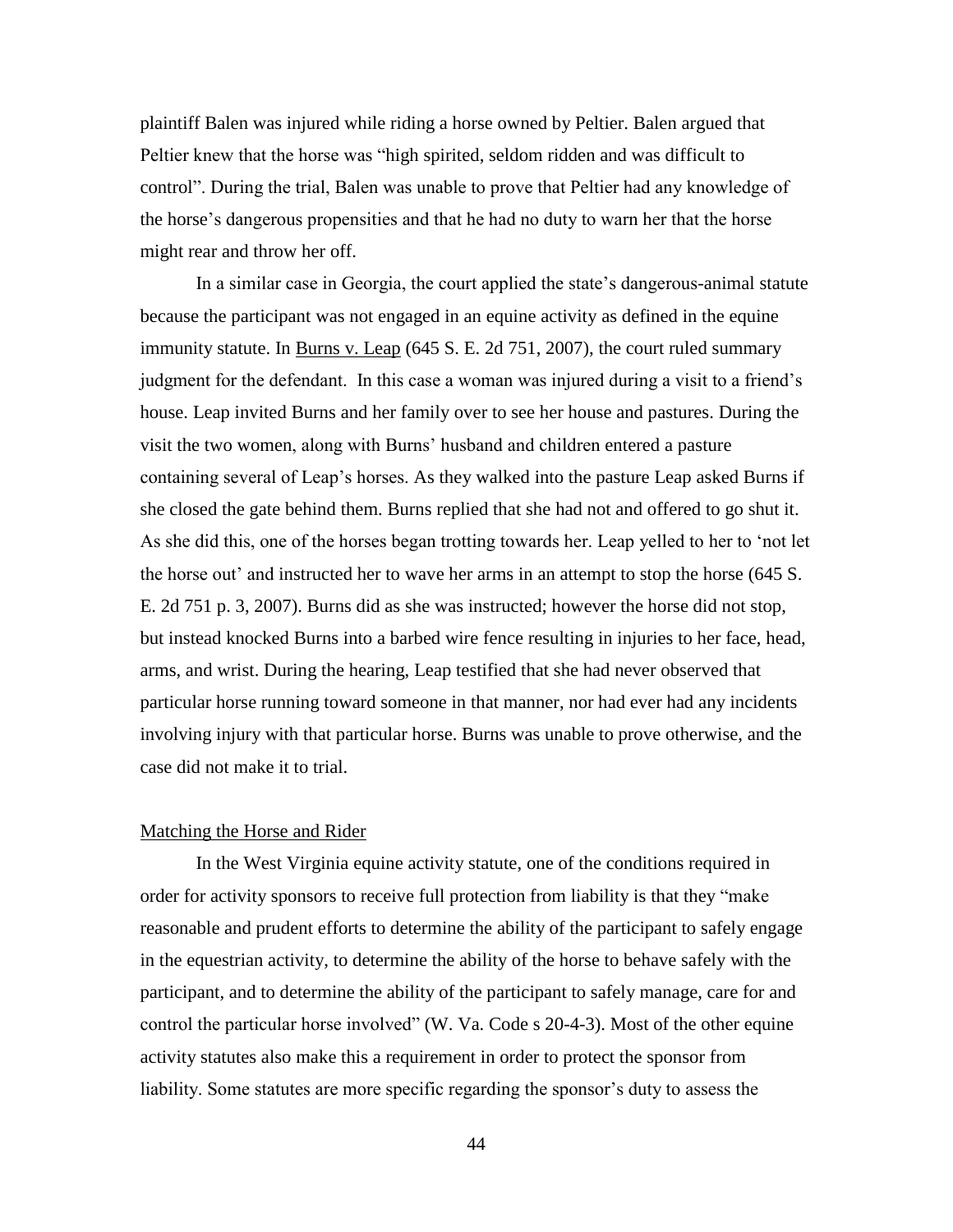plaintiff Balen was injured while riding a horse owned by Peltier. Balen argued that Peltier knew that the horse was "high spirited, seldom ridden and was difficult to control". During the trial, Balen was unable to prove that Peltier had any knowledge of the horse's dangerous propensities and that he had no duty to warn her that the horse might rear and throw her off.

In a similar case in Georgia, the court applied the state's dangerous-animal statute because the participant was not engaged in an equine activity as defined in the equine immunity statute. In Burns v. Leap (645 S. E. 2d 751, 2007), the court ruled summary judgment for the defendant. In this case a woman was injured during a visit to a friend's house. Leap invited Burns and her family over to see her house and pastures. During the visit the two women, along with Burns' husband and children entered a pasture containing several of Leap's horses. As they walked into the pasture Leap asked Burns if she closed the gate behind them. Burns replied that she had not and offered to go shut it. As she did this, one of the horses began trotting towards her. Leap yelled to her to 'not let the horse out' and instructed her to wave her arms in an attempt to stop the horse (645 S. E. 2d 751 p. 3, 2007). Burns did as she was instructed; however the horse did not stop, but instead knocked Burns into a barbed wire fence resulting in injuries to her face, head, arms, and wrist. During the hearing, Leap testified that she had never observed that particular horse running toward someone in that manner, nor had ever had any incidents involving injury with that particular horse. Burns was unable to prove otherwise, and the case did not make it to trial.

## Matching the Horse and Rider

In the West Virginia equine activity statute, one of the conditions required in order for activity sponsors to receive full protection from liability is that they "make reasonable and prudent efforts to determine the ability of the participant to safely engage in the equestrian activity, to determine the ability of the horse to behave safely with the participant, and to determine the ability of the participant to safely manage, care for and control the particular horse involved" (W. Va. Code s 20-4-3). Most of the other equine activity statutes also make this a requirement in order to protect the sponsor from liability. Some statutes are more specific regarding the sponsor's duty to assess the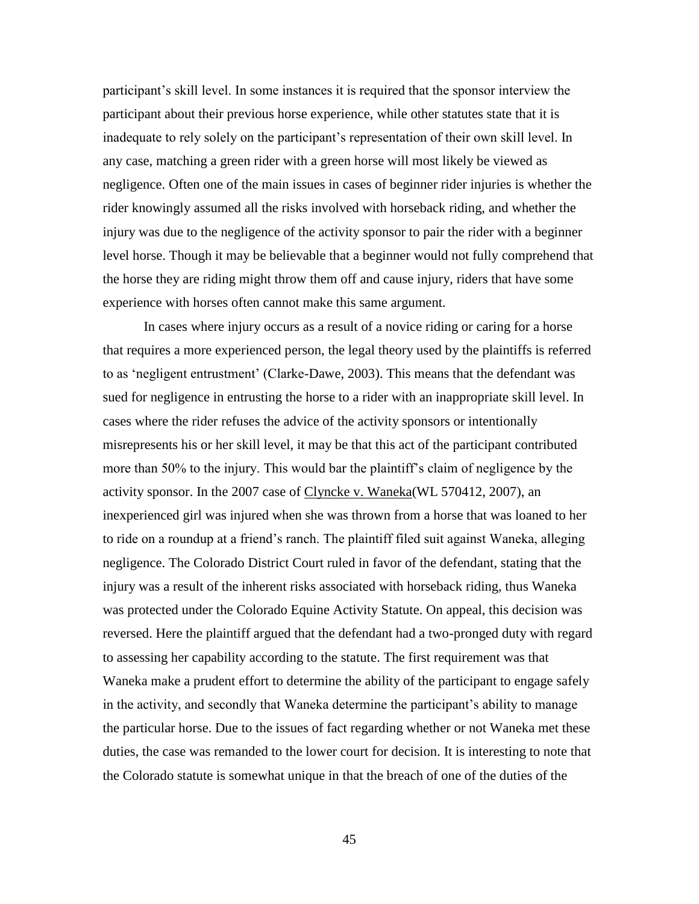participant's skill level. In some instances it is required that the sponsor interview the participant about their previous horse experience, while other statutes state that it is inadequate to rely solely on the participant's representation of their own skill level. In any case, matching a green rider with a green horse will most likely be viewed as negligence. Often one of the main issues in cases of beginner rider injuries is whether the rider knowingly assumed all the risks involved with horseback riding, and whether the injury was due to the negligence of the activity sponsor to pair the rider with a beginner level horse. Though it may be believable that a beginner would not fully comprehend that the horse they are riding might throw them off and cause injury, riders that have some experience with horses often cannot make this same argument.

In cases where injury occurs as a result of a novice riding or caring for a horse that requires a more experienced person, the legal theory used by the plaintiffs is referred to as 'negligent entrustment' (Clarke-Dawe, 2003). This means that the defendant was sued for negligence in entrusting the horse to a rider with an inappropriate skill level. In cases where the rider refuses the advice of the activity sponsors or intentionally misrepresents his or her skill level, it may be that this act of the participant contributed more than 50% to the injury. This would bar the plaintiff's claim of negligence by the activity sponsor. In the 2007 case of Clyncke v. Waneka(WL 570412, 2007), an inexperienced girl was injured when she was thrown from a horse that was loaned to her to ride on a roundup at a friend's ranch. The plaintiff filed suit against Waneka, alleging negligence. The Colorado District Court ruled in favor of the defendant, stating that the injury was a result of the inherent risks associated with horseback riding, thus Waneka was protected under the Colorado Equine Activity Statute. On appeal, this decision was reversed. Here the plaintiff argued that the defendant had a two-pronged duty with regard to assessing her capability according to the statute. The first requirement was that Waneka make a prudent effort to determine the ability of the participant to engage safely in the activity, and secondly that Waneka determine the participant's ability to manage the particular horse. Due to the issues of fact regarding whether or not Waneka met these duties, the case was remanded to the lower court for decision. It is interesting to note that the Colorado statute is somewhat unique in that the breach of one of the duties of the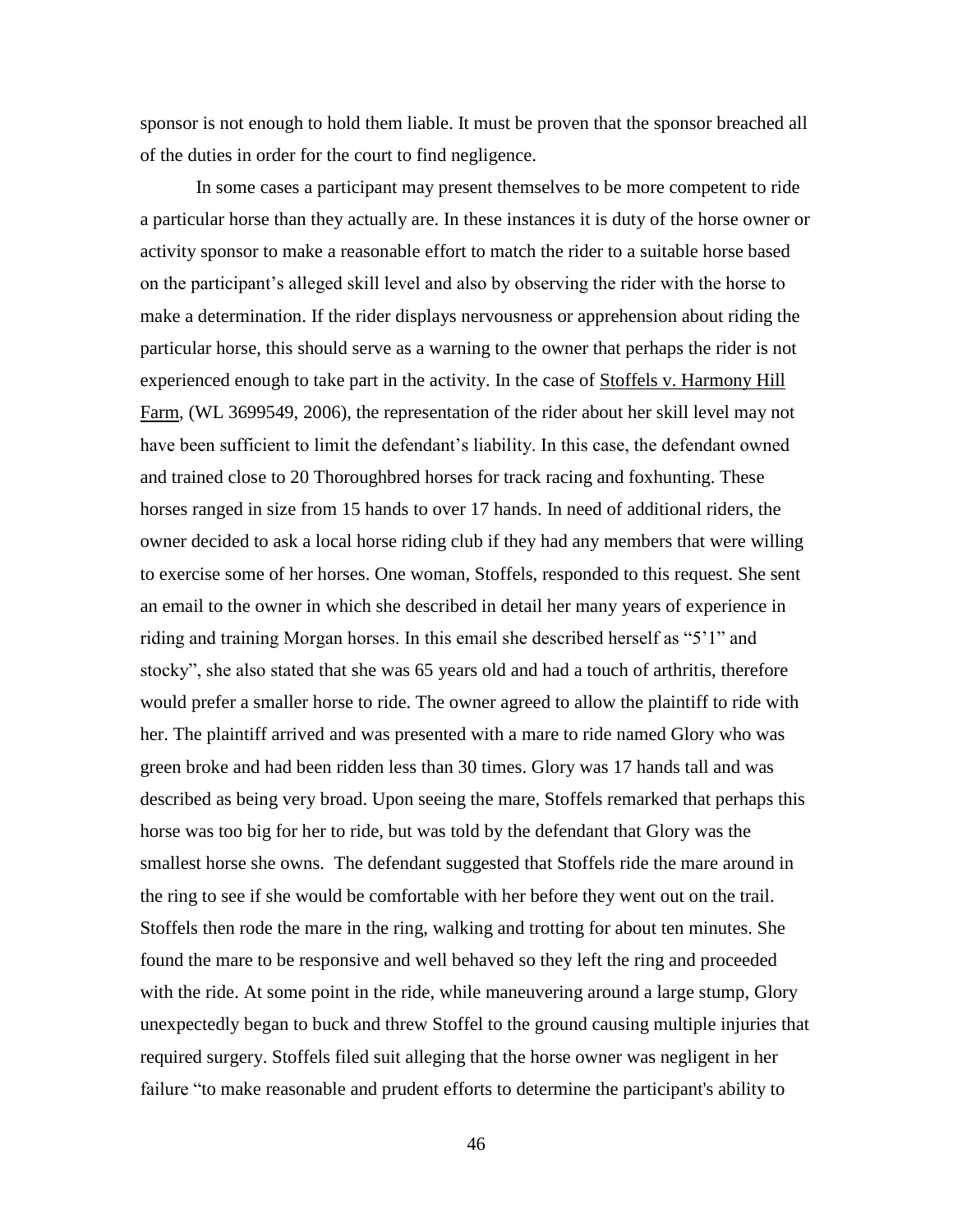sponsor is not enough to hold them liable. It must be proven that the sponsor breached all of the duties in order for the court to find negligence.

In some cases a participant may present themselves to be more competent to ride a particular horse than they actually are. In these instances it is duty of the horse owner or activity sponsor to make a reasonable effort to match the rider to a suitable horse based on the participant's alleged skill level and also by observing the rider with the horse to make a determination. If the rider displays nervousness or apprehension about riding the particular horse, this should serve as a warning to the owner that perhaps the rider is not experienced enough to take part in the activity. In the case of Stoffels v. Harmony Hill Farm, (WL 3699549, 2006), the representation of the rider about her skill level may not have been sufficient to limit the defendant's liability. In this case, the defendant owned and trained close to 20 Thoroughbred horses for track racing and foxhunting. These horses ranged in size from 15 hands to over 17 hands. In need of additional riders, the owner decided to ask a local horse riding club if they had any members that were willing to exercise some of her horses. One woman, Stoffels, responded to this request. She sent an email to the owner in which she described in detail her many years of experience in riding and training Morgan horses. In this email she described herself as "5'1" and stocky", she also stated that she was 65 years old and had a touch of arthritis, therefore would prefer a smaller horse to ride. The owner agreed to allow the plaintiff to ride with her. The plaintiff arrived and was presented with a mare to ride named Glory who was green broke and had been ridden less than 30 times. Glory was 17 hands tall and was described as being very broad. Upon seeing the mare, Stoffels remarked that perhaps this horse was too big for her to ride, but was told by the defendant that Glory was the smallest horse she owns. The defendant suggested that Stoffels ride the mare around in the ring to see if she would be comfortable with her before they went out on the trail. Stoffels then rode the mare in the ring, walking and trotting for about ten minutes. She found the mare to be responsive and well behaved so they left the ring and proceeded with the ride. At some point in the ride, while maneuvering around a large stump, Glory unexpectedly began to buck and threw Stoffel to the ground causing multiple injuries that required surgery. Stoffels filed suit alleging that the horse owner was negligent in her failure "to make reasonable and prudent efforts to determine the participant's ability to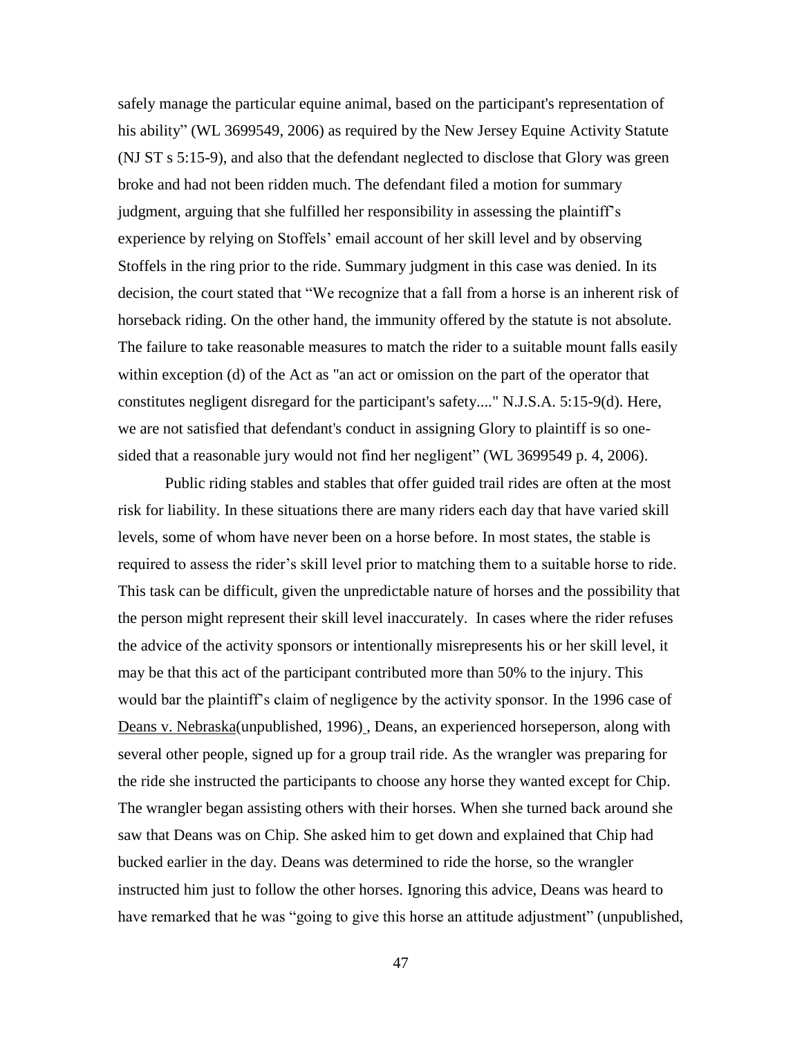safely manage the particular equine animal, based on the participant's representation of his ability" (WL 3699549, 2006) as required by the New Jersey Equine Activity Statute (NJ ST s 5:15-9), and also that the defendant neglected to disclose that Glory was green broke and had not been ridden much. The defendant filed a motion for summary judgment, arguing that she fulfilled her responsibility in assessing the plaintiff's experience by relying on Stoffels' email account of her skill level and by observing Stoffels in the ring prior to the ride. Summary judgment in this case was denied. In its decision, the court stated that "We recognize that a fall from a horse is an inherent risk of horseback riding. On the other hand, the immunity offered by the statute is not absolute. The failure to take reasonable measures to match the rider to a suitable mount falls easily within exception (d) of the Act as "an act or omission on the part of the operator that constitutes negligent disregard for the participant's safety...." N.J.S.A. 5:15-9(d). Here, we are not satisfied that defendant's conduct in assigning Glory to plaintiff is so one-sided that a reasonable jury would not find her negligent" (WL 3699549 p. 4, 2006).

Public riding stables and stables that offer guided trail rides are often at the most risk for liability. In these situations there are many riders each day that have varied skill levels, some of whom have never been on a horse before. In most states, the stable is required to assess the rider's skill level prior to matching them to a suitable horse to ride. This task can be difficult, given the unpredictable nature of horses and the possibility that the person might represent their skill level inaccurately. In cases where the rider refuses the advice of the activity sponsors or intentionally misrepresents his or her skill level, it may be that this act of the participant contributed more than 50% to the injury. This would bar the plaintiff's claim of negligence by the activity sponsor. In the 1996 case of Deans v. Nebraska(unpublished, 1996) , Deans, an experienced horseperson, along with several other people, signed up for a group trail ride. As the wrangler was preparing for the ride she instructed the participants to choose any horse they wanted except for Chip. The wrangler began assisting others with their horses. When she turned back around she saw that Deans was on Chip. She asked him to get down and explained that Chip had bucked earlier in the day. Deans was determined to ride the horse, so the wrangler instructed him just to follow the other horses. Ignoring this advice, Deans was heard to have remarked that he was "going to give this horse an attitude adjustment" (unpublished,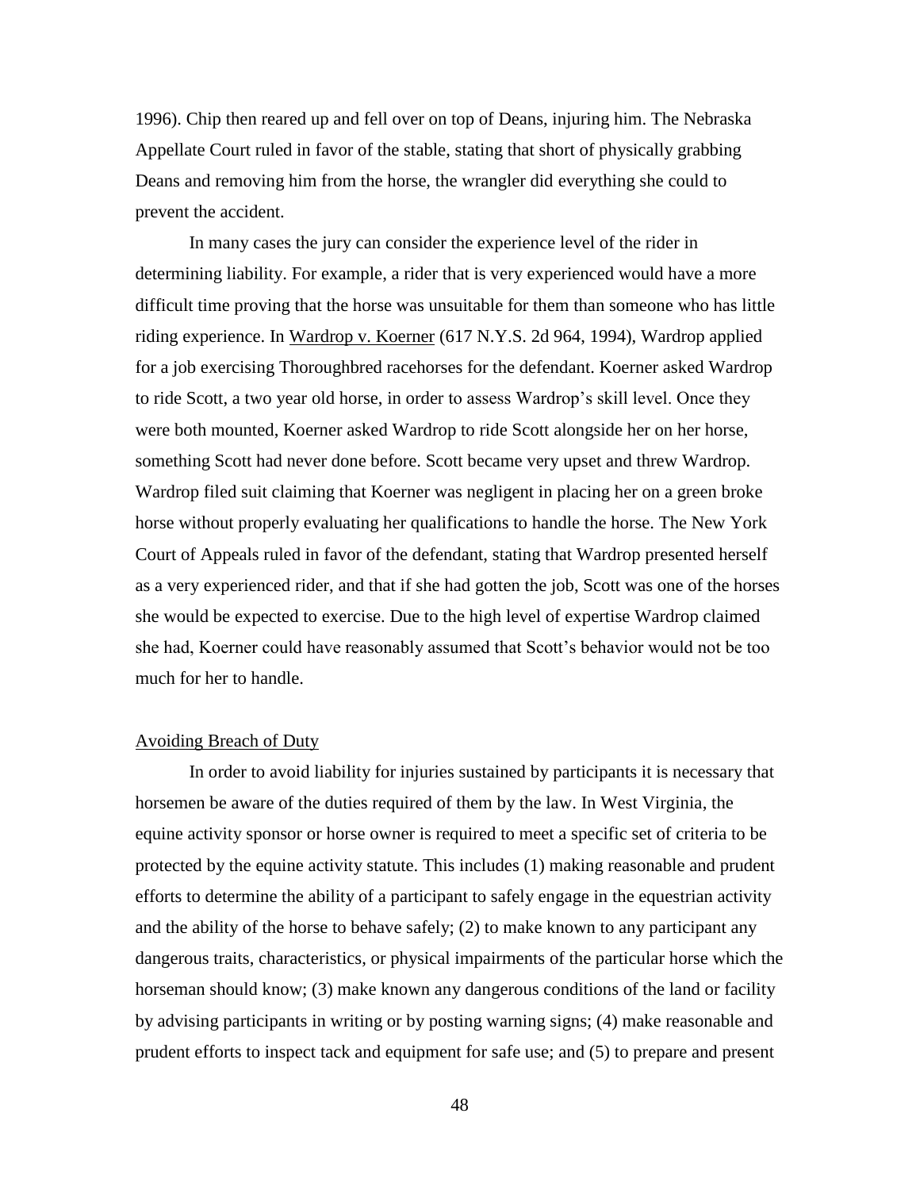1996). Chip then reared up and fell over on top of Deans, injuring him. The Nebraska Appellate Court ruled in favor of the stable, stating that short of physically grabbing Deans and removing him from the horse, the wrangler did everything she could to prevent the accident.

In many cases the jury can consider the experience level of the rider in determining liability. For example, a rider that is very experienced would have a more difficult time proving that the horse was unsuitable for them than someone who has little riding experience. In Wardrop v. Koerner (617 N.Y.S. 2d 964, 1994), Wardrop applied for a job exercising Thoroughbred racehorses for the defendant. Koerner asked Wardrop to ride Scott, a two year old horse, in order to assess Wardrop's skill level. Once they were both mounted, Koerner asked Wardrop to ride Scott alongside her on her horse, something Scott had never done before. Scott became very upset and threw Wardrop. Wardrop filed suit claiming that Koerner was negligent in placing her on a green broke horse without properly evaluating her qualifications to handle the horse. The New York Court of Appeals ruled in favor of the defendant, stating that Wardrop presented herself as a very experienced rider, and that if she had gotten the job, Scott was one of the horses she would be expected to exercise. Due to the high level of expertise Wardrop claimed she had, Koerner could have reasonably assumed that Scott's behavior would not be too much for her to handle.

## Avoiding Breach of Duty

In order to avoid liability for injuries sustained by participants it is necessary that horsemen be aware of the duties required of them by the law. In West Virginia, the equine activity sponsor or horse owner is required to meet a specific set of criteria to be protected by the equine activity statute. This includes (1) making reasonable and prudent efforts to determine the ability of a participant to safely engage in the equestrian activity and the ability of the horse to behave safely; (2) to make known to any participant any dangerous traits, characteristics, or physical impairments of the particular horse which the horseman should know; (3) make known any dangerous conditions of the land or facility by advising participants in writing or by posting warning signs; (4) make reasonable and prudent efforts to inspect tack and equipment for safe use; and (5) to prepare and present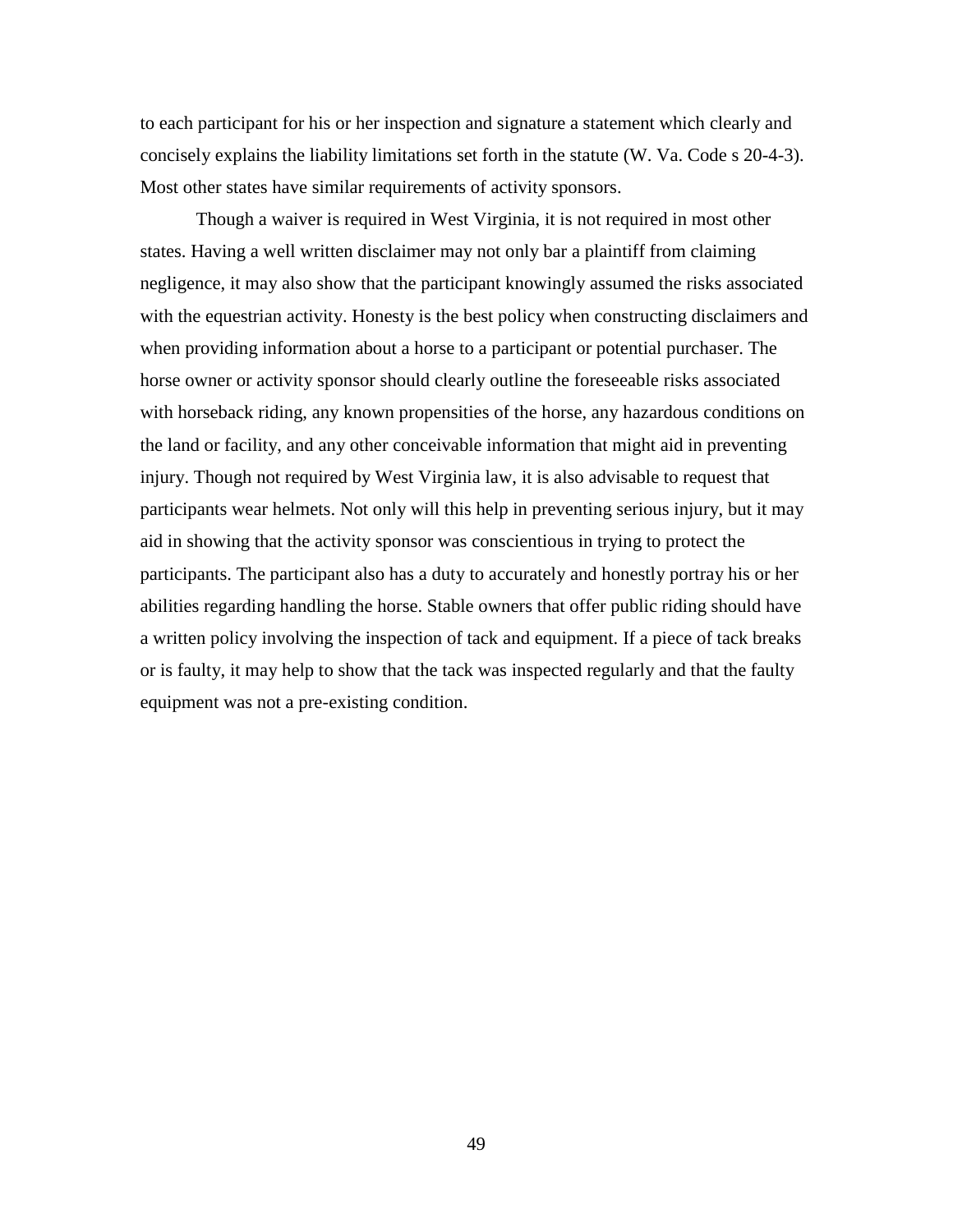to each participant for his or her inspection and signature a statement which clearly and concisely explains the liability limitations set forth in the statute (W. Va. Code s 20-4-3). Most other states have similar requirements of activity sponsors.

Though a waiver is required in West Virginia, it is not required in most other states. Having a well written disclaimer may not only bar a plaintiff from claiming negligence, it may also show that the participant knowingly assumed the risks associated with the equestrian activity. Honesty is the best policy when constructing disclaimers and when providing information about a horse to a participant or potential purchaser. The horse owner or activity sponsor should clearly outline the foreseeable risks associated with horseback riding, any known propensities of the horse, any hazardous conditions on the land or facility, and any other conceivable information that might aid in preventing injury. Though not required by West Virginia law, it is also advisable to request that participants wear helmets. Not only will this help in preventing serious injury, but it may aid in showing that the activity sponsor was conscientious in trying to protect the participants. The participant also has a duty to accurately and honestly portray his or her abilities regarding handling the horse. Stable owners that offer public riding should have a written policy involving the inspection of tack and equipment. If a piece of tack breaks or is faulty, it may help to show that the tack was inspected regularly and that the faulty equipment was not a pre-existing condition.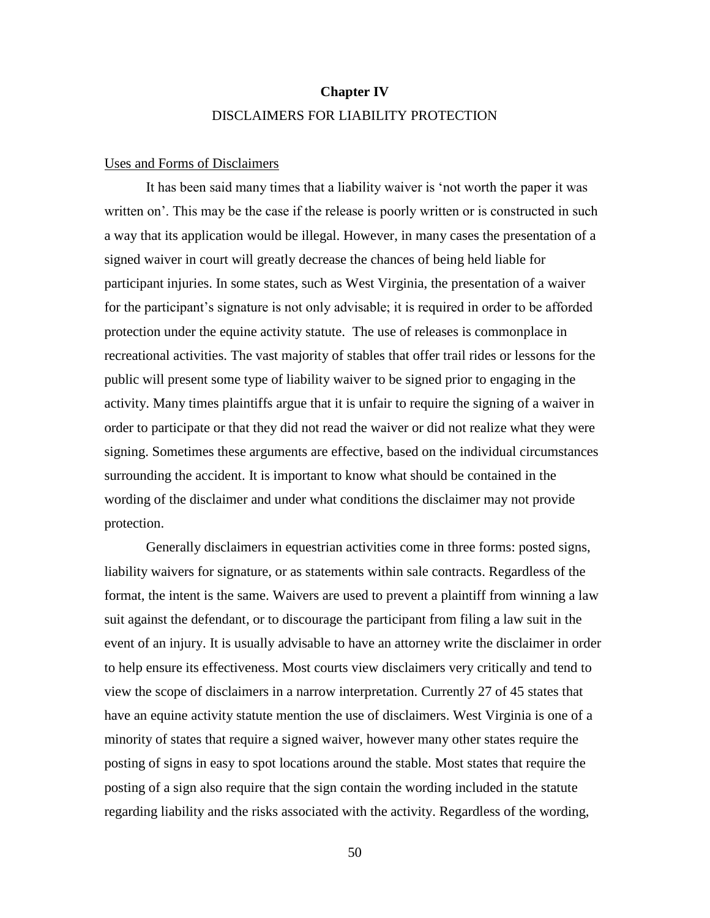## Chapter IV

## DISCLAIMERS FOR LIABILITY PROTECTION

### Uses and Forms of Disclaimers

It has been said many times that a liability waiver is 'not worth the paper it was written on'. This may be the case if the release is poorly written or is constructed in such a way that its application would be illegal. However, in many cases the presentation of a signed waiver in court will greatly decrease the chances of being held liable for participant injuries. In some states, such as West Virginia, the presentation of a waiver for the participant's signature is not only advisable; it is required in order to be afforded protection under the equine activity statute. The use of releases is commonplace in recreational activities. The vast majority of stables that offer trail rides or lessons for the public will present some type of liability waiver to be signed prior to engaging in the activity. Many times plaintiffs argue that it is unfair to require the signing of a waiver in order to participate or that they did not read the waiver or did not realize what they were signing. Sometimes these arguments are effective, based on the individual circumstances surrounding the accident. It is important to know what should be contained in the wording of the disclaimer and under what conditions the disclaimer may not provide protection.

Generally disclaimers in equestrian activities come in three forms: posted signs, liability waivers for signature, or as statements within sale contracts. Regardless of the format, the intent is the same. Waivers are used to prevent a plaintiff from winning a law suit against the defendant, or to discourage the participant from filing a law suit in the event of an injury. It is usually advisable to have an attorney write the disclaimer in order to help ensure its effectiveness. Most courts view disclaimers very critically and tend to view the scope of disclaimers in a narrow interpretation. Currently 27 of 45 states that have an equine activity statute mention the use of disclaimers. West Virginia is one of a minority of states that require a signed waiver, however many other states require the posting of signs in easy to spot locations around the stable. Most states that require the posting of a sign also require that the sign contain the wording included in the statute regarding liability and the risks associated with the activity. Regardless of the wording,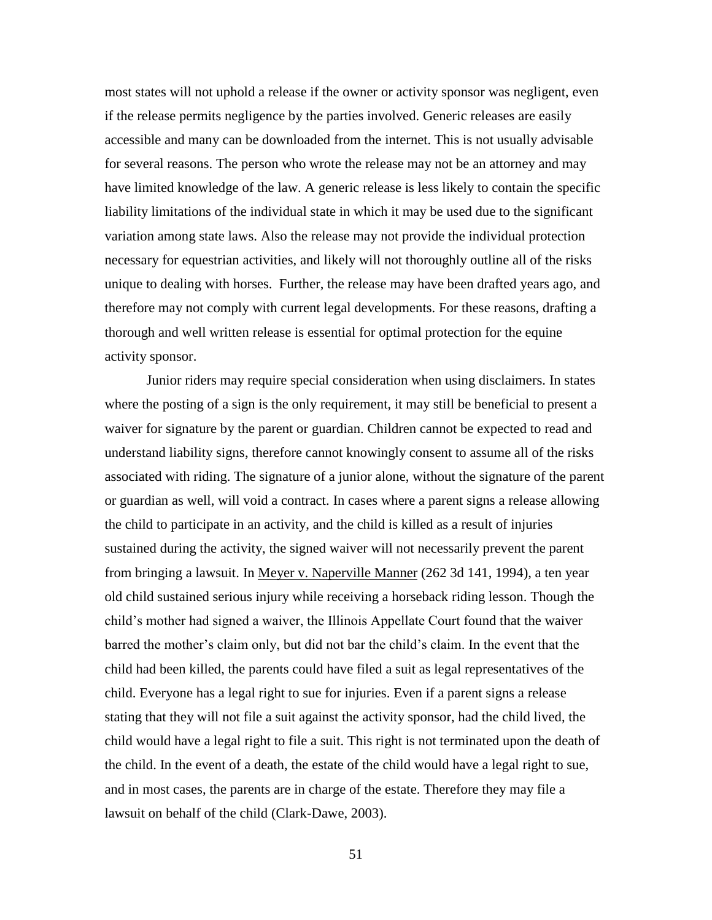most states will not uphold a release if the owner or activity sponsor was negligent, even if the release permits negligence by the parties involved. Generic releases are easily accessible and many can be downloaded from the internet. This is not usually advisable for several reasons. The person who wrote the release may not be an attorney and may have limited knowledge of the law. A generic release is less likely to contain the specific liability limitations of the individual state in which it may be used due to the significant variation among state laws. Also the release may not provide the individual protection necessary for equestrian activities, and likely will not thoroughly outline all of the risks unique to dealing with horses. Further, the release may have been drafted years ago, and therefore may not comply with current legal developments. For these reasons, drafting a thorough and well written release is essential for optimal protection for the equine activity sponsor.

Junior riders may require special consideration when using disclaimers. In states where the posting of a sign is the only requirement, it may still be beneficial to present a waiver for signature by the parent or guardian. Children cannot be expected to read and understand liability signs, therefore cannot knowingly consent to assume all of the risks associated with riding. The signature of a junior alone, without the signature of the parent or guardian as well, will void a contract. In cases where a parent signs a release allowing the child to participate in an activity, and the child is killed as a result of injuries sustained during the activity, the signed waiver will not necessarily prevent the parent from bringing a lawsuit. In Meyer v. Naperville Manner (262 3d 141, 1994), a ten year old child sustained serious injury while receiving a horseback riding lesson. Though the child's mother had signed a waiver, the Illinois Appellate Court found that the waiver barred the mother's claim only, but did not bar the child's claim. In the event that the child had been killed, the parents could have filed a suit as legal representatives of the child. Everyone has a legal right to sue for injuries. Even if a parent signs a release stating that they will not file a suit against the activity sponsor, had the child lived, the child would have a legal right to file a suit. This right is not terminated upon the death of the child. In the event of a death, the estate of the child would have a legal right to sue, and in most cases, the parents are in charge of the estate. Therefore they may file a lawsuit on behalf of the child (Clark-Dawe, 2003).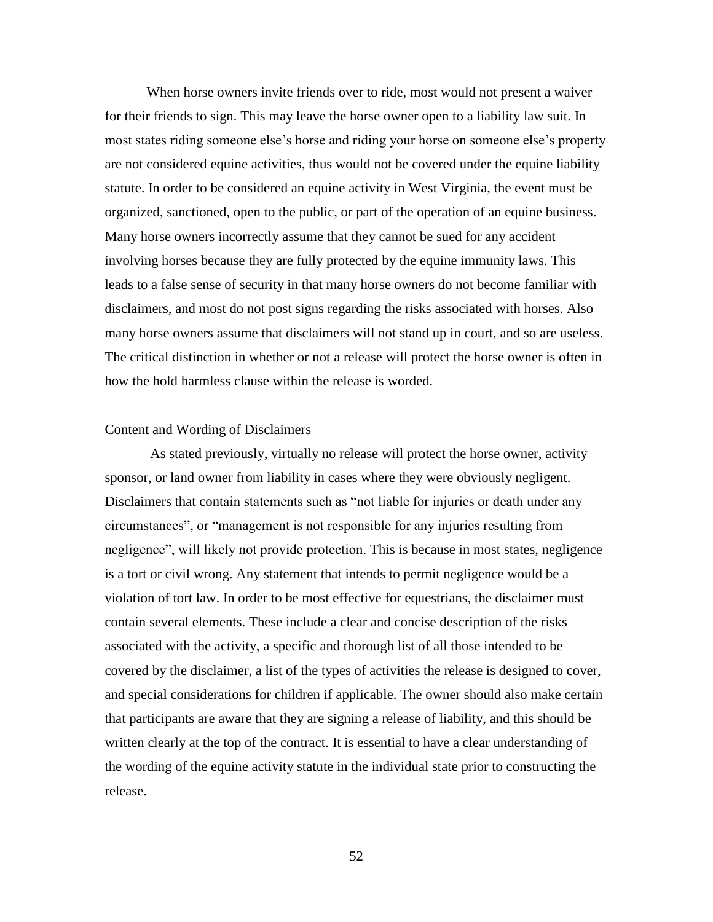When horse owners invite friends over to ride, most would not present a waiver for their friends to sign. This may leave the horse owner open to a liability law suit. In most states riding someone else's horse and riding your horse on someone else's property are not considered equine activities, thus would not be covered under the equine liability statute. In order to be considered an equine activity in West Virginia, the event must be organized, sanctioned, open to the public, or part of the operation of an equine business. Many horse owners incorrectly assume that they cannot be sued for any accident involving horses because they are fully protected by the equine immunity laws. This leads to a false sense of security in that many horse owners do not become familiar with disclaimers, and most do not post signs regarding the risks associated with horses. Also many horse owners assume that disclaimers will not stand up in court, and so are useless. The critical distinction in whether or not a release will protect the horse owner is often in how the hold harmless clause within the release is worded.

## Content and Wording of Disclaimers

As stated previously, virtually no release will protect the horse owner, activity sponsor, or land owner from liability in cases where they were obviously negligent. Disclaimers that contain statements such as "not liable for injuries or death under any circumstances", or "management is not responsible for any injuries resulting from negligence", will likely not provide protection. This is because in most states, negligence is a tort or civil wrong. Any statement that intends to permit negligence would be a violation of tort law. In order to be most effective for equestrians, the disclaimer must contain several elements. These include a clear and concise description of the risks associated with the activity, a specific and thorough list of all those intended to be covered by the disclaimer, a list of the types of activities the release is designed to cover, and special considerations for children if applicable. The owner should also make certain that participants are aware that they are signing a release of liability, and this should be written clearly at the top of the contract. It is essential to have a clear understanding of the wording of the equine activity statute in the individual state prior to constructing the release.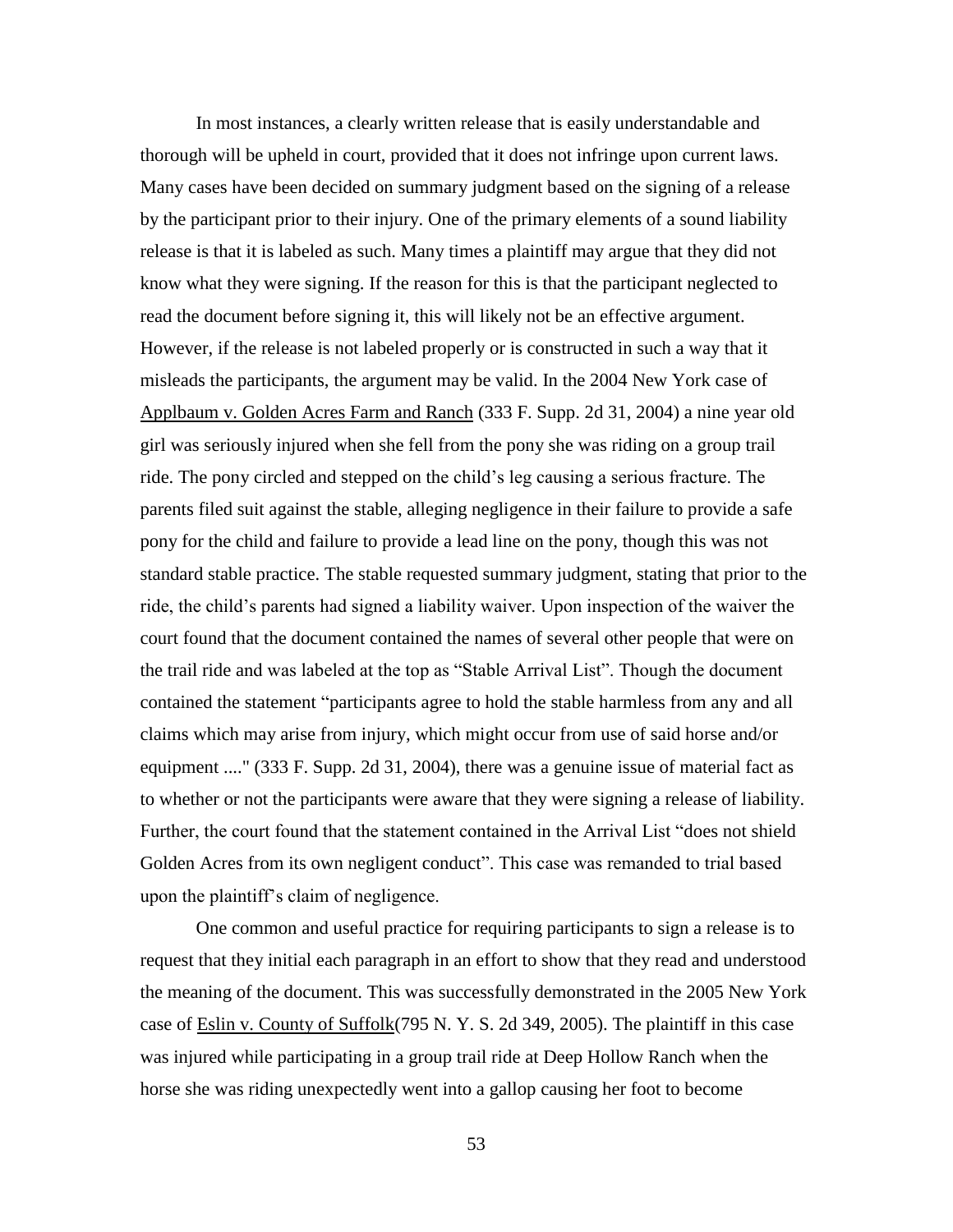In most instances, a clearly written release that is easily understandable and thorough will be upheld in court, provided that it does not infringe upon current laws. Many cases have been decided on summary judgment based on the signing of a release by the participant prior to their injury. One of the primary elements of a sound liability release is that it is labeled as such. Many times a plaintiff may argue that they did not know what they were signing. If the reason for this is that the participant neglected to read the document before signing it, this will likely not be an effective argument. However, if the release is not labeled properly or is constructed in such a way that it misleads the participants, the argument may be valid. In the 2004 New York case of Applbaum v. Golden Acres Farm and Ranch (333 F. Supp. 2d 31, 2004) a nine year old girl was seriously injured when she fell from the pony she was riding on a group trail ride. The pony circled and stepped on the child's leg causing a serious fracture. The parents filed suit against the stable, alleging negligence in their failure to provide a safe pony for the child and failure to provide a lead line on the pony, though this was not standard stable practice. The stable requested summary judgment, stating that prior to the ride, the child's parents had signed a liability waiver. Upon inspection of the waiver the court found that the document contained the names of several other people that were on the trail ride and was labeled at the top as "Stable Arrival List". Though the document contained the statement "participants agree to hold the stable harmless from any and all claims which may arise from injury, which might occur from use of said horse and/or equipment ...." (333 F. Supp. 2d 31, 2004), there was a genuine issue of material fact as to whether or not the participants were aware that they were signing a release of liability. Further, the court found that the statement contained in the Arrival List "does not shield Golden Acres from its own negligent conduct". This case was remanded to trial based upon the plaintiff's claim of negligence.

One common and useful practice for requiring participants to sign a release is to request that they initial each paragraph in an effort to show that they read and understood the meaning of the document. This was successfully demonstrated in the 2005 New York case of Eslin v. County of Suffolk(795 N. Y. S. 2d 349, 2005). The plaintiff in this case was injured while participating in a group trail ride at Deep Hollow Ranch when the horse she was riding unexpectedly went into a gallop causing her foot to become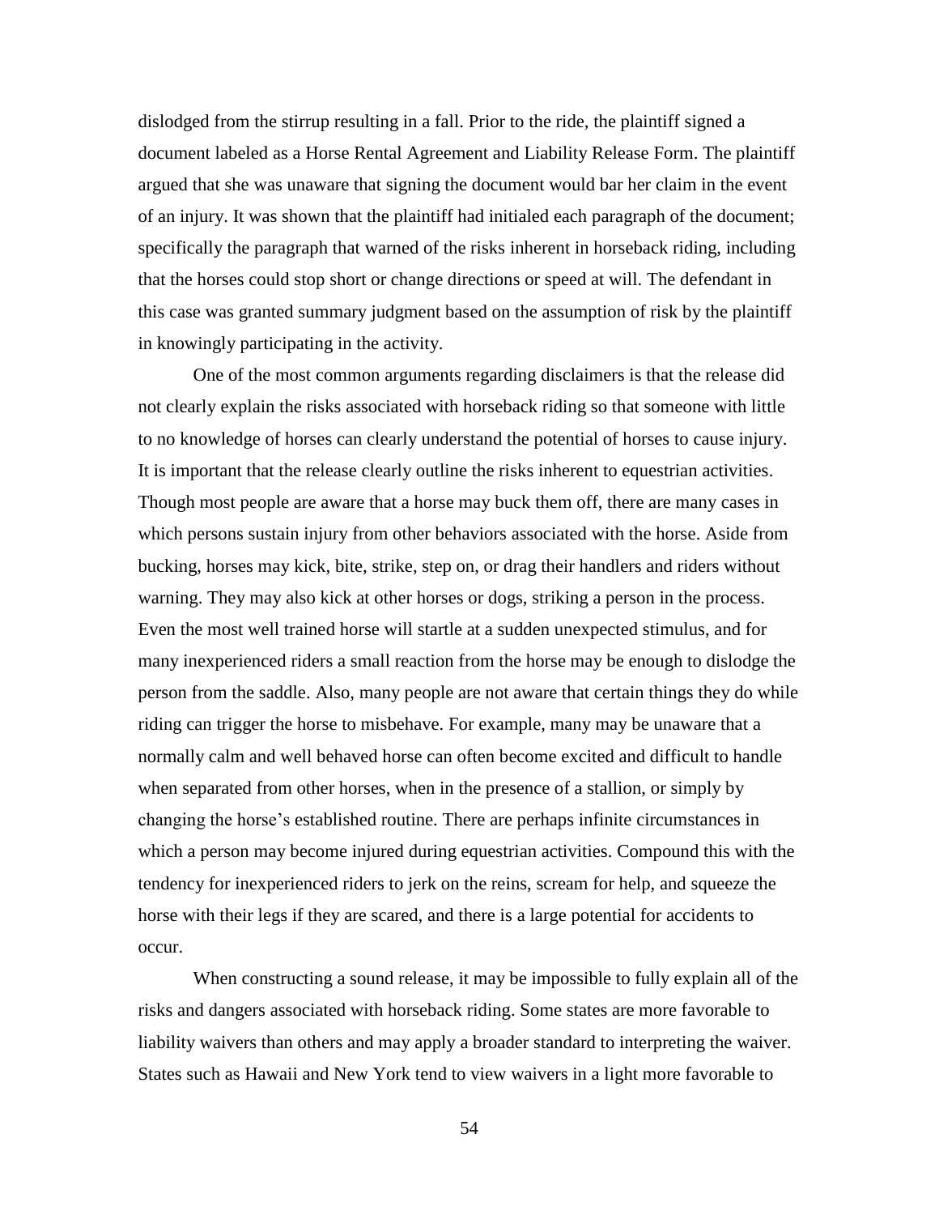dislodged from the stirrup resulting in a fall. Prior to the ride, the plaintiff signed a document labeled as a Horse Rental Agreement and Liability Release Form. The plaintiff argued that she was unaware that signing the document would bar her claim in the event of an injury. It was shown that the plaintiff had initialed each paragraph of the document; specifically the paragraph that warned of the risks inherent in horseback riding, including that the horses could stop short or change directions or speed at will. The defendant in this case was granted summary judgment based on the assumption of risk by the plaintiff in knowingly participating in the activity.

One of the most common arguments regarding disclaimers is that the release did not clearly explain the risks associated with horseback riding so that someone with little to no knowledge of horses can clearly understand the potential of horses to cause injury. It is important that the release clearly outline the risks inherent to equestrian activities. Though most people are aware that a horse may buck them off, there are many cases in which persons sustain injury from other behaviors associated with the horse. Aside from bucking, horses may kick, bite, strike, step on, or drag their handlers and riders without warning. They may also kick at other horses or dogs, striking a person in the process. Even the most well trained horse will startle at a sudden unexpected stimulus, and for many inexperienced riders a small reaction from the horse may be enough to dislodge the person from the saddle. Also, many people are not aware that certain things they do while riding can trigger the horse to misbehave. For example, many may be unaware that a normally calm and well behaved horse can often become excited and difficult to handle when separated from other horses, when in the presence of a stallion, or simply by changing the horse's established routine. There are perhaps infinite circumstances in which a person may become injured during equestrian activities. Compound this with the tendency for inexperienced riders to jerk on the reins, scream for help, and squeeze the horse with their legs if they are scared, and there is a large potential for accidents to occur.

When constructing a sound release, it may be impossible to fully explain all of the risks and dangers associated with horseback riding. Some states are more favorable to liability waivers than others and may apply a broader standard to interpreting the waiver. States such as Hawaii and New York tend to view waivers in a light more favorable to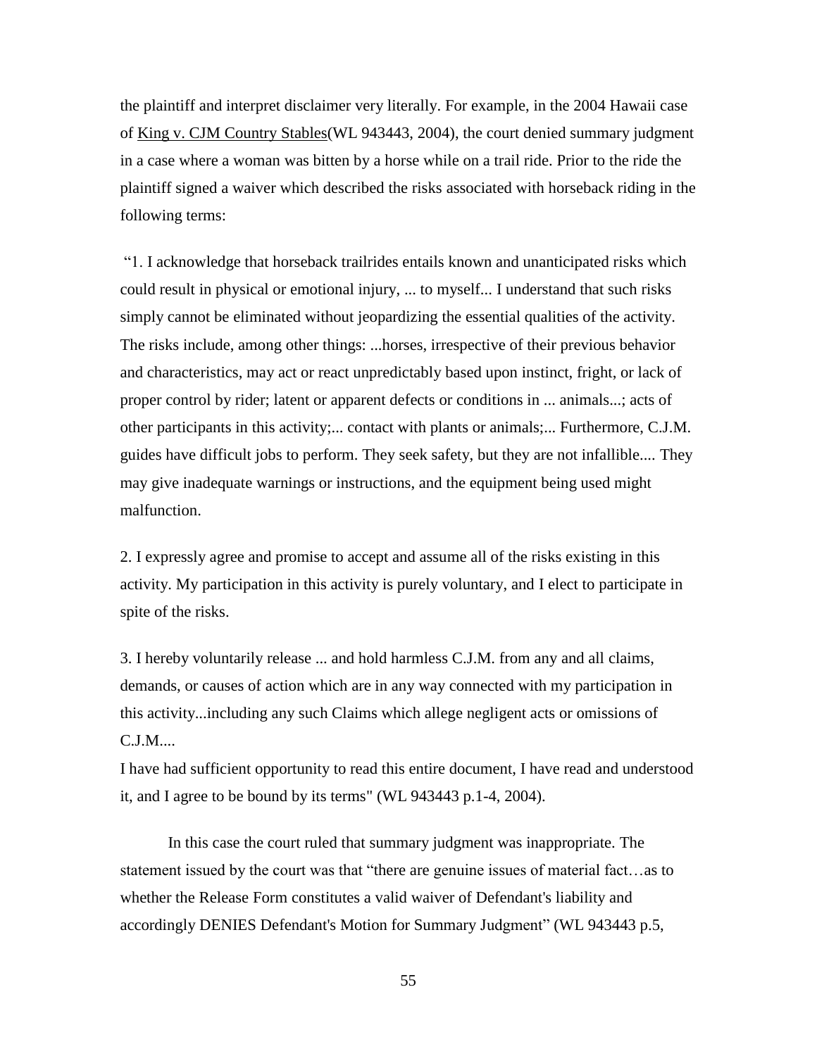the plaintiff and interpret disclaimer very literally. For example, in the 2004 Hawaii case of King v. CJM Country Stables(WL 943443, 2004), the court denied summary judgment in a case where a woman was bitten by a horse while on a trail ride. Prior to the ride the plaintiff signed a waiver which described the risks associated with horseback riding in the following terms:

"1. I acknowledge that horseback trailrides entails known and unanticipated risks which could result in physical or emotional injury, ... to myself... I understand that such risks simply cannot be eliminated without jeopardizing the essential qualities of the activity. The risks include, among other things: ...horses, irrespective of their previous behavior and characteristics, may act or react unpredictably based upon instinct, fright, or lack of proper control by rider; latent or apparent defects or conditions in ... animals...; acts of other participants in this activity;... contact with plants or animals;... Furthermore, C.J.M. guides have difficult jobs to perform. They seek safety, but they are not infallible.... They may give inadequate warnings or instructions, and the equipment being used might malfunction.

2. I expressly agree and promise to accept and assume all of the risks existing in this activity. My participation in this activity is purely voluntary, and I elect to participate in spite of the risks.

3. I hereby voluntarily release ... and hold harmless C.J.M. from any and all claims, demands, or causes of action which are in any way connected with my participation in this activity...including any such Claims which allege negligent acts or omissions of C.J.M....
I have had sufficient opportunity to read this entire document, I have read and understood it, and I agree to be bound by its terms" (WL 943443 p.1-4, 2004).

In this case the court ruled that summary judgment was inappropriate. The statement issued by the court was that "there are genuine issues of material fact…as to whether the Release Form constitutes a valid waiver of Defendant's liability and accordingly DENIES Defendant's Motion for Summary Judgment" (WL 943443 p.5,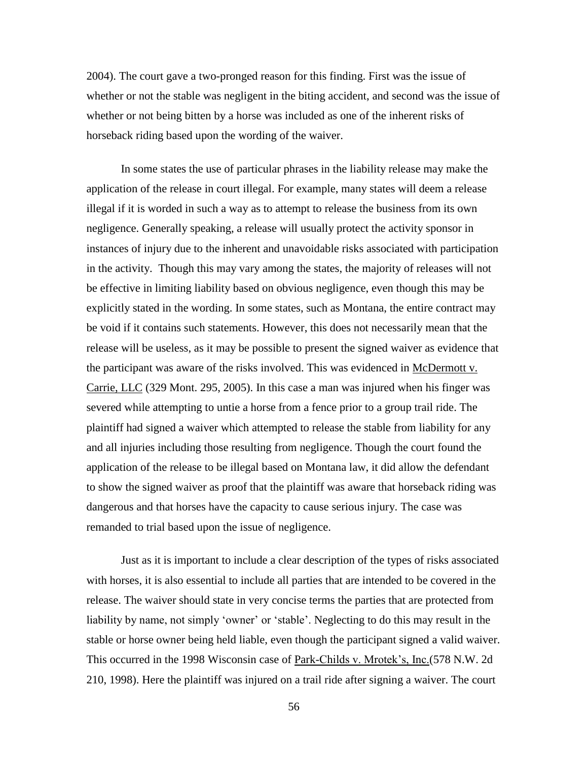2004). The court gave a two-pronged reason for this finding. First was the issue of whether or not the stable was negligent in the biting accident, and second was the issue of whether or not being bitten by a horse was included as one of the inherent risks of horseback riding based upon the wording of the waiver.

In some states the use of particular phrases in the liability release may make the application of the release in court illegal. For example, many states will deem a release illegal if it is worded in such a way as to attempt to release the business from its own negligence. Generally speaking, a release will usually protect the activity sponsor in instances of injury due to the inherent and unavoidable risks associated with participation in the activity. Though this may vary among the states, the majority of releases will not be effective in limiting liability based on obvious negligence, even though this may be explicitly stated in the wording. In some states, such as Montana, the entire contract may be void if it contains such statements. However, this does not necessarily mean that the release will be useless, as it may be possible to present the signed waiver as evidence that the participant was aware of the risks involved. This was evidenced in McDermott v. Carrie, LLC (329 Mont. 295, 2005). In this case a man was injured when his finger was severed while attempting to untie a horse from a fence prior to a group trail ride. The plaintiff had signed a waiver which attempted to release the stable from liability for any and all injuries including those resulting from negligence. Though the court found the application of the release to be illegal based on Montana law, it did allow the defendant to show the signed waiver as proof that the plaintiff was aware that horseback riding was dangerous and that horses have the capacity to cause serious injury. The case was remanded to trial based upon the issue of negligence.

Just as it is important to include a clear description of the types of risks associated with horses, it is also essential to include all parties that are intended to be covered in the release. The waiver should state in very concise terms the parties that are protected from liability by name, not simply 'owner' or 'stable'. Neglecting to do this may result in the stable or horse owner being held liable, even though the participant signed a valid waiver. This occurred in the 1998 Wisconsin case of Park-Childs v. Mrotek's, Inc.(578 N.W. 2d 210, 1998). Here the plaintiff was injured on a trail ride after signing a waiver. The court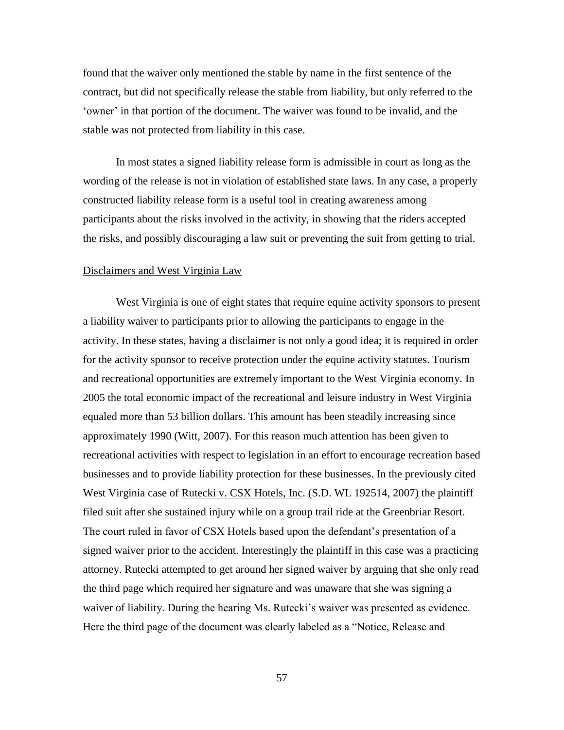found that the waiver only mentioned the stable by name in the first sentence of the contract, but did not specifically release the stable from liability, but only referred to the 'owner' in that portion of the document. The waiver was found to be invalid, and the stable was not protected from liability in this case.

In most states a signed liability release form is admissible in court as long as the wording of the release is not in violation of established state laws. In any case, a properly constructed liability release form is a useful tool in creating awareness among participants about the risks involved in the activity, in showing that the riders accepted the risks, and possibly discouraging a law suit or preventing the suit from getting to trial.

Disclaimers and West Virginia Law

West Virginia is one of eight states that require equine activity sponsors to present a liability waiver to participants prior to allowing the participants to engage in the activity. In these states, having a disclaimer is not only a good idea; it is required in order for the activity sponsor to receive protection under the equine activity statutes. Tourism and recreational opportunities are extremely important to the West Virginia economy. In 2005 the total economic impact of the recreational and leisure industry in West Virginia equaled more than 53 billion dollars. This amount has been steadily increasing since approximately 1990 (Witt, 2007). For this reason much attention has been given to recreational activities with respect to legislation in an effort to encourage recreation based businesses and to provide liability protection for these businesses. In the previously cited West Virginia case of Rutecki v. CSX Hotels, Inc. (S.D. WL 192514, 2007) the plaintiff filed suit after she sustained injury while on a group trail ride at the Greenbriar Resort. The court ruled in favor of CSX Hotels based upon the defendant's presentation of a signed waiver prior to the accident. Interestingly the plaintiff in this case was a practicing attorney. Rutecki attempted to get around her signed waiver by arguing that she only read the third page which required her signature and was unaware that she was signing a waiver of liability. During the hearing Ms. Rutecki's waiver was presented as evidence. Here the third page of the document was clearly labeled as a "Notice, Release and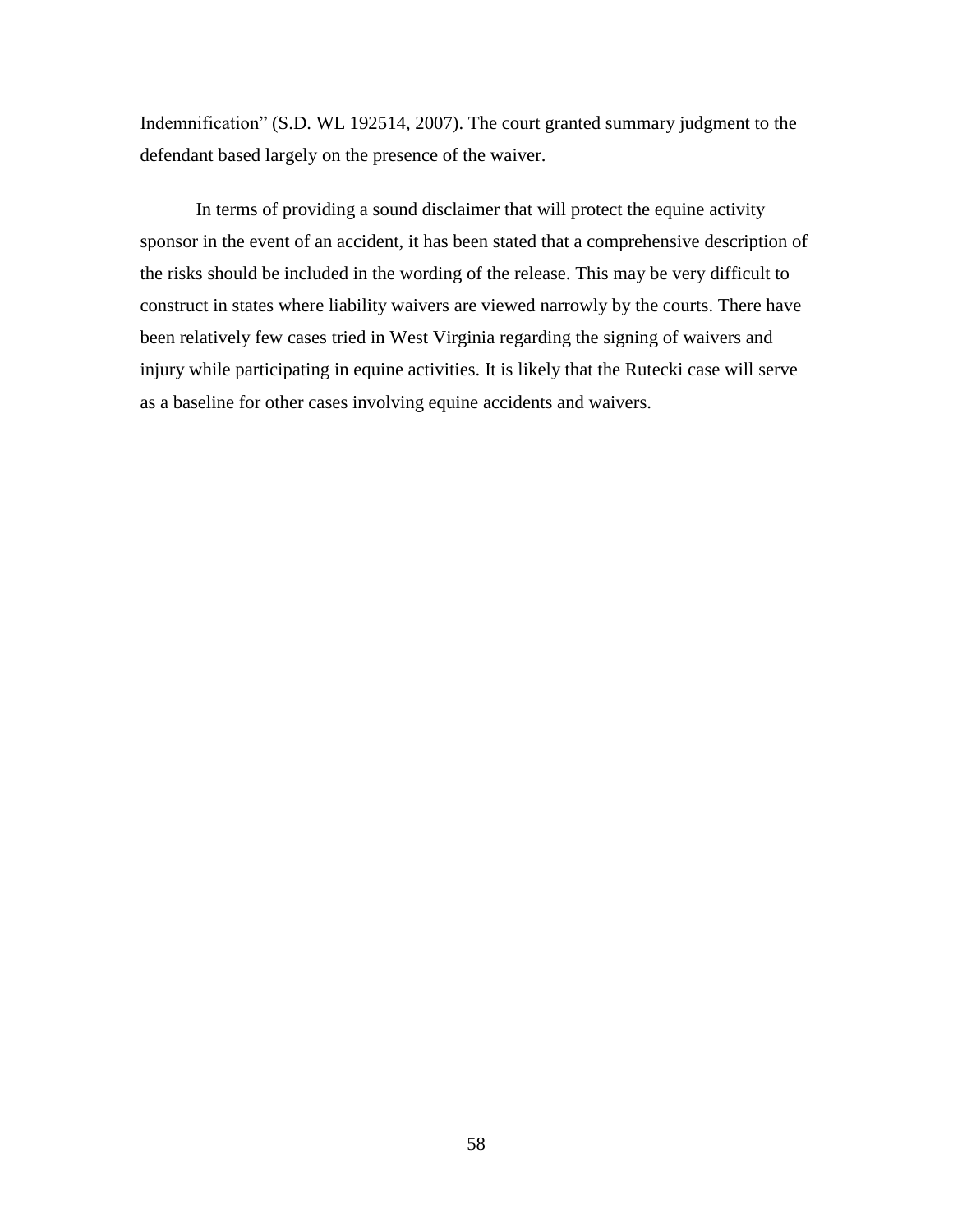Indemnification" (S.D. WL 192514, 2007). The court granted summary judgment to the defendant based largely on the presence of the waiver.

In terms of providing a sound disclaimer that will protect the equine activity sponsor in the event of an accident, it has been stated that a comprehensive description of the risks should be included in the wording of the release. This may be very difficult to construct in states where liability waivers are viewed narrowly by the courts. There have been relatively few cases tried in West Virginia regarding the signing of waivers and injury while participating in equine activities. It is likely that the Rutecki case will serve as a baseline for other cases involving equine accidents and waivers.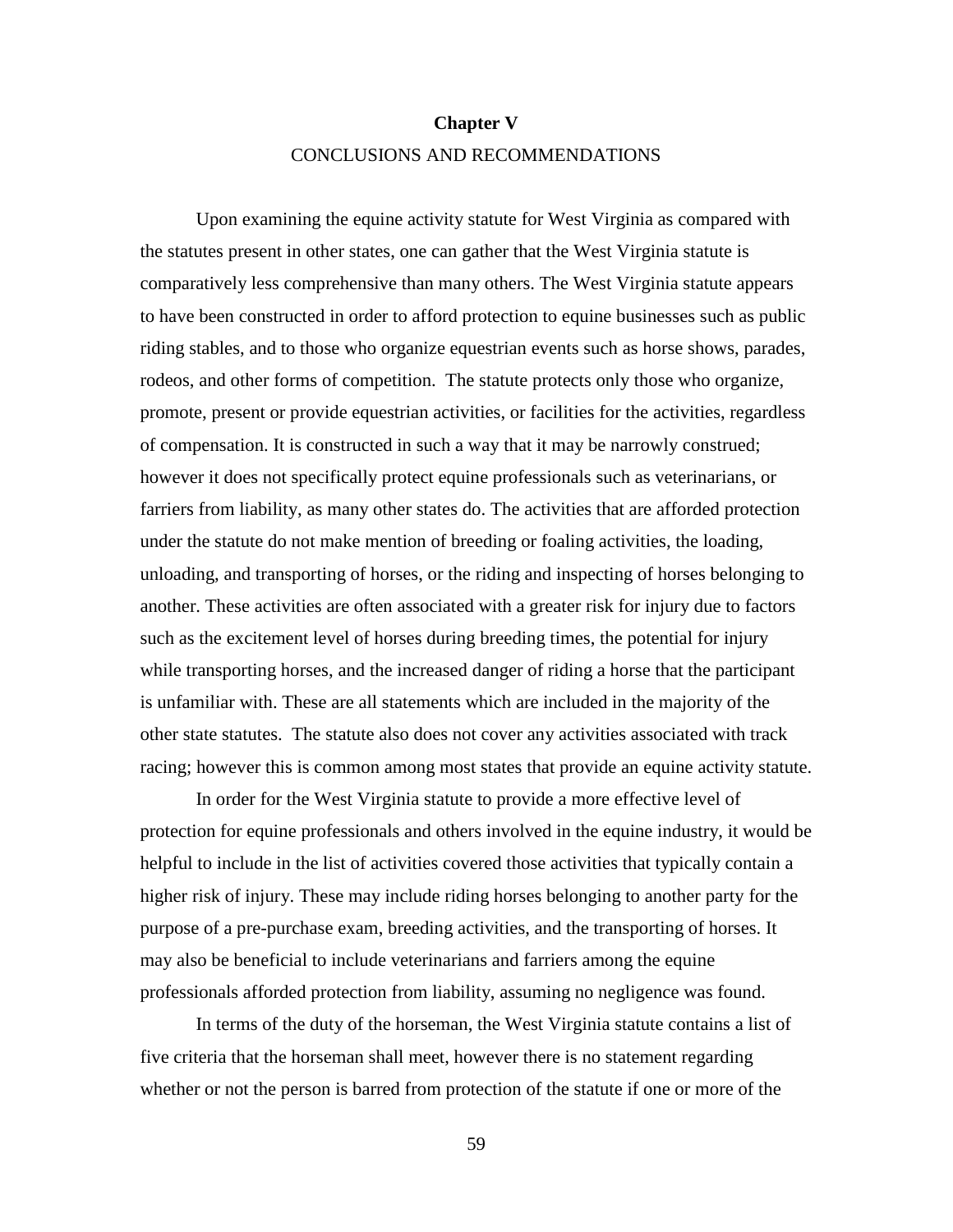# Chapter V

## CONCLUSIONS AND RECOMMENDATIONS

Upon examining the equine activity statute for West Virginia as compared with the statutes present in other states, one can gather that the West Virginia statute is comparatively less comprehensive than many others. The West Virginia statute appears to have been constructed in order to afford protection to equine businesses such as public riding stables, and to those who organize equestrian events such as horse shows, parades, rodeos, and other forms of competition. The statute protects only those who organize, promote, present or provide equestrian activities, or facilities for the activities, regardless of compensation. It is constructed in such a way that it may be narrowly construed; however it does not specifically protect equine professionals such as veterinarians, or farriers from liability, as many other states do. The activities that are afforded protection under the statute do not make mention of breeding or foaling activities, the loading, unloading, and transporting of horses, or the riding and inspecting of horses belonging to another. These activities are often associated with a greater risk for injury due to factors such as the excitement level of horses during breeding times, the potential for injury while transporting horses, and the increased danger of riding a horse that the participant is unfamiliar with. These are all statements which are included in the majority of the other state statutes. The statute also does not cover any activities associated with track racing; however this is common among most states that provide an equine activity statute.

In order for the West Virginia statute to provide a more effective level of protection for equine professionals and others involved in the equine industry, it would be helpful to include in the list of activities covered those activities that typically contain a higher risk of injury. These may include riding horses belonging to another party for the purpose of a pre-purchase exam, breeding activities, and the transporting of horses. It may also be beneficial to include veterinarians and farriers among the equine professionals afforded protection from liability, assuming no negligence was found.

In terms of the duty of the horseman, the West Virginia statute contains a list of five criteria that the horseman shall meet, however there is no statement regarding whether or not the person is barred from protection of the statute if one or more of the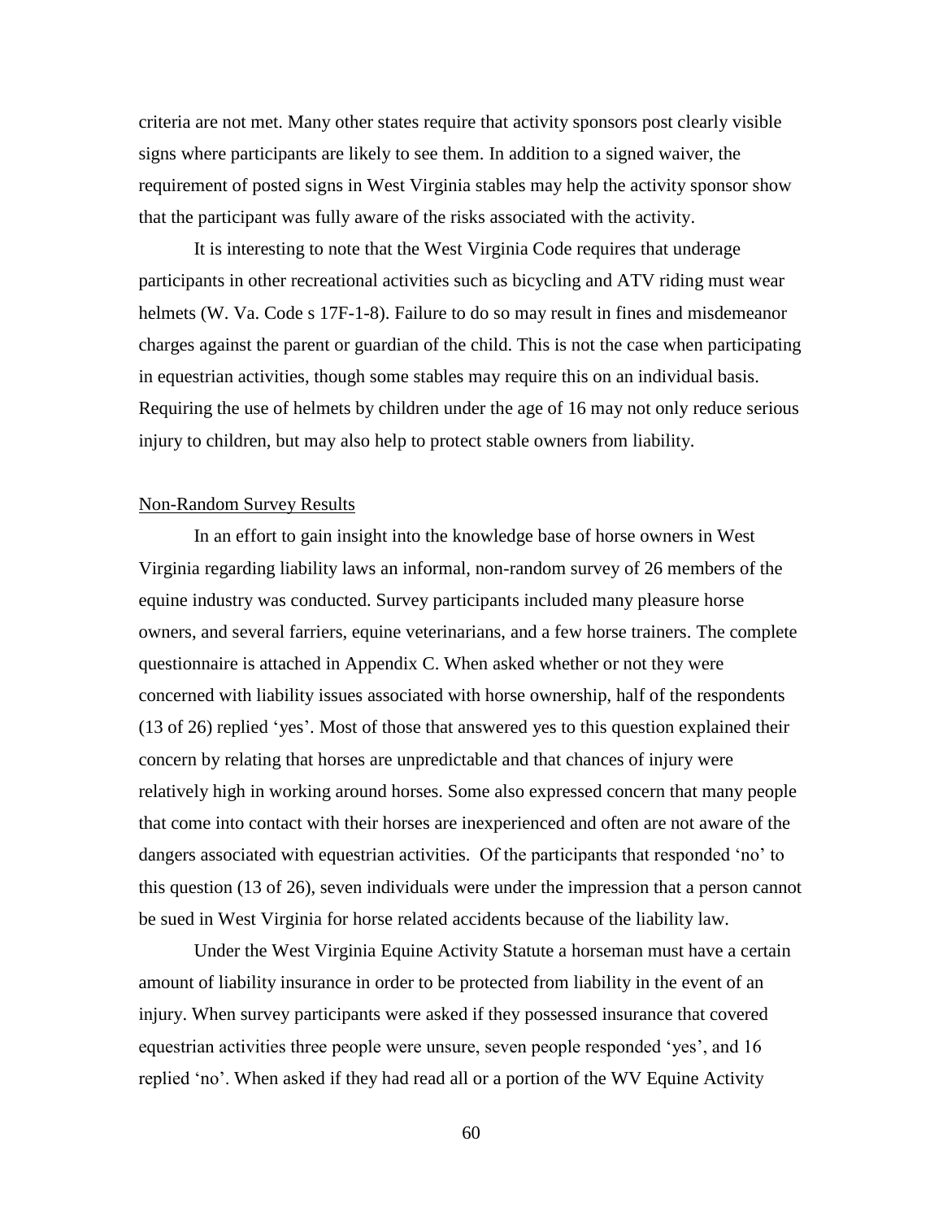criteria are not met. Many other states require that activity sponsors post clearly visible signs where participants are likely to see them. In addition to a signed waiver, the requirement of posted signs in West Virginia stables may help the activity sponsor show that the participant was fully aware of the risks associated with the activity.

It is interesting to note that the West Virginia Code requires that underage participants in other recreational activities such as bicycling and ATV riding must wear helmets (W. Va. Code s 17F-1-8). Failure to do so may result in fines and misdemeanor charges against the parent or guardian of the child. This is not the case when participating in equestrian activities, though some stables may require this on an individual basis. Requiring the use of helmets by children under the age of 16 may not only reduce serious injury to children, but may also help to protect stable owners from liability.

## Non-Random Survey Results

In an effort to gain insight into the knowledge base of horse owners in West Virginia regarding liability laws an informal, non-random survey of 26 members of the equine industry was conducted. Survey participants included many pleasure horse owners, and several farriers, equine veterinarians, and a few horse trainers. The complete questionnaire is attached in Appendix C. When asked whether or not they were concerned with liability issues associated with horse ownership, half of the respondents (13 of 26) replied 'yes'. Most of those that answered yes to this question explained their concern by relating that horses are unpredictable and that chances of injury were relatively high in working around horses. Some also expressed concern that many people that come into contact with their horses are inexperienced and often are not aware of the dangers associated with equestrian activities. Of the participants that responded 'no' to this question (13 of 26), seven individuals were under the impression that a person cannot be sued in West Virginia for horse related accidents because of the liability law.

Under the West Virginia Equine Activity Statute a horseman must have a certain amount of liability insurance in order to be protected from liability in the event of an injury. When survey participants were asked if they possessed insurance that covered equestrian activities three people were unsure, seven people responded 'yes', and 16 replied 'no'. When asked if they had read all or a portion of the WV Equine Activity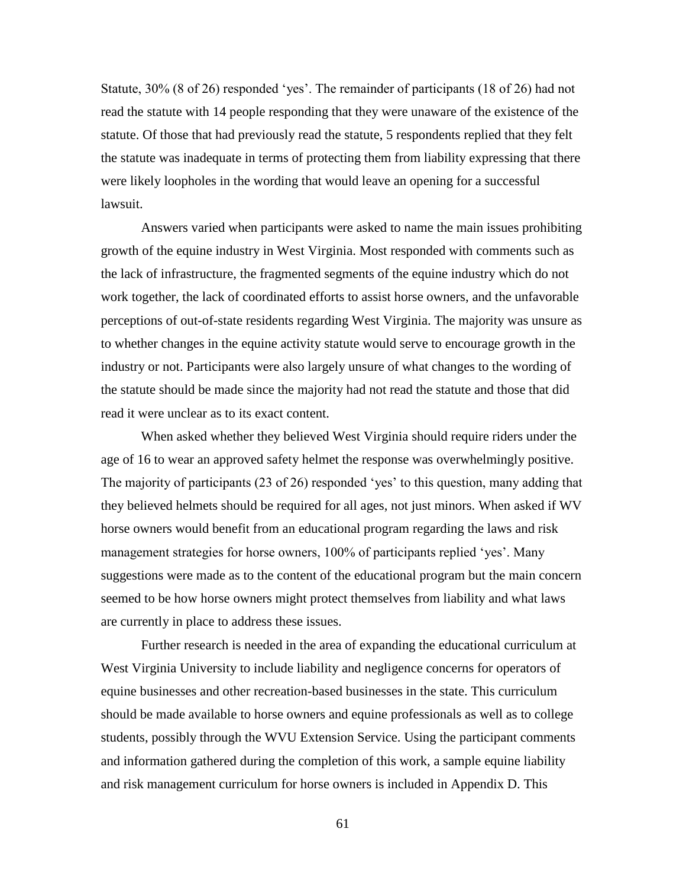Statute, 30% (8 of 26) responded 'yes'. The remainder of participants (18 of 26) had not read the statute with 14 people responding that they were unaware of the existence of the statute. Of those that had previously read the statute, 5 respondents replied that they felt the statute was inadequate in terms of protecting them from liability expressing that there were likely loopholes in the wording that would leave an opening for a successful lawsuit.

Answers varied when participants were asked to name the main issues prohibiting growth of the equine industry in West Virginia. Most responded with comments such as the lack of infrastructure, the fragmented segments of the equine industry which do not work together, the lack of coordinated efforts to assist horse owners, and the unfavorable perceptions of out-of-state residents regarding West Virginia. The majority was unsure as to whether changes in the equine activity statute would serve to encourage growth in the industry or not. Participants were also largely unsure of what changes to the wording of the statute should be made since the majority had not read the statute and those that did read it were unclear as to its exact content.

When asked whether they believed West Virginia should require riders under the age of 16 to wear an approved safety helmet the response was overwhelmingly positive. The majority of participants (23 of 26) responded 'yes' to this question, many adding that they believed helmets should be required for all ages, not just minors. When asked if WV horse owners would benefit from an educational program regarding the laws and risk management strategies for horse owners, 100% of participants replied 'yes'. Many suggestions were made as to the content of the educational program but the main concern seemed to be how horse owners might protect themselves from liability and what laws are currently in place to address these issues.

Further research is needed in the area of expanding the educational curriculum at West Virginia University to include liability and negligence concerns for operators of equine businesses and other recreation-based businesses in the state. This curriculum should be made available to horse owners and equine professionals as well as to college students, possibly through the WVU Extension Service. Using the participant comments and information gathered during the completion of this work, a sample equine liability and risk management curriculum for horse owners is included in Appendix D. This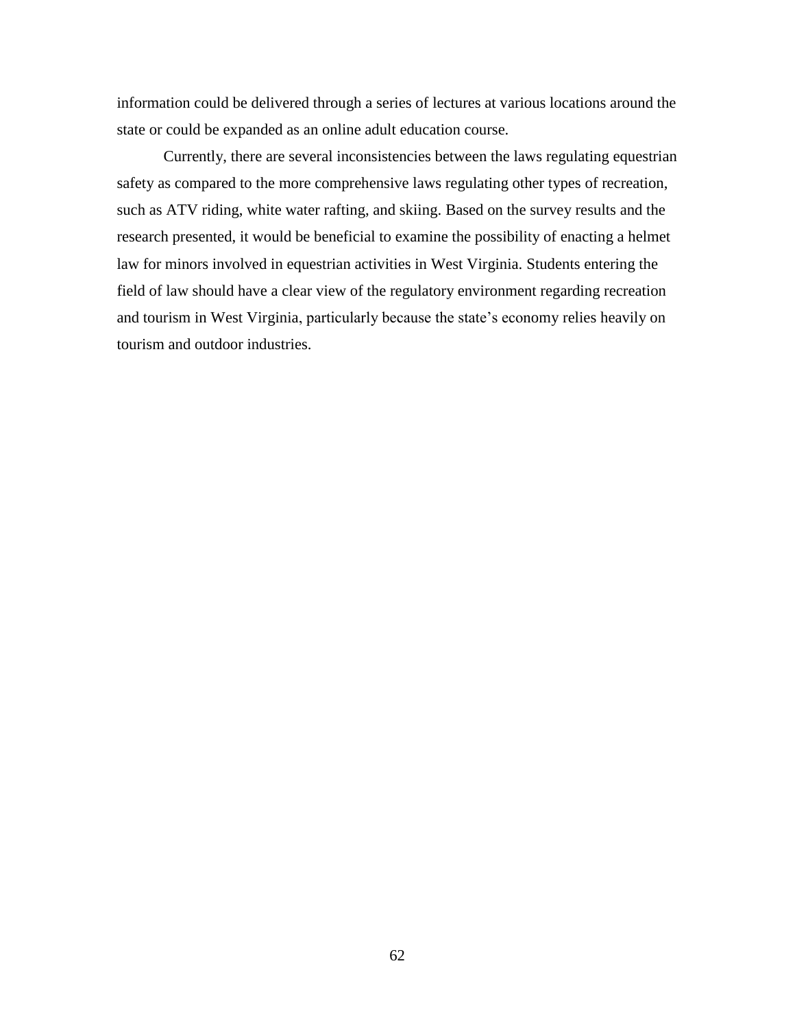information could be delivered through a series of lectures at various locations around the state or could be expanded as an online adult education course.

Currently, there are several inconsistencies between the laws regulating equestrian safety as compared to the more comprehensive laws regulating other types of recreation, such as ATV riding, white water rafting, and skiing. Based on the survey results and the research presented, it would be beneficial to examine the possibility of enacting a helmet law for minors involved in equestrian activities in West Virginia. Students entering the field of law should have a clear view of the regulatory environment regarding recreation and tourism in West Virginia, particularly because the state's economy relies heavily on tourism and outdoor industries.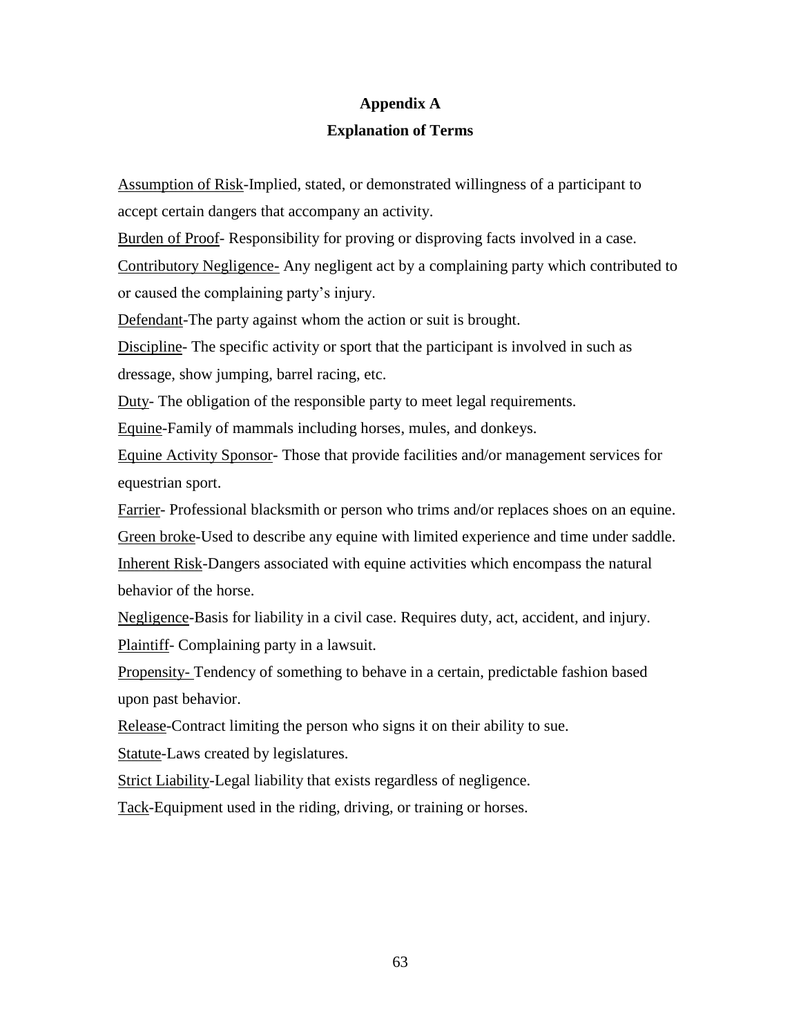# Appendix A

## Explanation of Terms

Assumption of Risk-Implied, stated, or demonstrated willingness of a participant to accept certain dangers that accompany an activity.

Burden of Proof- Responsibility for proving or disproving facts involved in a case.

Contributory Negligence- Any negligent act by a complaining party which contributed to or caused the complaining party's injury.

Defendant-The party against whom the action or suit is brought.

Discipline- The specific activity or sport that the participant is involved in such as dressage, show jumping, barrel racing, etc.

Duty- The obligation of the responsible party to meet legal requirements.

Equine-Family of mammals including horses, mules, and donkeys.

Equine Activity Sponsor- Those that provide facilities and/or management services for equestrian sport.

Farrier- Professional blacksmith or person who trims and/or replaces shoes on an equine.

Green broke-Used to describe any equine with limited experience and time under saddle.

Inherent Risk-Dangers associated with equine activities which encompass the natural behavior of the horse.

Negligence-Basis for liability in a civil case. Requires duty, act, accident, and injury.

Plaintiff- Complaining party in a lawsuit.

Propensity- Tendency of something to behave in a certain, predictable fashion based upon past behavior.

Release-Contract limiting the person who signs it on their ability to sue.

Statute-Laws created by legislatures.

Strict Liability-Legal liability that exists regardless of negligence.

Tack-Equipment used in the riding, driving, or training or horses.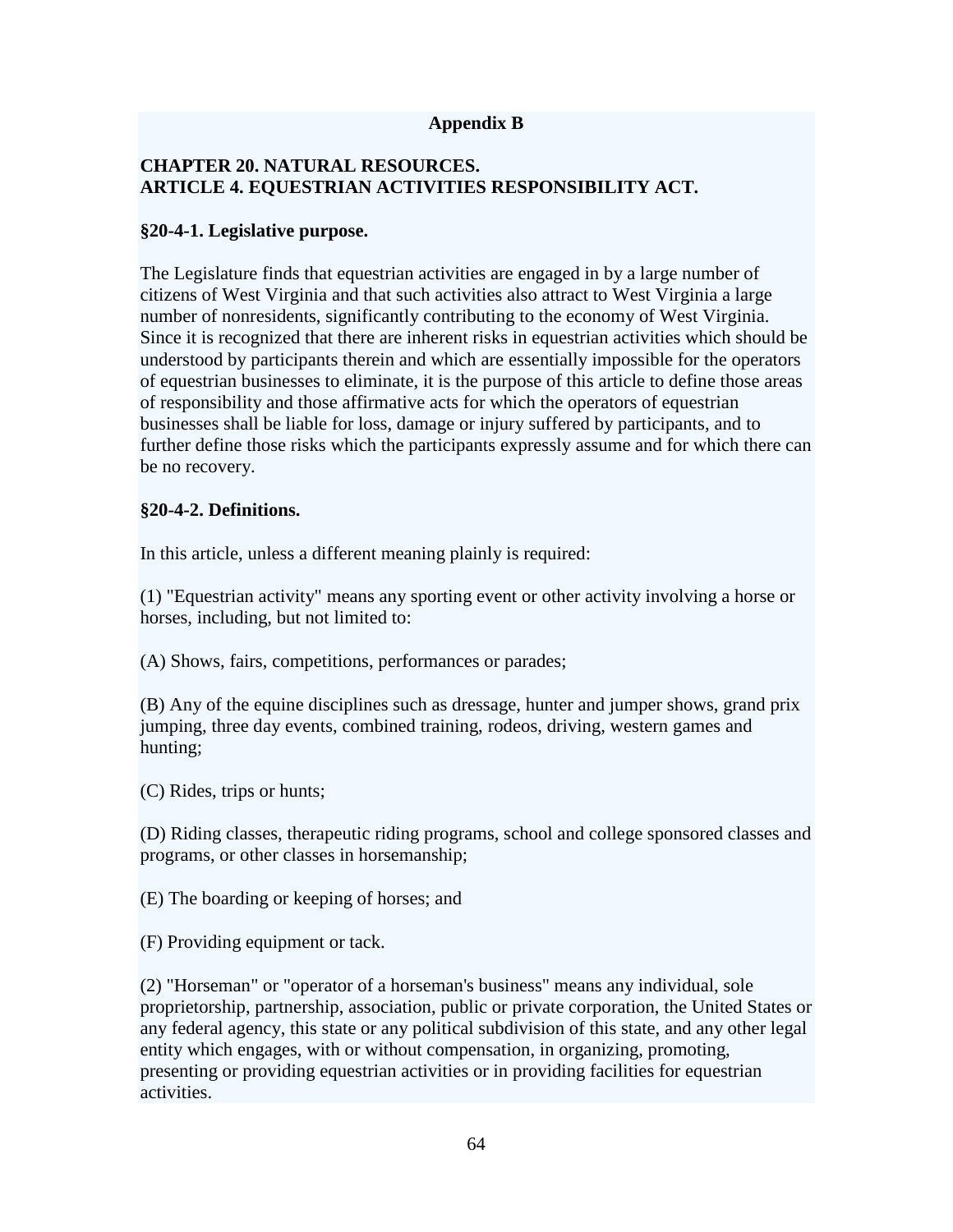**Appendix B**

**CHAPTER 20. NATURAL RESOURCES.**
**ARTICLE 4. EQUESTRIAN ACTIVITIES RESPONSIBILITY ACT.**

**§20-4-1. Legislative purpose.**

The Legislature finds that equestrian activities are engaged in by a large number of citizens of West Virginia and that such activities also attract to West Virginia a large number of nonresidents, significantly contributing to the economy of West Virginia. Since it is recognized that there are inherent risks in equestrian activities which should be understood by participants therein and which are essentially impossible for the operators of equestrian businesses to eliminate, it is the purpose of this article to define those areas of responsibility and those affirmative acts for which the operators of equestrian businesses shall be liable for loss, damage or injury suffered by participants, and to further define those risks which the participants expressly assume and for which there can be no recovery.

**§20-4-2. Definitions.**

In this article, unless a different meaning plainly is required:

(1) "Equestrian activity" means any sporting event or other activity involving a horse or horses, including, but not limited to:

(A) Shows, fairs, competitions, performances or parades;

(B) Any of the equine disciplines such as dressage, hunter and jumper shows, grand prix jumping, three day events, combined training, rodeos, driving, western games and hunting;

(C) Rides, trips or hunts;

(D) Riding classes, therapeutic riding programs, school and college sponsored classes and programs, or other classes in horsemanship;

(E) The boarding or keeping of horses; and

(F) Providing equipment or tack.

(2) "Horseman" or "operator of a horseman's business" means any individual, sole proprietorship, partnership, association, public or private corporation, the United States or any federal agency, this state or any political subdivision of this state, and any other legal entity which engages, with or without compensation, in organizing, promoting, presenting or providing equestrian activities or in providing facilities for equestrian activities.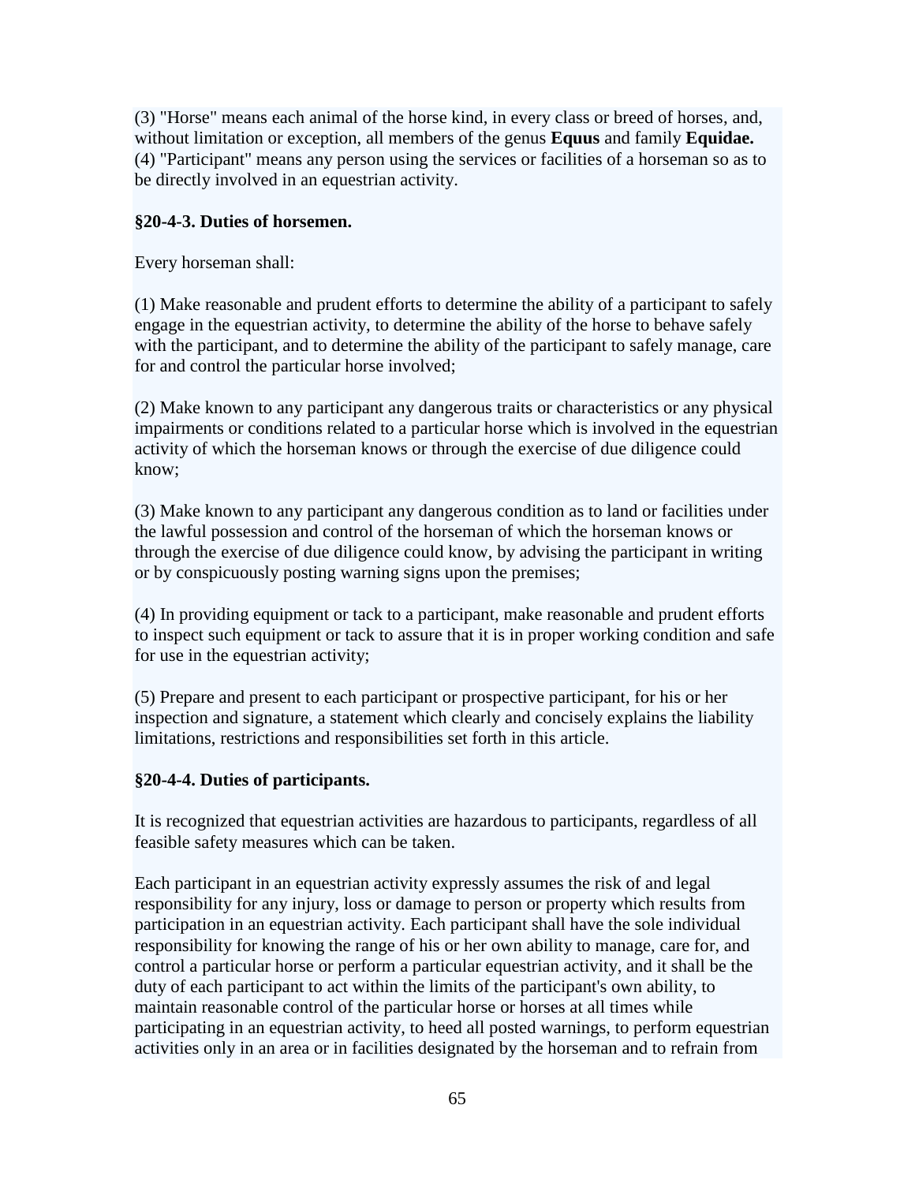(3) "Horse" means each animal of the horse kind, in every class or breed of horses, and, without limitation or exception, all members of the genus **Equus** and family **Equidae.**
(4) "Participant" means any person using the services or facilities of a horseman so as to be directly involved in an equestrian activity.

**§20-4-3. Duties of horsemen.**

Every horseman shall:

(1) Make reasonable and prudent efforts to determine the ability of a participant to safely engage in the equestrian activity, to determine the ability of the horse to behave safely with the participant, and to determine the ability of the participant to safely manage, care for and control the particular horse involved;

(2) Make known to any participant any dangerous traits or characteristics or any physical impairments or conditions related to a particular horse which is involved in the equestrian activity of which the horseman knows or through the exercise of due diligence could know;

(3) Make known to any participant any dangerous condition as to land or facilities under the lawful possession and control of the horseman of which the horseman knows or through the exercise of due diligence could know, by advising the participant in writing or by conspicuously posting warning signs upon the premises;

(4) In providing equipment or tack to a participant, make reasonable and prudent efforts to inspect such equipment or tack to assure that it is in proper working condition and safe for use in the equestrian activity;

(5) Prepare and present to each participant or prospective participant, for his or her inspection and signature, a statement which clearly and concisely explains the liability limitations, restrictions and responsibilities set forth in this article.

**§20-4-4. Duties of participants.**

It is recognized that equestrian activities are hazardous to participants, regardless of all feasible safety measures which can be taken.

Each participant in an equestrian activity expressly assumes the risk of and legal responsibility for any injury, loss or damage to person or property which results from participation in an equestrian activity. Each participant shall have the sole individual responsibility for knowing the range of his or her own ability to manage, care for, and control a particular horse or perform a particular equestrian activity, and it shall be the duty of each participant to act within the limits of the participant's own ability, to maintain reasonable control of the particular horse or horses at all times while participating in an equestrian activity, to heed all posted warnings, to perform equestrian activities only in an area or in facilities designated by the horseman and to refrain from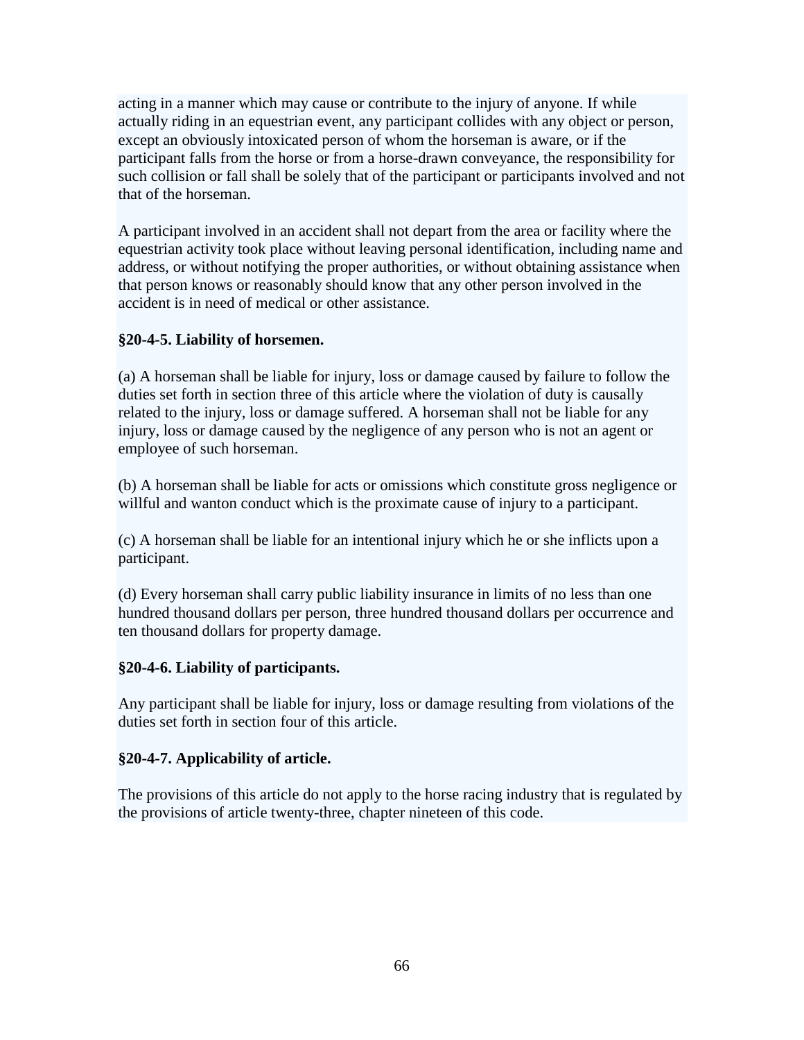acting in a manner which may cause or contribute to the injury of anyone. If while actually riding in an equestrian event, any participant collides with any object or person, except an obviously intoxicated person of whom the horseman is aware, or if the participant falls from the horse or from a horse-drawn conveyance, the responsibility for such collision or fall shall be solely that of the participant or participants involved and not that of the horseman.

A participant involved in an accident shall not depart from the area or facility where the equestrian activity took place without leaving personal identification, including name and address, or without notifying the proper authorities, or without obtaining assistance when that person knows or reasonably should know that any other person involved in the accident is in need of medical or other assistance.

**§20-4-5. Liability of horsemen.**

(a) A horseman shall be liable for injury, loss or damage caused by failure to follow the duties set forth in section three of this article where the violation of duty is causally related to the injury, loss or damage suffered. A horseman shall not be liable for any injury, loss or damage caused by the negligence of any person who is not an agent or employee of such horseman.

(b) A horseman shall be liable for acts or omissions which constitute gross negligence or willful and wanton conduct which is the proximate cause of injury to a participant.

(c) A horseman shall be liable for an intentional injury which he or she inflicts upon a participant.

(d) Every horseman shall carry public liability insurance in limits of no less than one hundred thousand dollars per person, three hundred thousand dollars per occurrence and ten thousand dollars for property damage.

**§20-4-6. Liability of participants.**

Any participant shall be liable for injury, loss or damage resulting from violations of the duties set forth in section four of this article.

**§20-4-7. Applicability of article.**

The provisions of this article do not apply to the horse racing industry that is regulated by the provisions of article twenty-three, chapter nineteen of this code.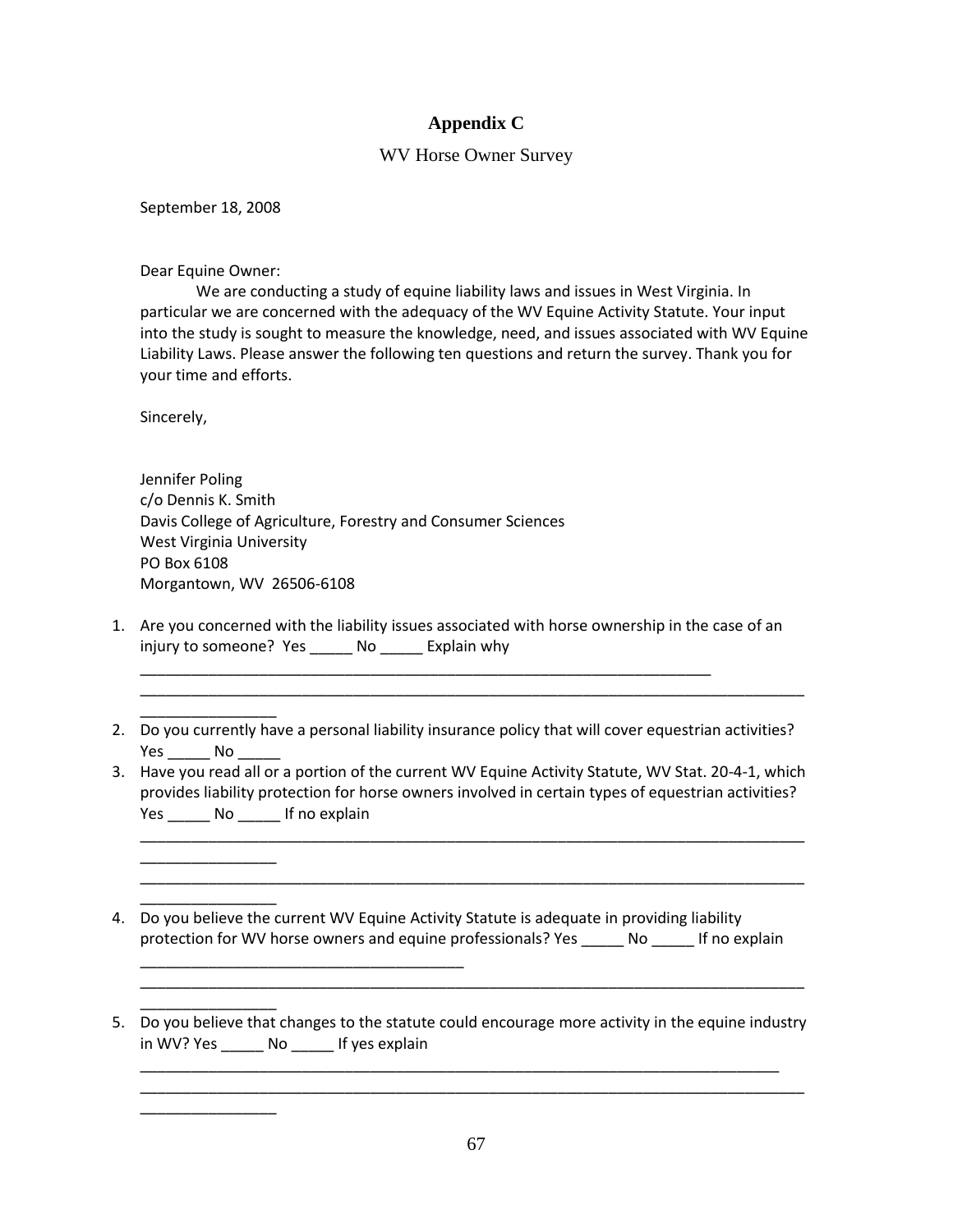# Appendix C

## WV Horse Owner Survey

September 18, 2008

Dear Equine Owner:

We are conducting a study of equine liability laws and issues in West Virginia. In particular we are concerned with the adequacy of the WV Equine Activity Statute. Your input into the study is sought to measure the knowledge, need, and issues associated with WV Equine Liability Laws. Please answer the following ten questions and return the survey. Thank you for your time and efforts.

Sincerely,

Jennifer Poling
c/o Dennis K. Smith
Davis College of Agriculture, Forestry and Consumer Sciences
West Virginia University
PO Box 6108
Morgantown, WV 26506-6108

1. Are you concerned with the liability issues associated with horse ownership in the case of an injury to someone? Yes _____ No _____ Explain why
   ______________________________________________________________________
   ________________________________________________________________________________
   ________________
2. Do you currently have a personal liability insurance policy that will cover equestrian activities? Yes _____ No _____
3. Have you read all or a portion of the current WV Equine Activity Statute, WV Stat. 20-4-1, which provides liability protection for horse owners involved in certain types of equestrian activities? Yes _____ No _____ If no explain
   ________________________________________________________________________________
   ________________
   ________________________________________________________________________________
   ________________
4. Do you believe the current WV Equine Activity Statute is adequate in providing liability protection for WV horse owners and equine professionals? Yes _____ No _____ If no explain
   ________________________________________
   ________________________________________________________________________________
   ________________
5. Do you believe that changes to the statute could encourage more activity in the equine industry in WV? Yes _____ No _____ If yes explain
   _____________________________________________________________________________
   ________________________________________________________________________________
   ________________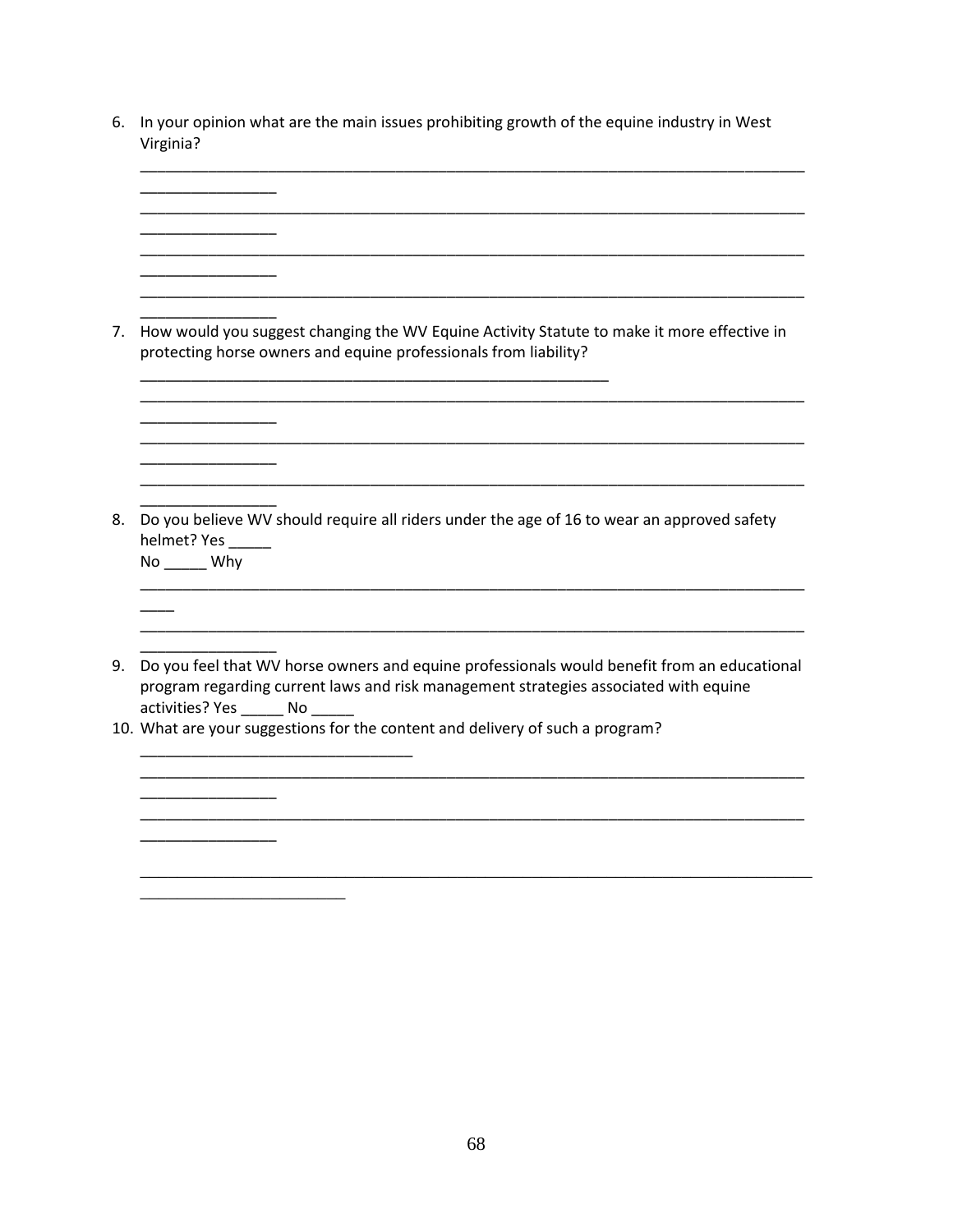6. In your opinion what are the main issues prohibiting growth of the equine industry in West Virginia?

   ________________________________________________________________________________
   ________________________________________________________________________________
   ________________________________________________________________________________
   ________________________________________________________________________________

7. How would you suggest changing the WV Equine Activity Statute to make it more effective in protecting horse owners and equine professionals from liability?

   ________________________________________________________________________________
   ________________________________________________________________________________
   ________________________________________________________________________________
   ________________________________________________________________________________

8. Do you believe WV should require all riders under the age of 16 to wear an approved safety helmet? Yes _____
   No _____ Why

   ________________________________________________________________________________
   ________________________________________________________________________________

9. Do you feel that WV horse owners and equine professionals would benefit from an educational program regarding current laws and risk management strategies associated with equine activities? Yes _____ No _____

10. What are your suggestions for the content and delivery of such a program?

    ________________________________________________________________________________
    ________________________________________________________________________________
    ________________________________________________________________________________
    ________________________________________________________________________________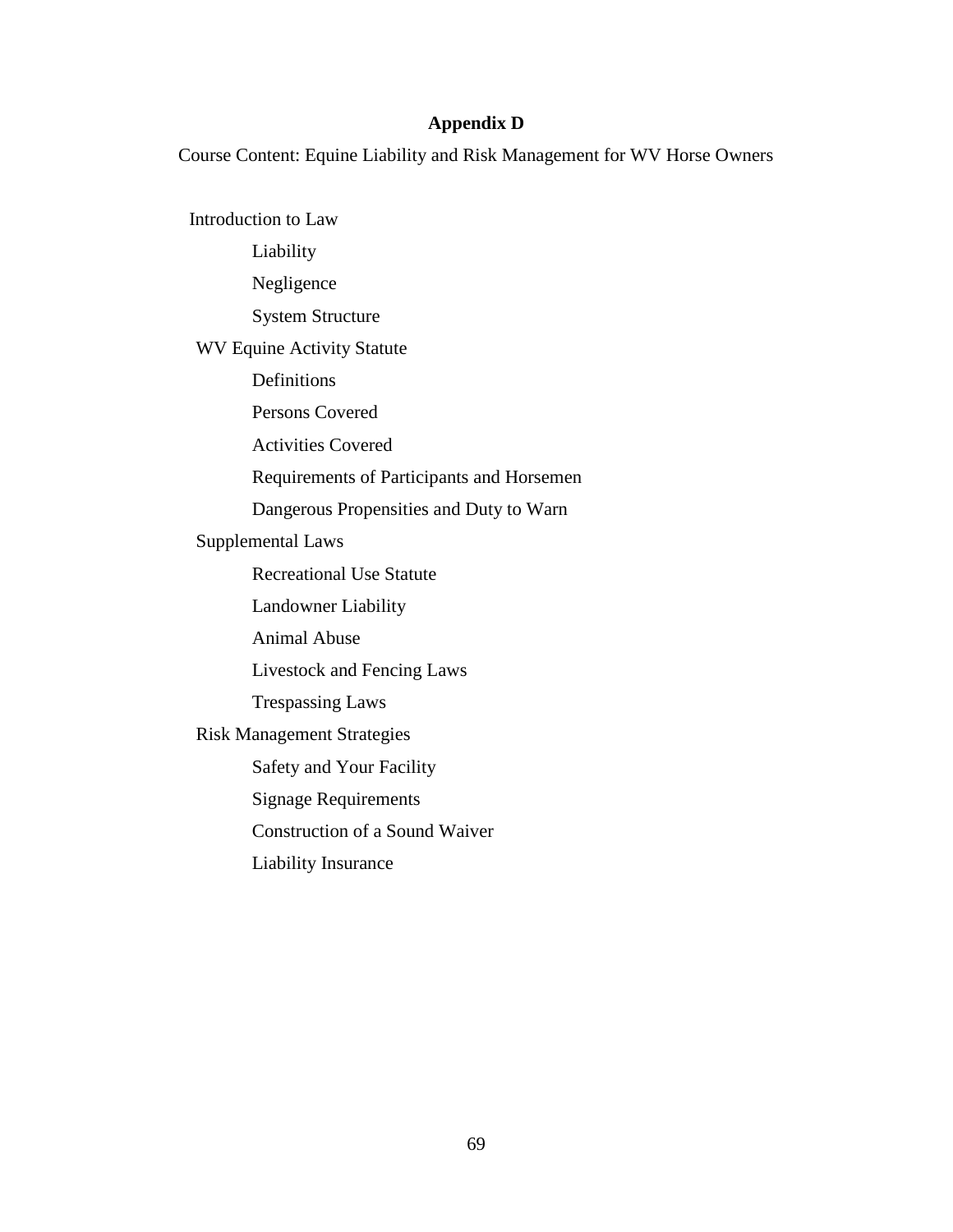# Appendix D

Course Content: Equine Liability and Risk Management for WV Horse Owners

- Introduction to Law
  - Liability
  - Negligence
  - System Structure
- WV Equine Activity Statute
  - Definitions
  - Persons Covered
  - Activities Covered
  - Requirements of Participants and Horsemen
  - Dangerous Propensities and Duty to Warn
- Supplemental Laws
  - Recreational Use Statute
  - Landowner Liability
  - Animal Abuse
  - Livestock and Fencing Laws
  - Trespassing Laws
- Risk Management Strategies
  - Safety and Your Facility
  - Signage Requirements
  - Construction of a Sound Waiver
  - Liability Insurance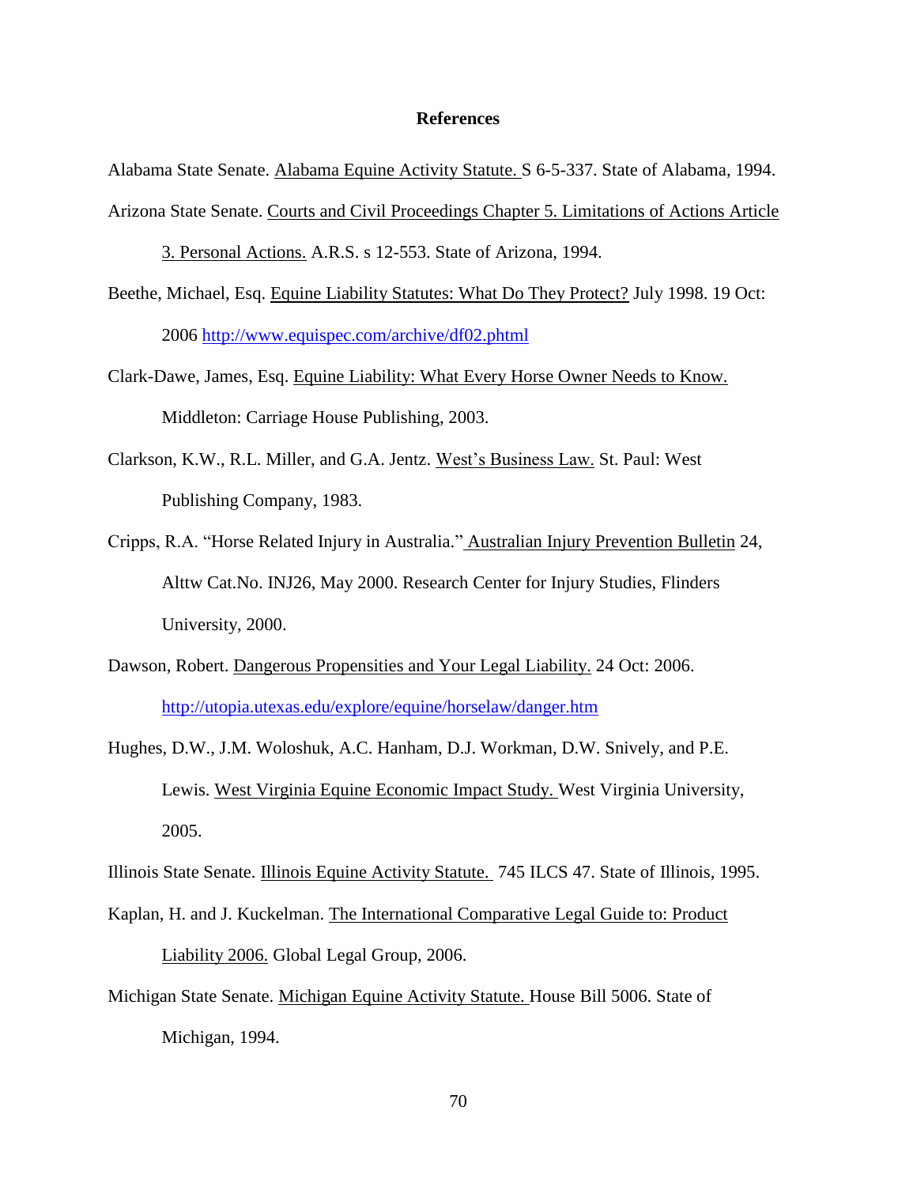# References

Alabama State Senate. Alabama Equine Activity Statute. S 6-5-337. State of Alabama, 1994.

Arizona State Senate. Courts and Civil Proceedings Chapter 5. Limitations of Actions Article 3. Personal Actions. A.R.S. s 12-553. State of Arizona, 1994.

Beethe, Michael, Esq. Equine Liability Statutes: What Do They Protect? July 1998. 19 Oct: 2006 http://www.equispec.com/archive/df02.phtml

Clark-Dawe, James, Esq. Equine Liability: What Every Horse Owner Needs to Know. Middleton: Carriage House Publishing, 2003.

Clarkson, K.W., R.L. Miller, and G.A. Jentz. West's Business Law. St. Paul: West Publishing Company, 1983.

Cripps, R.A. "Horse Related Injury in Australia." Australian Injury Prevention Bulletin 24, Alttw Cat.No. INJ26, May 2000. Research Center for Injury Studies, Flinders University, 2000.

Dawson, Robert. Dangerous Propensities and Your Legal Liability. 24 Oct: 2006. http://utopia.utexas.edu/explore/equine/horselaw/danger.htm

Hughes, D.W., J.M. Woloshuk, A.C. Hanham, D.J. Workman, D.W. Snively, and P.E. Lewis. West Virginia Equine Economic Impact Study. West Virginia University, 2005.

Illinois State Senate. Illinois Equine Activity Statute. 745 ILCS 47. State of Illinois, 1995.

Kaplan, H. and J. Kuckelman. The International Comparative Legal Guide to: Product Liability 2006. Global Legal Group, 2006.

Michigan State Senate. Michigan Equine Activity Statute. House Bill 5006. State of Michigan, 1994.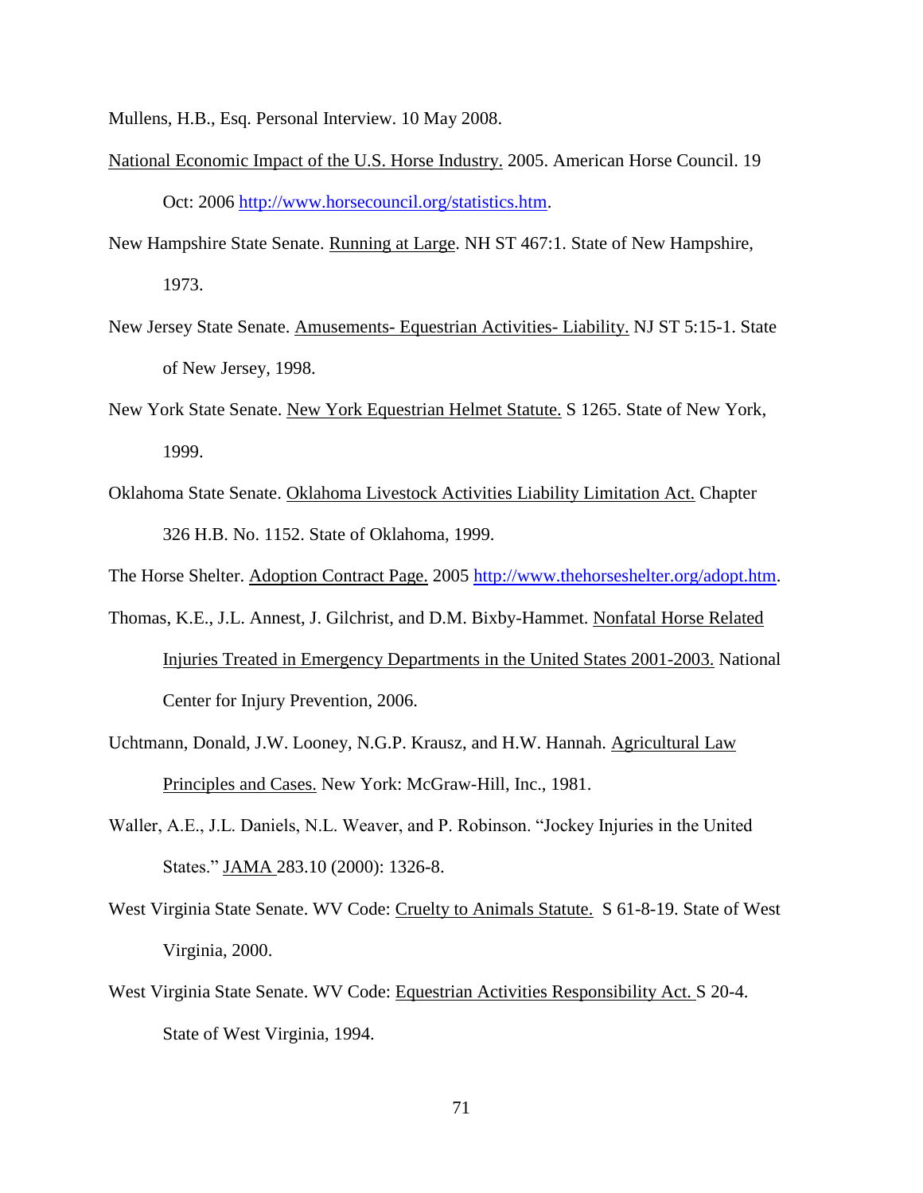Mullens, H.B., Esq. Personal Interview. 10 May 2008.

National Economic Impact of the U.S. Horse Industry. 2005. American Horse Council. 19 Oct: 2006 http://www.horsecouncil.org/statistics.htm.

New Hampshire State Senate. Running at Large. NH ST 467:1. State of New Hampshire, 1973.

New Jersey State Senate. Amusements- Equestrian Activities- Liability. NJ ST 5:15-1. State of New Jersey, 1998.

New York State Senate. New York Equestrian Helmet Statute. S 1265. State of New York, 1999.

Oklahoma State Senate. Oklahoma Livestock Activities Liability Limitation Act. Chapter 326 H.B. No. 1152. State of Oklahoma, 1999.

The Horse Shelter. Adoption Contract Page. 2005 http://www.thehorseshelter.org/adopt.htm.

Thomas, K.E., J.L. Annest, J. Gilchrist, and D.M. Bixby-Hammet. Nonfatal Horse Related Injuries Treated in Emergency Departments in the United States 2001-2003. National Center for Injury Prevention, 2006.

Uchtmann, Donald, J.W. Looney, N.G.P. Krausz, and H.W. Hannah. Agricultural Law Principles and Cases. New York: McGraw-Hill, Inc., 1981.

Waller, A.E., J.L. Daniels, N.L. Weaver, and P. Robinson. "Jockey Injuries in the United States." JAMA 283.10 (2000): 1326-8.

West Virginia State Senate. WV Code: Cruelty to Animals Statute. S 61-8-19. State of West Virginia, 2000.

West Virginia State Senate. WV Code: Equestrian Activities Responsibility Act. S 20-4. State of West Virginia, 1994.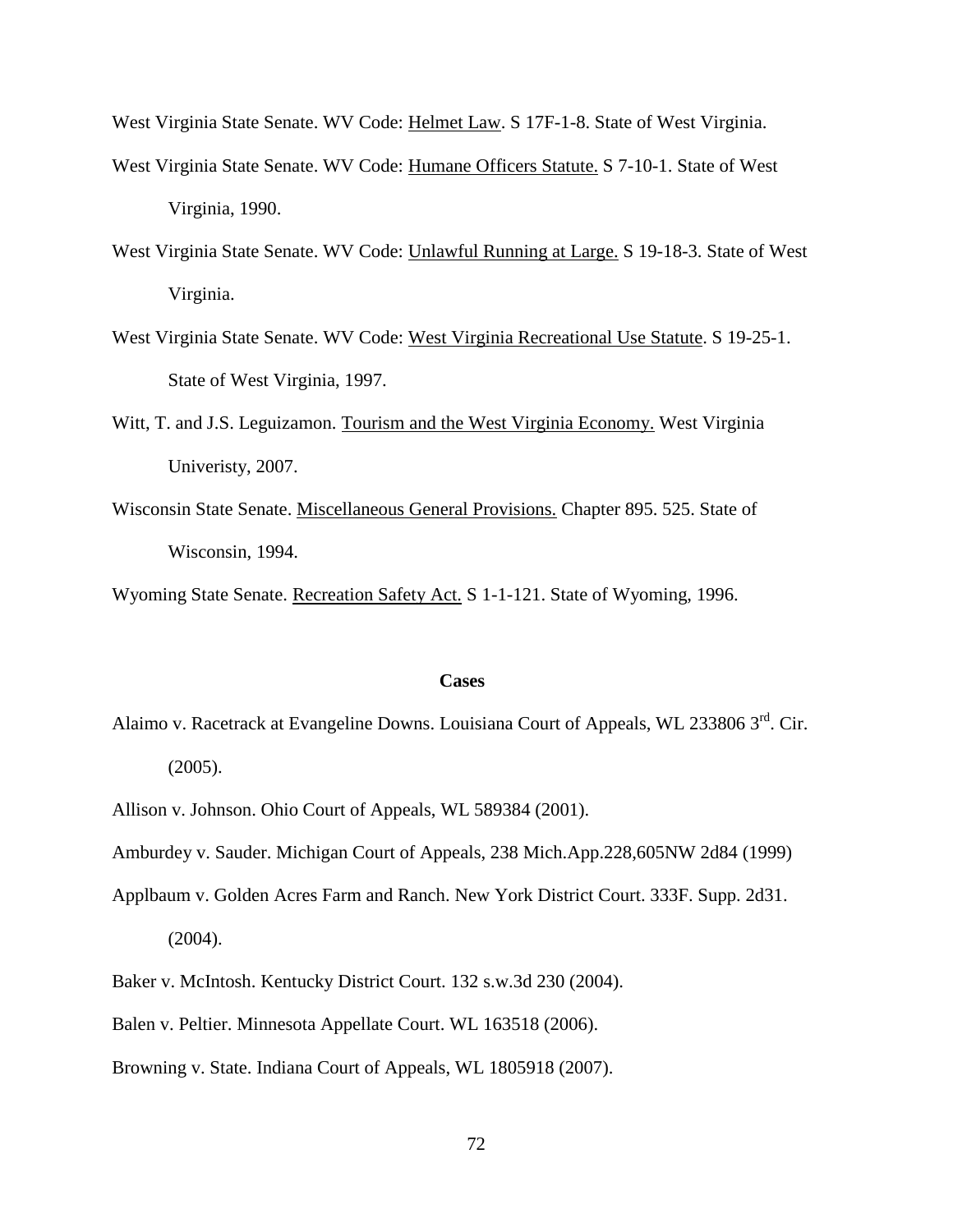West Virginia State Senate. WV Code: Helmet Law. S 17F-1-8. State of West Virginia.

West Virginia State Senate. WV Code: Humane Officers Statute. S 7-10-1. State of West Virginia, 1990.

West Virginia State Senate. WV Code: Unlawful Running at Large. S 19-18-3. State of West Virginia.

West Virginia State Senate. WV Code: West Virginia Recreational Use Statute. S 19-25-1. State of West Virginia, 1997.

Witt, T. and J.S. Leguizamon. Tourism and the West Virginia Economy. West Virginia Univeristy, 2007.

Wisconsin State Senate. Miscellaneous General Provisions. Chapter 895. 525. State of Wisconsin, 1994.

Wyoming State Senate. Recreation Safety Act. S 1-1-121. State of Wyoming, 1996.

**Cases**

Alaimo v. Racetrack at Evangeline Downs. Louisiana Court of Appeals, WL 233806 3rd. Cir. (2005).

Allison v. Johnson. Ohio Court of Appeals, WL 589384 (2001).

Amburdey v. Sauder. Michigan Court of Appeals, 238 Mich.App.228,605NW 2d84 (1999)

Applbaum v. Golden Acres Farm and Ranch. New York District Court. 333F. Supp. 2d31. (2004).

Baker v. McIntosh. Kentucky District Court. 132 s.w.3d 230 (2004).

Balen v. Peltier. Minnesota Appellate Court. WL 163518 (2006).

Browning v. State. Indiana Court of Appeals, WL 1805918 (2007).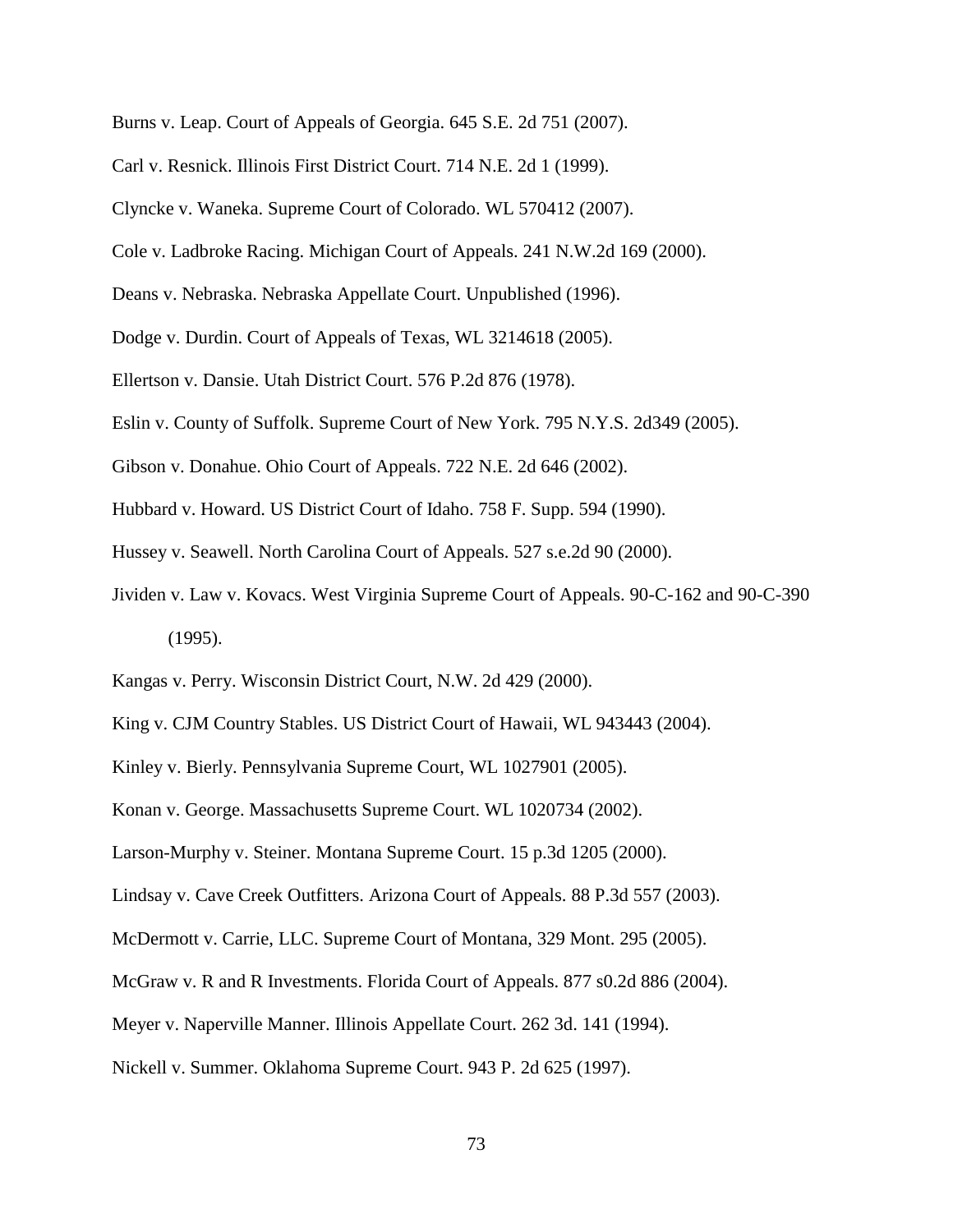Burns v. Leap. Court of Appeals of Georgia. 645 S.E. 2d 751 (2007).

Carl v. Resnick. Illinois First District Court. 714 N.E. 2d 1 (1999).

Clyncke v. Waneka. Supreme Court of Colorado. WL 570412 (2007).

Cole v. Ladbroke Racing. Michigan Court of Appeals. 241 N.W.2d 169 (2000).

Deans v. Nebraska. Nebraska Appellate Court. Unpublished (1996).

Dodge v. Durdin. Court of Appeals of Texas, WL 3214618 (2005).

Ellertson v. Dansie. Utah District Court. 576 P.2d 876 (1978).

Eslin v. County of Suffolk. Supreme Court of New York. 795 N.Y.S. 2d349 (2005).

Gibson v. Donahue. Ohio Court of Appeals. 722 N.E. 2d 646 (2002).

Hubbard v. Howard. US District Court of Idaho. 758 F. Supp. 594 (1990).

Hussey v. Seawell. North Carolina Court of Appeals. 527 s.e.2d 90 (2000).

Jividen v. Law v. Kovacs. West Virginia Supreme Court of Appeals. 90-C-162 and 90-C-390 (1995).

Kangas v. Perry. Wisconsin District Court, N.W. 2d 429 (2000).

King v. CJM Country Stables. US District Court of Hawaii, WL 943443 (2004).

Kinley v. Bierly. Pennsylvania Supreme Court, WL 1027901 (2005).

Konan v. George. Massachusetts Supreme Court. WL 1020734 (2002).

Larson-Murphy v. Steiner. Montana Supreme Court. 15 p.3d 1205 (2000).

Lindsay v. Cave Creek Outfitters. Arizona Court of Appeals. 88 P.3d 557 (2003).

McDermott v. Carrie, LLC. Supreme Court of Montana, 329 Mont. 295 (2005).

McGraw v. R and R Investments. Florida Court of Appeals. 877 s0.2d 886 (2004).

Meyer v. Naperville Manner. Illinois Appellate Court. 262 3d. 141 (1994).

Nickell v. Summer. Oklahoma Supreme Court. 943 P. 2d 625 (1997).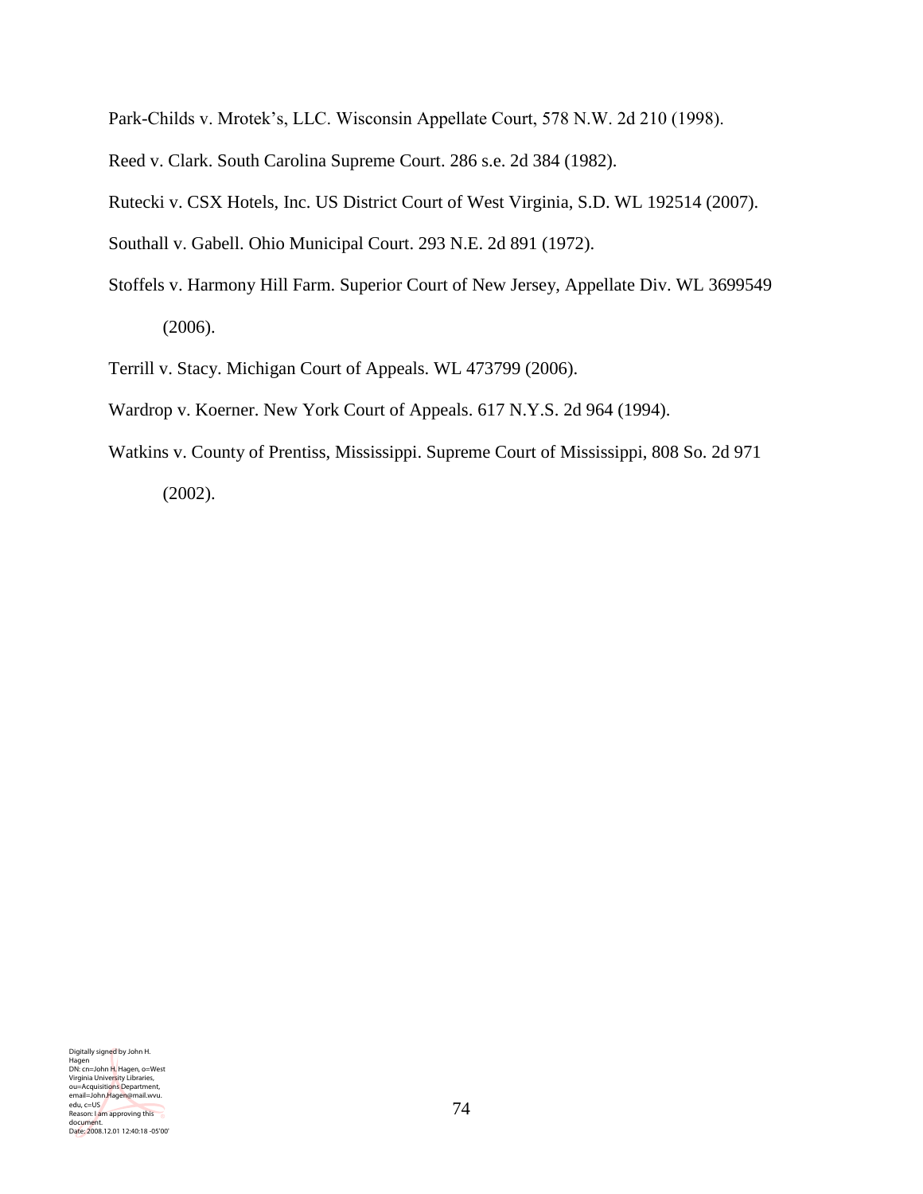Park-Childs v. Mrotek's, LLC. Wisconsin Appellate Court, 578 N.W. 2d 210 (1998).

Reed v. Clark. South Carolina Supreme Court. 286 s.e. 2d 384 (1982).

Rutecki v. CSX Hotels, Inc. US District Court of West Virginia, S.D. WL 192514 (2007).

Southall v. Gabell. Ohio Municipal Court. 293 N.E. 2d 891 (1972).

Stoffels v. Harmony Hill Farm. Superior Court of New Jersey, Appellate Div. WL 3699549 (2006).

Terrill v. Stacy. Michigan Court of Appeals. WL 473799 (2006).

Wardrop v. Koerner. New York Court of Appeals. 617 N.Y.S. 2d 964 (1994).

Watkins v. County of Prentiss, Mississippi. Supreme Court of Mississippi, 808 So. 2d 971 (2002).

Digitally signed by John H. Hagen
DN: cn=John H. Hagen, o=West Virginia University Libraries, ou=Acquisitions Department, email=John.Hagen@mail.wvu.edu, c=US
Reason: I am approving this document.
Date: 2008.12.01 12:40:18 -05'00'